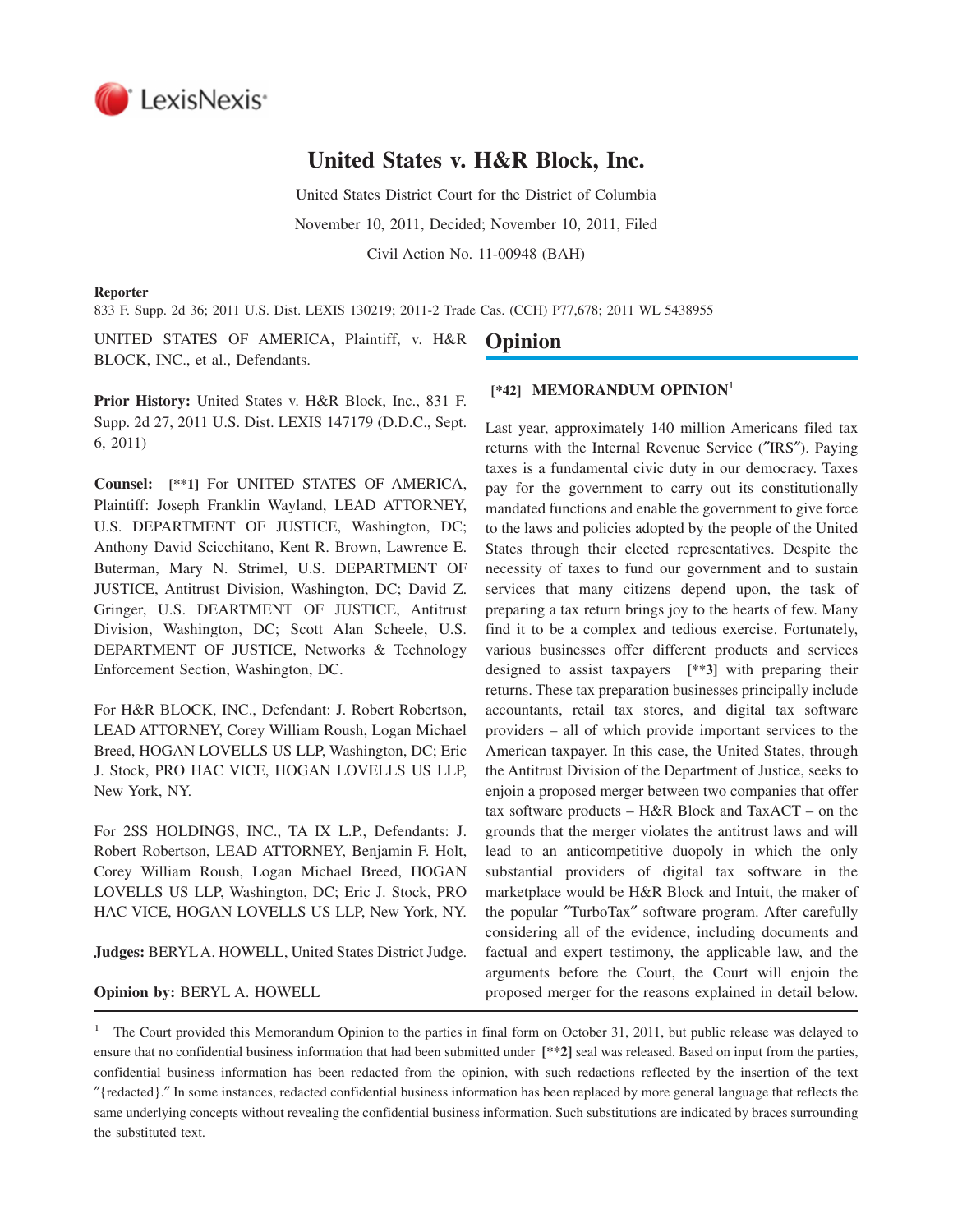# United States v. H&R Block, Inc.

United States District Court for the District of Columbia

November 10, 2011, Decided; November 10, 2011, Filed

Civil Action No. 11-00948 (BAH)

**Reporter**

833 F. Supp. 2d 36; 2011 U.S. Dist. LEXIS 130219; 2011-2 Trade Cas. (CCH) P77,678; 2011 WL 5438955

UNITED STATES OF AMERICA, Plaintiff, v. H&R BLOCK, INC., et al., Defendants.

**Prior History:** United States v. H&R Block, Inc., 831 F. Supp. 2d 27, 2011 U.S. Dist. LEXIS 147179 (D.D.C., Sept. 6, 2011)

**Counsel:** **[**1]** For UNITED STATES OF AMERICA, Plaintiff: Joseph Franklin Wayland, LEAD ATTORNEY, U.S. DEPARTMENT OF JUSTICE, Washington, DC; Anthony David Scicchitano, Kent R. Brown, Lawrence E. Buterman, Mary N. Strimel, U.S. DEPARTMENT OF JUSTICE, Antitrust Division, Washington, DC; David Z. Gringer, U.S. DEARTMENT OF JUSTICE, Antitrust Division, Washington, DC; Scott Alan Scheele, U.S. DEPARTMENT OF JUSTICE, Networks & Technology Enforcement Section, Washington, DC.

For H&R BLOCK, INC., Defendant: J. Robert Robertson, LEAD ATTORNEY, Corey William Roush, Logan Michael Breed, HOGAN LOVELLS US LLP, Washington, DC; Eric J. Stock, PRO HAC VICE, HOGAN LOVELLS US LLP, New York, NY.

For 2SS HOLDINGS, INC., TA IX L.P., Defendants: J. Robert Robertson, LEAD ATTORNEY, Benjamin F. Holt, Corey William Roush, Logan Michael Breed, HOGAN LOVELLS US LLP, Washington, DC; Eric J. Stock, PRO HAC VICE, HOGAN LOVELLS US LLP, New York, NY.

**Judges:** BERYL A. HOWELL, United States District Judge.

**Opinion by:** BERYL A. HOWELL

## Opinion

**[*42]** **MEMORANDUM OPINION**[1]

Last year, approximately 140 million Americans filed tax returns with the Internal Revenue Service ("IRS"). Paying taxes is a fundamental civic duty in our democracy. Taxes pay for the government to carry out its constitutionally mandated functions and enable the government to give force to the laws and policies adopted by the people of the United States through their elected representatives. Despite the necessity of taxes to fund our government and to sustain services that many citizens depend upon, the task of preparing a tax return brings joy to the hearts of few. Many find it to be a complex and tedious exercise. Fortunately, various businesses offer different products and services designed to assist taxpayers **[**3]** with preparing their returns. These tax preparation businesses principally include accountants, retail tax stores, and digital tax software providers – all of which provide important services to the American taxpayer. In this case, the United States, through the Antitrust Division of the Department of Justice, seeks to enjoin a proposed merger between two companies that offer tax software products – H&R Block and TaxACT – on the grounds that the merger violates the antitrust laws and will lead to an anticompetitive duopoly in which the only substantial providers of digital tax software in the marketplace would be H&R Block and Intuit, the maker of the popular "TurboTax" software program. After carefully considering all of the evidence, including documents and factual and expert testimony, the applicable law, and the arguments before the Court, the Court will enjoin the proposed merger for the reasons explained in detail below.

[1] The Court provided this Memorandum Opinion to the parties in final form on October 31, 2011, but public release was delayed to ensure that no confidential business information that had been submitted under **[**2]** seal was released. Based on input from the parties, confidential business information has been redacted from the opinion, with such redactions reflected by the insertion of the text "{redacted}." In some instances, redacted confidential business information has been replaced by more general language that reflects the same underlying concepts without revealing the confidential business information. Such substitutions are indicated by braces surrounding the substituted text.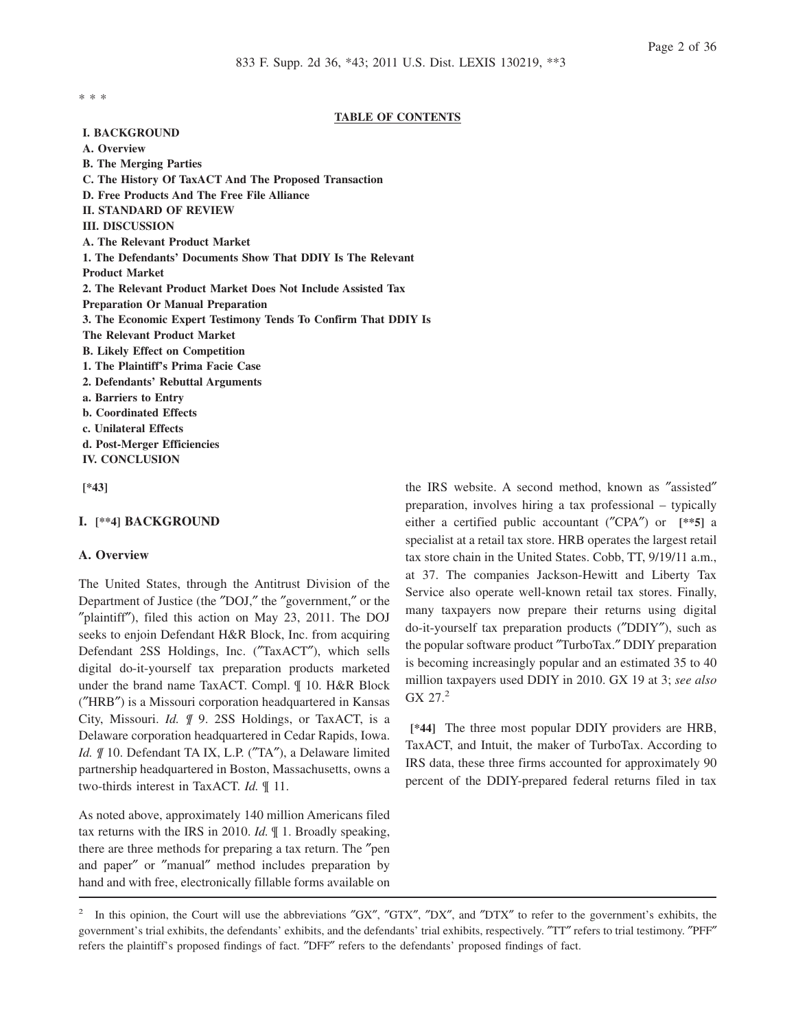* * *

**TABLE OF CONTENTS**

**I. BACKGROUND**
**A. Overview**
**B. The Merging Parties**
**C. The History Of TaxACT And The Proposed Transaction**
**D. Free Products And The Free File Alliance**
**II. STANDARD OF REVIEW**
**III. DISCUSSION**
**A. The Relevant Product Market**
**1. The Defendants' Documents Show That DDIY Is The Relevant Product Market**
**2. The Relevant Product Market Does Not Include Assisted Tax Preparation Or Manual Preparation**
**3. The Economic Expert Testimony Tends To Confirm That DDIY Is The Relevant Product Market**
**B. Likely Effect on Competition**
**1. The Plaintiff's Prima Facie Case**
**2. Defendants' Rebuttal Arguments**
**a. Barriers to Entry**
**b. Coordinated Effects**
**c. Unilateral Effects**
**d. Post-Merger Efficiencies**
**IV. CONCLUSION**

**[*43]**

## I. [**4] BACKGROUND

### A. Overview

The United States, through the Antitrust Division of the Department of Justice (the "DOJ," the "government," or the "plaintiff"), filed this action on May 23, 2011. The DOJ seeks to enjoin Defendant H&R Block, Inc. from acquiring Defendant 2SS Holdings, Inc. ("TaxACT"), which sells digital do-it-yourself tax preparation products marketed under the brand name TaxACT. Compl. ¶ 10. H&R Block ("HRB") is a Missouri corporation headquartered in Kansas City, Missouri. *Id.* ¶ 9. 2SS Holdings, or TaxACT, is a Delaware corporation headquartered in Cedar Rapids, Iowa. *Id.* ¶ 10. Defendant TA IX, L.P. ("TA"), a Delaware limited partnership headquartered in Boston, Massachusetts, owns a two-thirds interest in TaxACT. *Id.* ¶ 11.

As noted above, approximately 140 million Americans filed tax returns with the IRS in 2010. *Id.* ¶ 1. Broadly speaking, there are three methods for preparing a tax return. The "pen and paper" or "manual" method includes preparation by hand and with free, electronically fillable forms available on the IRS website. A second method, known as "assisted" preparation, involves hiring a tax professional – typically either a certified public accountant ("CPA") or **[**5]** a specialist at a retail tax store. HRB operates the largest retail tax store chain in the United States. Cobb, TT, 9/19/11 a.m., at 37. The companies Jackson-Hewitt and Liberty Tax Service also operate well-known retail tax stores. Finally, many taxpayers now prepare their returns using digital do-it-yourself tax preparation products ("DDIY"), such as the popular software product "TurboTax." DDIY preparation is becoming increasingly popular and an estimated 35 to 40 million taxpayers used DDIY in 2010. GX 19 at 3; *see also* GX 27.[2]

**[*44]** The three most popular DDIY providers are HRB, TaxACT, and Intuit, the maker of TurboTax. According to IRS data, these three firms accounted for approximately 90 percent of the DDIY-prepared federal returns filed in tax

---

[2] In this opinion, the Court will use the abbreviations "GX", "GTX", "DX", and "DTX" to refer to the government's exhibits, the government's trial exhibits, the defendants' exhibits, and the defendants' trial exhibits, respectively. "TT" refers to trial testimony. "PFF" refers the plaintiff's proposed findings of fact. "DFF" refers to the defendants' proposed findings of fact.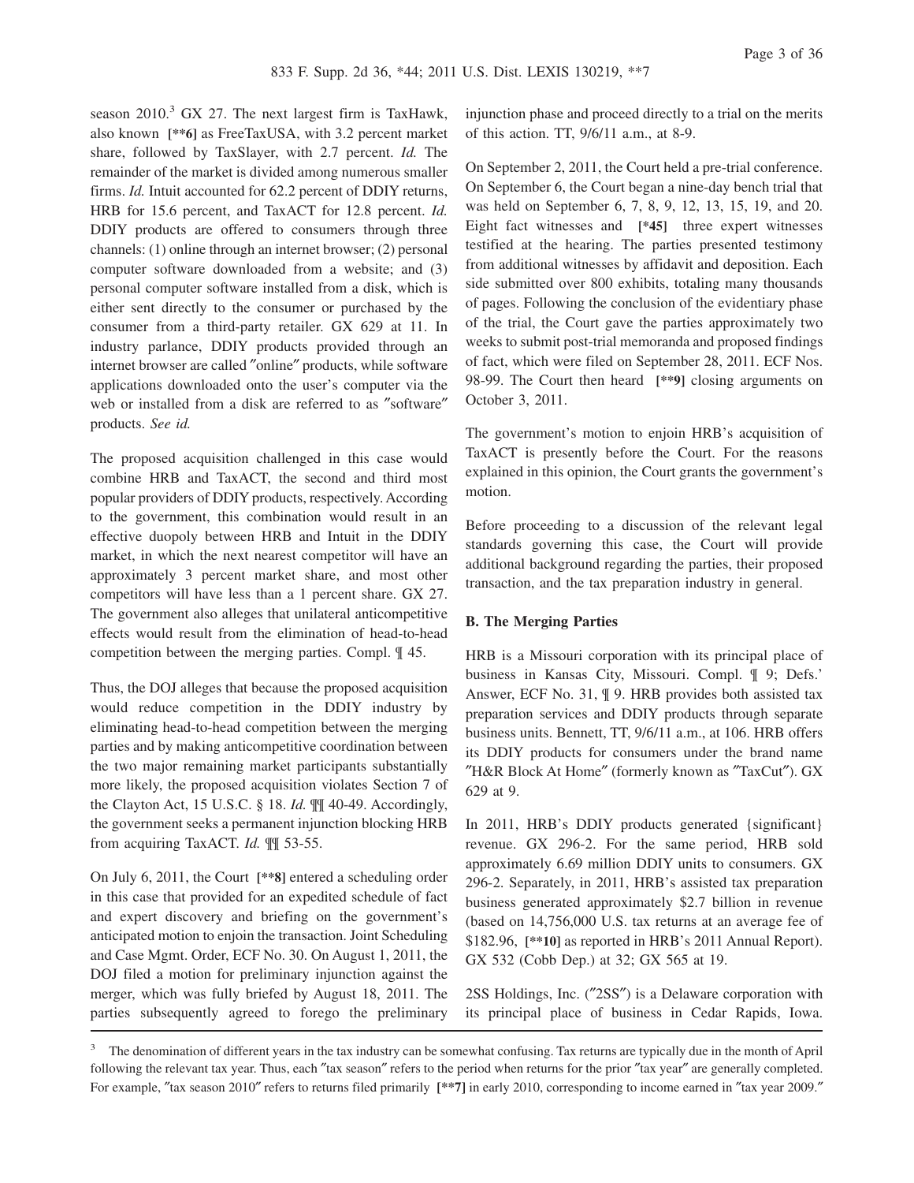season 2010.[3] GX 27. The next largest firm is TaxHawk, also known [**6] as FreeTaxUSA, with 3.2 percent market share, followed by TaxSlayer, with 2.7 percent. *Id.* The remainder of the market is divided among numerous smaller firms. *Id.* Intuit accounted for 62.2 percent of DDIY returns, HRB for 15.6 percent, and TaxACT for 12.8 percent. *Id.* DDIY products are offered to consumers through three channels: (1) online through an internet browser; (2) personal computer software downloaded from a website; and (3) personal computer software installed from a disk, which is either sent directly to the consumer or purchased by the consumer from a third-party retailer. GX 629 at 11. In industry parlance, DDIY products provided through an internet browser are called ″online″ products, while software applications downloaded onto the user's computer via the web or installed from a disk are referred to as ″software″ products. *See id.*

The proposed acquisition challenged in this case would combine HRB and TaxACT, the second and third most popular providers of DDIY products, respectively. According to the government, this combination would result in an effective duopoly between HRB and Intuit in the DDIY market, in which the next nearest competitor will have an approximately 3 percent market share, and most other competitors will have less than a 1 percent share. GX 27. The government also alleges that unilateral anticompetitive effects would result from the elimination of head-to-head competition between the merging parties. Compl. ¶ 45.

Thus, the DOJ alleges that because the proposed acquisition would reduce competition in the DDIY industry by eliminating head-to-head competition between the merging parties and by making anticompetitive coordination between the two major remaining market participants substantially more likely, the proposed acquisition violates Section 7 of the Clayton Act, 15 U.S.C. § 18. *Id.* ¶¶ 40-49. Accordingly, the government seeks a permanent injunction blocking HRB from acquiring TaxACT. *Id.* ¶¶ 53-55.

On July 6, 2011, the Court [**8] entered a scheduling order in this case that provided for an expedited schedule of fact and expert discovery and briefing on the government's anticipated motion to enjoin the transaction. Joint Scheduling and Case Mgmt. Order, ECF No. 30. On August 1, 2011, the DOJ filed a motion for preliminary injunction against the merger, which was fully briefed by August 18, 2011. The parties subsequently agreed to forego the preliminary injunction phase and proceed directly to a trial on the merits of this action. TT, 9/6/11 a.m., at 8-9.

On September 2, 2011, the Court held a pre-trial conference. On September 6, the Court began a nine-day bench trial that was held on September 6, 7, 8, 9, 12, 13, 15, 19, and 20. Eight fact witnesses and [*45] three expert witnesses testified at the hearing. The parties presented testimony from additional witnesses by affidavit and deposition. Each side submitted over 800 exhibits, totaling many thousands of pages. Following the conclusion of the evidentiary phase of the trial, the Court gave the parties approximately two weeks to submit post-trial memoranda and proposed findings of fact, which were filed on September 28, 2011. ECF Nos. 98-99. The Court then heard [**9] closing arguments on October 3, 2011.

The government's motion to enjoin HRB's acquisition of TaxACT is presently before the Court. For the reasons explained in this opinion, the Court grants the government's motion.

Before proceeding to a discussion of the relevant legal standards governing this case, the Court will provide additional background regarding the parties, their proposed transaction, and the tax preparation industry in general.

**B. The Merging Parties**

HRB is a Missouri corporation with its principal place of business in Kansas City, Missouri. Compl. ¶ 9; Defs.' Answer, ECF No. 31, ¶ 9. HRB provides both assisted tax preparation services and DDIY products through separate business units. Bennett, TT, 9/6/11 a.m., at 106. HRB offers its DDIY products for consumers under the brand name ″H&R Block At Home″ (formerly known as ″TaxCut″). GX 629 at 9.

In 2011, HRB's DDIY products generated {significant} revenue. GX 296-2. For the same period, HRB sold approximately 6.69 million DDIY units to consumers. GX 296-2. Separately, in 2011, HRB's assisted tax preparation business generated approximately $2.7 billion in revenue (based on 14,756,000 U.S. tax returns at an average fee of $182.96, [**10] as reported in HRB's 2011 Annual Report). GX 532 (Cobb Dep.) at 32; GX 565 at 19.

2SS Holdings, Inc. (″2SS″) is a Delaware corporation with its principal place of business in Cedar Rapids, Iowa.

[3] The denomination of different years in the tax industry can be somewhat confusing. Tax returns are typically due in the month of April following the relevant tax year. Thus, each ″tax season″ refers to the period when returns for the prior ″tax year″ are generally completed. For example, ″tax season 2010″ refers to returns filed primarily [**7] in early 2010, corresponding to income earned in ″tax year 2009.″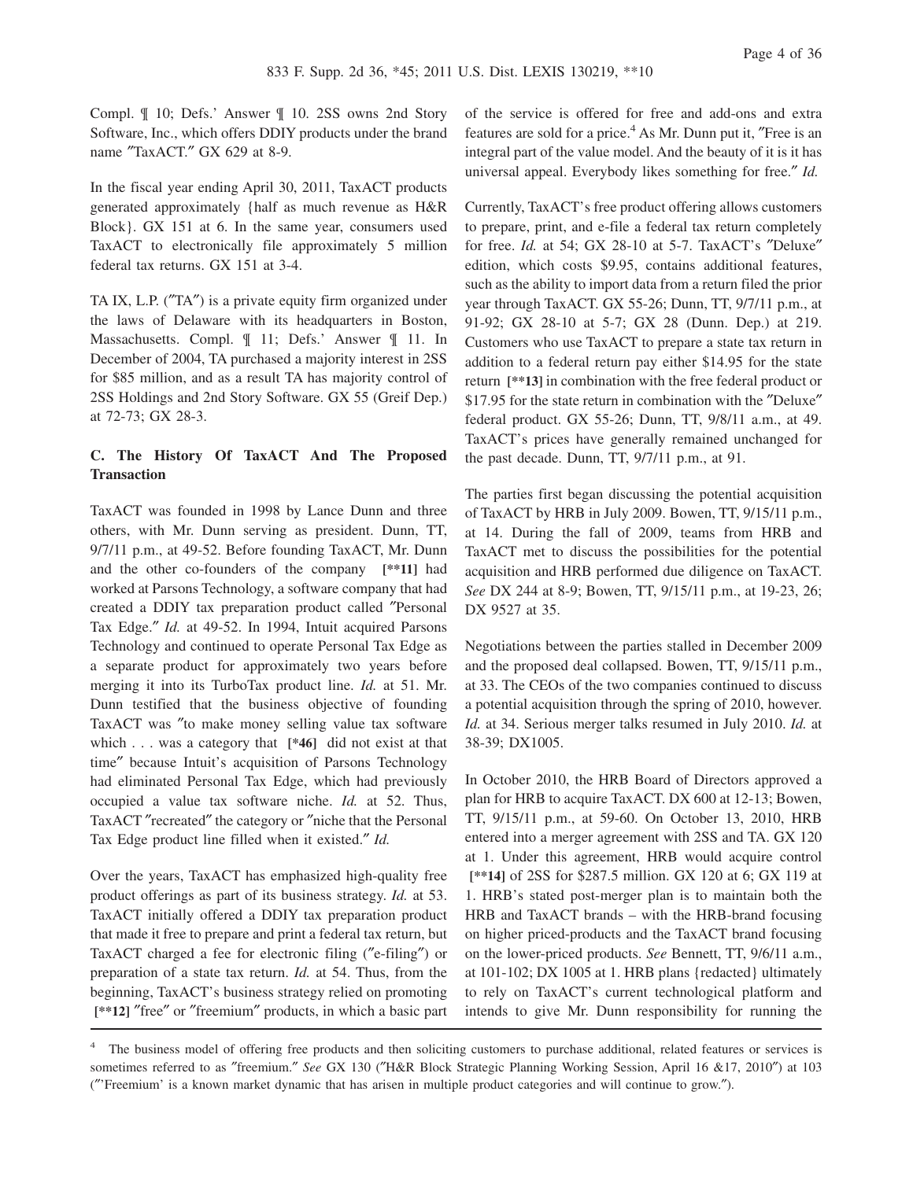Compl. ¶ 10; Defs.' Answer ¶ 10. 2SS owns 2nd Story Software, Inc., which offers DDIY products under the brand name "TaxACT." GX 629 at 8-9.

In the fiscal year ending April 30, 2011, TaxACT products generated approximately {half as much revenue as H&R Block}. GX 151 at 6. In the same year, consumers used TaxACT to electronically file approximately 5 million federal tax returns. GX 151 at 3-4.

TA IX, L.P. ("TA") is a private equity firm organized under the laws of Delaware with its headquarters in Boston, Massachusetts. Compl. ¶ 11; Defs.' Answer ¶ 11. In December of 2004, TA purchased a majority interest in 2SS for $85 million, and as a result TA has majority control of 2SS Holdings and 2nd Story Software. GX 55 (Greif Dep.) at 72-73; GX 28-3.

### C. The History Of TaxACT And The Proposed Transaction

TaxACT was founded in 1998 by Lance Dunn and three others, with Mr. Dunn serving as president. Dunn, TT, 9/7/11 p.m., at 49-52. Before founding TaxACT, Mr. Dunn and the other co-founders of the company **[\*\*11]** had worked at Parsons Technology, a software company that had created a DDIY tax preparation product called "Personal Tax Edge." *Id.* at 49-52. In 1994, Intuit acquired Parsons Technology and continued to operate Personal Tax Edge as a separate product for approximately two years before merging it into its TurboTax product line. *Id.* at 51. Mr. Dunn testified that the business objective of founding TaxACT was "to make money selling value tax software which . . . was a category that **[\*46]** did not exist at that time" because Intuit's acquisition of Parsons Technology had eliminated Personal Tax Edge, which had previously occupied a value tax software niche. *Id.* at 52. Thus, TaxACT "recreated" the category or "niche that the Personal Tax Edge product line filled when it existed." *Id.*

Over the years, TaxACT has emphasized high-quality free product offerings as part of its business strategy. *Id.* at 53. TaxACT initially offered a DDIY tax preparation product that made it free to prepare and print a federal tax return, but TaxACT charged a fee for electronic filing ("e-filing") or preparation of a state tax return. *Id.* at 54. Thus, from the beginning, TaxACT's business strategy relied on promoting **[\*\*12]** "free" or "freemium" products, in which a basic part of the service is offered for free and add-ons and extra features are sold for a price.[4] As Mr. Dunn put it, "Free is an integral part of the value model. And the beauty of it is it has universal appeal. Everybody likes something for free." *Id.*

Currently, TaxACT's free product offering allows customers to prepare, print, and e-file a federal tax return completely for free. *Id.* at 54; GX 28-10 at 5-7. TaxACT's "Deluxe" edition, which costs $9.95, contains additional features, such as the ability to import data from a return filed the prior year through TaxACT. GX 55-26; Dunn, TT, 9/7/11 p.m., at 91-92; GX 28-10 at 5-7; GX 28 (Dunn. Dep.) at 219. Customers who use TaxACT to prepare a state tax return in addition to a federal return pay either $14.95 for the state return **[\*\*13]** in combination with the free federal product or $17.95 for the state return in combination with the "Deluxe" federal product. GX 55-26; Dunn, TT, 9/8/11 a.m., at 49. TaxACT's prices have generally remained unchanged for the past decade. Dunn, TT, 9/7/11 p.m., at 91.

The parties first began discussing the potential acquisition of TaxACT by HRB in July 2009. Bowen, TT, 9/15/11 p.m., at 14. During the fall of 2009, teams from HRB and TaxACT met to discuss the possibilities for the potential acquisition and HRB performed due diligence on TaxACT. *See* DX 244 at 8-9; Bowen, TT, 9/15/11 p.m., at 19-23, 26; DX 9527 at 35.

Negotiations between the parties stalled in December 2009 and the proposed deal collapsed. Bowen, TT, 9/15/11 p.m., at 33. The CEOs of the two companies continued to discuss a potential acquisition through the spring of 2010, however. *Id.* at 34. Serious merger talks resumed in July 2010. *Id.* at 38-39; DX1005.

In October 2010, the HRB Board of Directors approved a plan for HRB to acquire TaxACT. DX 600 at 12-13; Bowen, TT, 9/15/11 p.m., at 59-60. On October 13, 2010, HRB entered into a merger agreement with 2SS and TA. GX 120 at 1. Under this agreement, HRB would acquire control **[\*\*14]** of 2SS for $287.5 million. GX 120 at 6; GX 119 at 1. HRB's stated post-merger plan is to maintain both the HRB and TaxACT brands – with the HRB-brand focusing on higher priced-products and the TaxACT brand focusing on the lower-priced products. *See* Bennett, TT, 9/6/11 a.m., at 101-102; DX 1005 at 1. HRB plans {redacted} ultimately to rely on TaxACT's current technological platform and intends to give Mr. Dunn responsibility for running the

---

[4] The business model of offering free products and then soliciting customers to purchase additional, related features or services is sometimes referred to as "freemium." *See* GX 130 ("H&R Block Strategic Planning Working Session, April 16 &17, 2010") at 103 ("'Freemium' is a known market dynamic that has arisen in multiple product categories and will continue to grow.").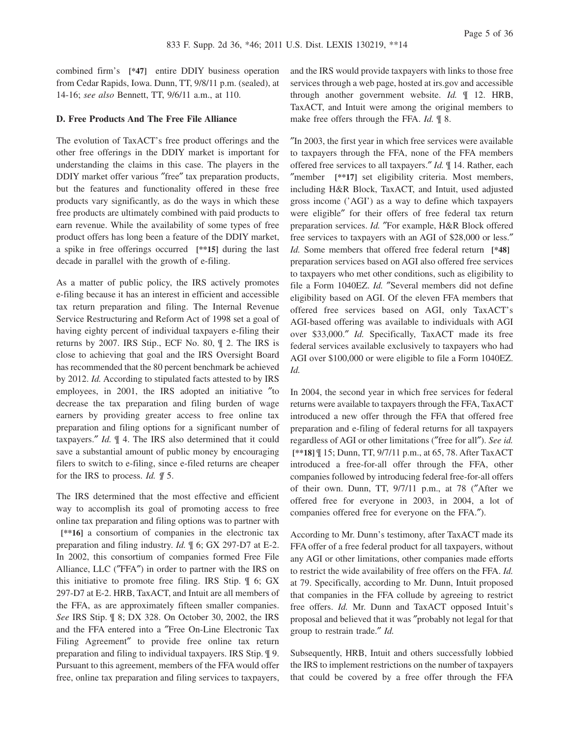combined firm's **[*47]** entire DDIY business operation from Cedar Rapids, Iowa. Dunn, TT, 9/8/11 p.m. (sealed), at 14-16; *see also* Bennett, TT, 9/6/11 a.m., at 110.

**D. Free Products And The Free File Alliance**

The evolution of TaxACT's free product offerings and the other free offerings in the DDIY market is important for understanding the claims in this case. The players in the DDIY market offer various "free" tax preparation products, but the features and functionality offered in these free products vary significantly, as do the ways in which these free products are ultimately combined with paid products to earn revenue. While the availability of some types of free product offers has long been a feature of the DDIY market, a spike in free offerings occurred **[**15]** during the last decade in parallel with the growth of e-filing.

As a matter of public policy, the IRS actively promotes e-filing because it has an interest in efficient and accessible tax return preparation and filing. The Internal Revenue Service Restructuring and Reform Act of 1998 set a goal of having eighty percent of individual taxpayers e-filing their returns by 2007. IRS Stip., ECF No. 80, ¶ 2. The IRS is close to achieving that goal and the IRS Oversight Board has recommended that the 80 percent benchmark be achieved by 2012. *Id.* According to stipulated facts attested to by IRS employees, in 2001, the IRS adopted an initiative "to decrease the tax preparation and filing burden of wage earners by providing greater access to free online tax preparation and filing options for a significant number of taxpayers." *Id.* ¶ 4. The IRS also determined that it could save a substantial amount of public money by encouraging filers to switch to e-filing, since e-filed returns are cheaper for the IRS to process. *Id.* ¶ 5.

The IRS determined that the most effective and efficient way to accomplish its goal of promoting access to free online tax preparation and filing options was to partner with **[**16]** a consortium of companies in the electronic tax preparation and filing industry. *Id.* ¶ 6; GX 297-D7 at E-2. In 2002, this consortium of companies formed Free File Alliance, LLC ("FFA") in order to partner with the IRS on this initiative to promote free filing. IRS Stip. ¶ 6; GX 297-D7 at E-2. HRB, TaxACT, and Intuit are all members of the FFA, as are approximately fifteen smaller companies. *See* IRS Stip. ¶ 8; DX 328. On October 30, 2002, the IRS and the FFA entered into a "Free On-Line Electronic Tax Filing Agreement" to provide free online tax return preparation and filing to individual taxpayers. IRS Stip. ¶ 9. Pursuant to this agreement, members of the FFA would offer free, online tax preparation and filing services to taxpayers, and the IRS would provide taxpayers with links to those free services through a web page, hosted at irs.gov and accessible through another government website. *Id.* ¶ 12. HRB, TaxACT, and Intuit were among the original members to make free offers through the FFA. *Id.* ¶ 8.

"In 2003, the first year in which free services were available to taxpayers through the FFA, none of the FFA members offered free services to all taxpayers." *Id.* ¶ 14. Rather, each "member **[**17]** set eligibility criteria. Most members, including H&R Block, TaxACT, and Intuit, used adjusted gross income ('AGI') as a way to define which taxpayers were eligible" for their offers of free federal tax return preparation services. *Id.* "For example, H&R Block offered free services to taxpayers with an AGI of $28,000 or less." *Id.* Some members that offered free federal return **[*48]** preparation services based on AGI also offered free services to taxpayers who met other conditions, such as eligibility to file a Form 1040EZ. *Id.* "Several members did not define eligibility based on AGI. Of the eleven FFA members that offered free services based on AGI, only TaxACT's AGI-based offering was available to individuals with AGI over $33,000." *Id.* Specifically, TaxACT made its free federal services available exclusively to taxpayers who had AGI over $100,000 or were eligible to file a Form 1040EZ. *Id.*

In 2004, the second year in which free services for federal returns were available to taxpayers through the FFA, TaxACT introduced a new offer through the FFA that offered free preparation and e-filing of federal returns for all taxpayers regardless of AGI or other limitations ("free for all"). *See id.* **[**18]** ¶ 15; Dunn, TT, 9/7/11 p.m., at 65, 78. After TaxACT introduced a free-for-all offer through the FFA, other companies followed by introducing federal free-for-all offers of their own. Dunn, TT, 9/7/11 p.m., at 78 ("After we offered free for everyone in 2003, in 2004, a lot of companies offered free for everyone on the FFA.").

According to Mr. Dunn's testimony, after TaxACT made its FFA offer of a free federal product for all taxpayers, without any AGI or other limitations, other companies made efforts to restrict the wide availability of free offers on the FFA. *Id.* at 79. Specifically, according to Mr. Dunn, Intuit proposed that companies in the FFA collude by agreeing to restrict free offers. *Id.* Mr. Dunn and TaxACT opposed Intuit's proposal and believed that it was "probably not legal for that group to restrain trade." *Id.*

Subsequently, HRB, Intuit and others successfully lobbied the IRS to implement restrictions on the number of taxpayers that could be covered by a free offer through the FFA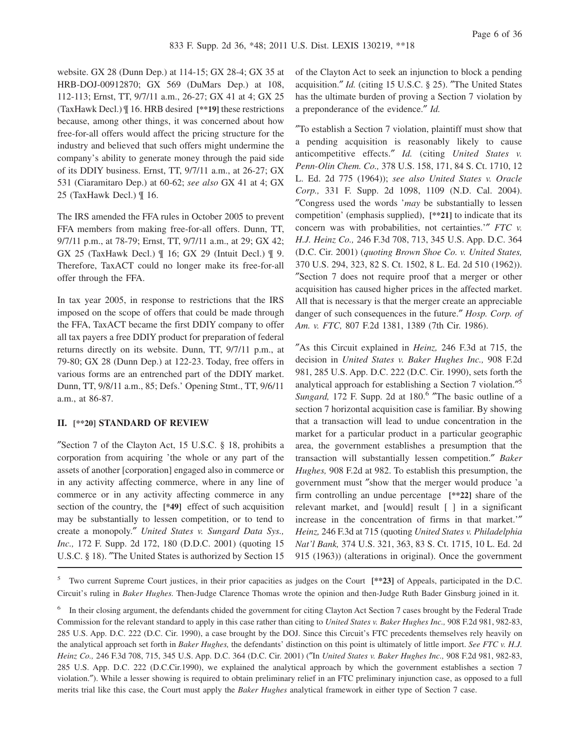website. GX 28 (Dunn Dep.) at 114-15; GX 28-4; GX 35 at HRB-DOJ-00912870; GX 569 (DuMars Dep.) at 108, 112-113; Ernst, TT, 9/7/11 a.m., 26-27; GX 41 at 4; GX 25 (TaxHawk Decl.) ¶ 16. HRB desired **[\*\*19]** these restrictions because, among other things, it was concerned about how free-for-all offers would affect the pricing structure for the industry and believed that such offers might undermine the company's ability to generate money through the paid side of its DDIY business. Ernst, TT, 9/7/11 a.m., at 26-27; GX 531 (Ciaramitaro Dep.) at 60-62; *see also* GX 41 at 4; GX 25 (TaxHawk Decl.) ¶ 16.

The IRS amended the FFA rules in October 2005 to prevent FFA members from making free-for-all offers. Dunn, TT, 9/7/11 p.m., at 78-79; Ernst, TT, 9/7/11 a.m., at 29; GX 42; GX 25 (TaxHawk Decl.) ¶ 16; GX 29 (Intuit Decl.) ¶ 9. Therefore, TaxACT could no longer make its free-for-all offer through the FFA.

In tax year 2005, in response to restrictions that the IRS imposed on the scope of offers that could be made through the FFA, TaxACT became the first DDIY company to offer all tax payers a free DDIY product for preparation of federal returns directly on its website. Dunn, TT, 9/7/11 p.m., at 79-80; GX 28 (Dunn Dep.) at 122-23. Today, free offers in various forms are an entrenched part of the DDIY market. Dunn, TT, 9/8/11 a.m., 85; Defs.' Opening Stmt., TT, 9/6/11 a.m., at 86-87.

## II. [\*\*20] STANDARD OF REVIEW

"Section 7 of the Clayton Act, 15 U.S.C. § 18, prohibits a corporation from acquiring 'the whole or any part of the assets of another [corporation] engaged also in commerce or in any activity affecting commerce, where in any line of commerce or in any activity affecting commerce in any section of the country, the **[\*49]** effect of such acquisition may be substantially to lessen competition, or to tend to create a monopoly." *United States v. Sungard Data Sys., Inc.,* 172 F. Supp. 2d 172, 180 (D.D.C. 2001) (quoting 15 U.S.C. § 18). "The United States is authorized by Section 15 of the Clayton Act to seek an injunction to block a pending acquisition." *Id.* (citing 15 U.S.C. § 25). "The United States has the ultimate burden of proving a Section 7 violation by a preponderance of the evidence." *Id.*

"To establish a Section 7 violation, plaintiff must show that a pending acquisition is reasonably likely to cause anticompetitive effects." *Id.* (citing *United States v. Penn-Olin Chem. Co.,* 378 U.S. 158, 171, 84 S. Ct. 1710, 12 L. Ed. 2d 775 (1964)); *see also United States v. Oracle Corp.,* 331 F. Supp. 2d 1098, 1109 (N.D. Cal. 2004). "Congress used the words '*may* be substantially to lessen competition' (emphasis supplied), **[\*\*21]** to indicate that its concern was with probabilities, not certainties.'" *FTC v. H.J. Heinz Co.,* 246 F.3d 708, 713, 345 U.S. App. D.C. 364 (D.C. Cir. 2001) (*quoting Brown Shoe Co. v. United States,* 370 U.S. 294, 323, 82 S. Ct. 1502, 8 L. Ed. 2d 510 (1962)). "Section 7 does not require proof that a merger or other acquisition has caused higher prices in the affected market. All that is necessary is that the merger create an appreciable danger of such consequences in the future." *Hosp. Corp. of Am. v. FTC,* 807 F.2d 1381, 1389 (7th Cir. 1986).

"As this Circuit explained in *Heinz,* 246 F.3d at 715, the decision in *United States v. Baker Hughes Inc.,* 908 F.2d 981, 285 U.S. App. D.C. 222 (D.C. Cir. 1990), sets forth the analytical approach for establishing a Section 7 violation."[5] *Sungard,* 172 F. Supp. 2d at 180.[6] "The basic outline of a section 7 horizontal acquisition case is familiar. By showing that a transaction will lead to undue concentration in the market for a particular product in a particular geographic area, the government establishes a presumption that the transaction will substantially lessen competition." *Baker Hughes,* 908 F.2d at 982. To establish this presumption, the government must "show that the merger would produce 'a firm controlling an undue percentage **[\*\*22]** share of the relevant market, and [would] result [ ] in a significant increase in the concentration of firms in that market.'" *Heinz,* 246 F.3d at 715 (quoting *United States v. Philadelphia Nat'l Bank,* 374 U.S. 321, 363, 83 S. Ct. 1715, 10 L. Ed. 2d 915 (1963)) (alterations in original). Once the government

---

[5] Two current Supreme Court justices, in their prior capacities as judges on the Court **[\*\*23]** of Appeals, participated in the D.C. Circuit's ruling in *Baker Hughes.* Then-Judge Clarence Thomas wrote the opinion and then-Judge Ruth Bader Ginsburg joined in it.

[6] In their closing argument, the defendants chided the government for citing Clayton Act Section 7 cases brought by the Federal Trade Commission for the relevant standard to apply in this case rather than citing to *United States v. Baker Hughes Inc.,* 908 F.2d 981, 982-83, 285 U.S. App. D.C. 222 (D.C. Cir. 1990), a case brought by the DOJ. Since this Circuit's FTC precedents themselves rely heavily on the analytical approach set forth in *Baker Hughes,* the defendants' distinction on this point is ultimately of little import. *See FTC v. H.J. Heinz Co.,* 246 F.3d 708, 715, 345 U.S. App. D.C. 364 (D.C. Cir. 2001) ("In *United States v. Baker Hughes Inc.,* 908 F.2d 981, 982-83, 285 U.S. App. D.C. 222 (D.C.Cir.1990), we explained the analytical approach by which the government establishes a section 7 violation."). While a lesser showing is required to obtain preliminary relief in an FTC preliminary injunction case, as opposed to a full merits trial like this case, the Court must apply the *Baker Hughes* analytical framework in either type of Section 7 case.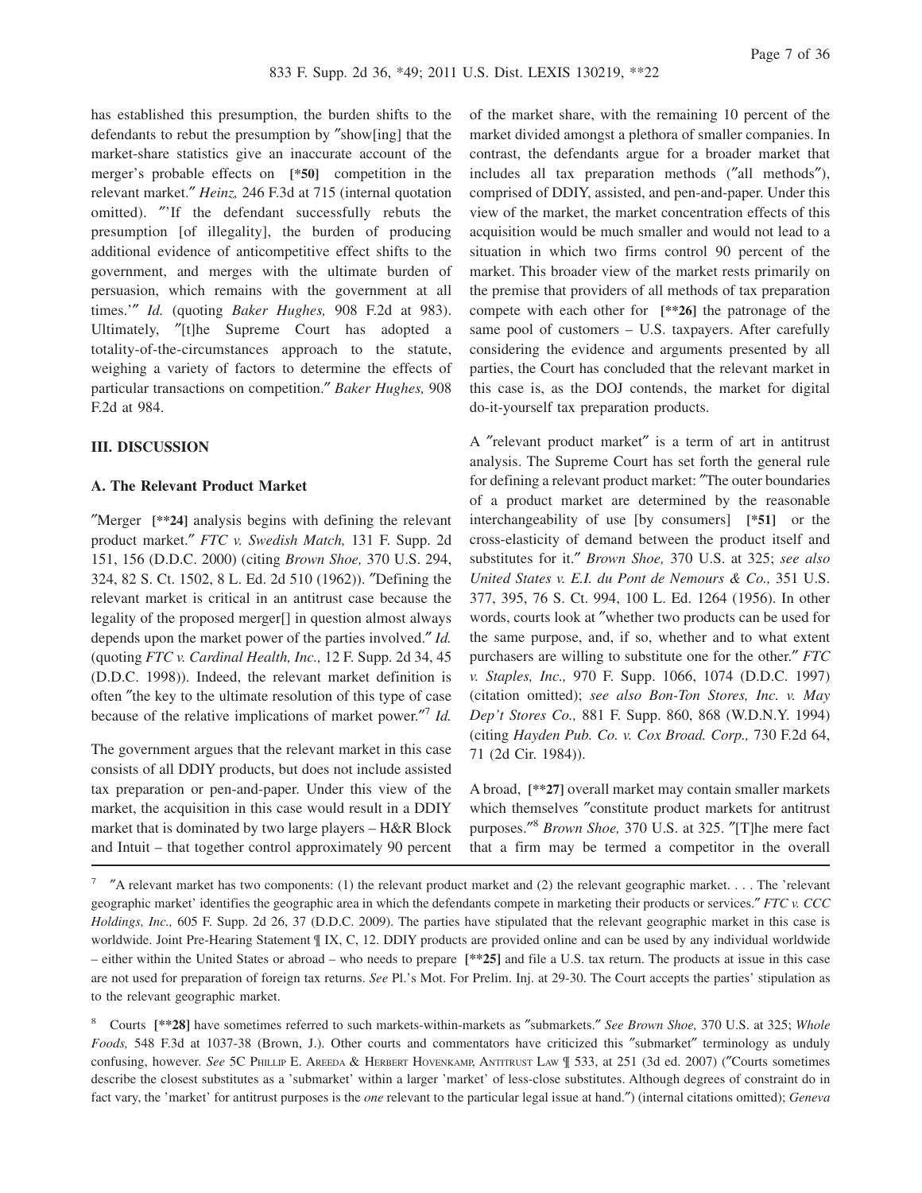has established this presumption, the burden shifts to the defendants to rebut the presumption by ″show[ing] that the market-share statistics give an inaccurate account of the merger's probable effects on **[\*50]** competition in the relevant market.″ *Heinz,* 246 F.3d at 715 (internal quotation omitted). ″'If the defendant successfully rebuts the presumption [of illegality], the burden of producing additional evidence of anticompetitive effect shifts to the government, and merges with the ultimate burden of persuasion, which remains with the government at all times.'″ *Id.* (quoting *Baker Hughes,* 908 F.2d at 983). Ultimately, ″[t]he Supreme Court has adopted a totality-of-the-circumstances approach to the statute, weighing a variety of factors to determine the effects of particular transactions on competition.″ *Baker Hughes,* 908 F.2d at 984.

## III. DISCUSSION

### A. The Relevant Product Market

″Merger **[\*\*24]** analysis begins with defining the relevant product market.″ *FTC v. Swedish Match,* 131 F. Supp. 2d 151, 156 (D.D.C. 2000) (citing *Brown Shoe,* 370 U.S. 294, 324, 82 S. Ct. 1502, 8 L. Ed. 2d 510 (1962)). ″Defining the relevant market is critical in an antitrust case because the legality of the proposed merger[] in question almost always depends upon the market power of the parties involved.″ *Id.* (quoting *FTC v. Cardinal Health, Inc.,* 12 F. Supp. 2d 34, 45 (D.D.C. 1998)). Indeed, the relevant market definition is often ″the key to the ultimate resolution of this type of case because of the relative implications of market power.″[7] *Id.*

The government argues that the relevant market in this case consists of all DDIY products, but does not include assisted tax preparation or pen-and-paper. Under this view of the market, the acquisition in this case would result in a DDIY market that is dominated by two large players – H&R Block and Intuit – that together control approximately 90 percent of the market share, with the remaining 10 percent of the market divided amongst a plethora of smaller companies. In contrast, the defendants argue for a broader market that includes all tax preparation methods (″all methods″), comprised of DDIY, assisted, and pen-and-paper. Under this view of the market, the market concentration effects of this acquisition would be much smaller and would not lead to a situation in which two firms control 90 percent of the market. This broader view of the market rests primarily on the premise that providers of all methods of tax preparation compete with each other for **[\*\*26]** the patronage of the same pool of customers – U.S. taxpayers. After carefully considering the evidence and arguments presented by all parties, the Court has concluded that the relevant market in this case is, as the DOJ contends, the market for digital do-it-yourself tax preparation products.

A ″relevant product market″ is a term of art in antitrust analysis. The Supreme Court has set forth the general rule for defining a relevant product market: ″The outer boundaries of a product market are determined by the reasonable interchangeability of use [by consumers] **[\*51]** or the cross-elasticity of demand between the product itself and substitutes for it.″ *Brown Shoe,* 370 U.S. at 325; *see also United States v. E.I. du Pont de Nemours & Co.,* 351 U.S. 377, 395, 76 S. Ct. 994, 100 L. Ed. 1264 (1956). In other words, courts look at ″whether two products can be used for the same purpose, and, if so, whether and to what extent purchasers are willing to substitute one for the other.″ *FTC v. Staples, Inc.,* 970 F. Supp. 1066, 1074 (D.D.C. 1997) (citation omitted); *see also Bon-Ton Stores, Inc. v. May Dep't Stores Co.,* 881 F. Supp. 860, 868 (W.D.N.Y. 1994) (citing *Hayden Pub. Co. v. Cox Broad. Corp.,* 730 F.2d 64, 71 (2d Cir. 1984)).

A broad, **[\*\*27]** overall market may contain smaller markets which themselves ″constitute product markets for antitrust purposes.″[8] *Brown Shoe,* 370 U.S. at 325. ″[T]he mere fact that a firm may be termed a competitor in the overall

---

[7] ″A relevant market has two components: (1) the relevant product market and (2) the relevant geographic market. . . . The 'relevant geographic market' identifies the geographic area in which the defendants compete in marketing their products or services.″ *FTC v. CCC Holdings, Inc.,* 605 F. Supp. 2d 26, 37 (D.D.C. 2009). The parties have stipulated that the relevant geographic market in this case is worldwide. Joint Pre-Hearing Statement ¶ IX, C, 12. DDIY products are provided online and can be used by any individual worldwide – either within the United States or abroad – who needs to prepare **[\*\*25]** and file a U.S. tax return. The products at issue in this case are not used for preparation of foreign tax returns. *See* Pl.'s Mot. For Prelim. Inj. at 29-30. The Court accepts the parties' stipulation as to the relevant geographic market.

[8] Courts **[\*\*28]** have sometimes referred to such markets-within-markets as ″submarkets.″ *See Brown Shoe,* 370 U.S. at 325; *Whole Foods,* 548 F.3d at 1037-38 (Brown, J.). Other courts and commentators have criticized this ″submarket″ terminology as unduly confusing, however. *See* 5C Phillip E. Areeda & Herbert Hovenkamp, Antitrust Law ¶ 533, at 251 (3d ed. 2007) (″Courts sometimes describe the closest substitutes as a 'submarket' within a larger 'market' of less-close substitutes. Although degrees of constraint do in fact vary, the 'market' for antitrust purposes is the *one* relevant to the particular legal issue at hand.″) (internal citations omitted); *Geneva*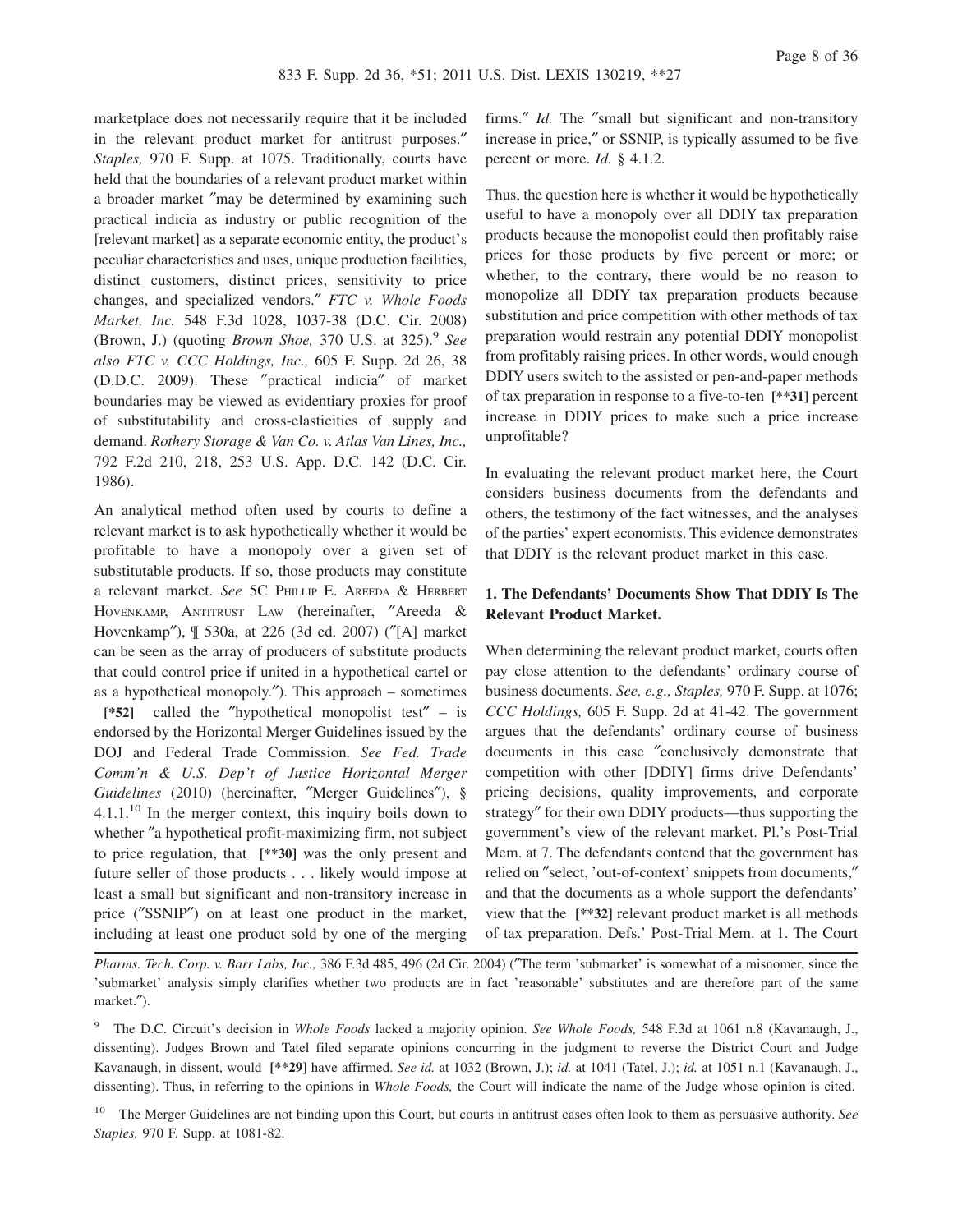marketplace does not necessarily require that it be included in the relevant product market for antitrust purposes." *Staples,* 970 F. Supp. at 1075. Traditionally, courts have held that the boundaries of a relevant product market within a broader market "may be determined by examining such practical indicia as industry or public recognition of the [relevant market] as a separate economic entity, the product's peculiar characteristics and uses, unique production facilities, distinct customers, distinct prices, sensitivity to price changes, and specialized vendors." *FTC v. Whole Foods Market, Inc.* 548 F.3d 1028, 1037-38 (D.C. Cir. 2008) (Brown, J.) (quoting *Brown Shoe,* 370 U.S. at 325).[9] *See also FTC v. CCC Holdings, Inc.,* 605 F. Supp. 2d 26, 38 (D.D.C. 2009). These "practical indicia" of market boundaries may be viewed as evidentiary proxies for proof of substitutability and cross-elasticities of supply and demand. *Rothery Storage & Van Co. v. Atlas Van Lines, Inc.,* 792 F.2d 210, 218, 253 U.S. App. D.C. 142 (D.C. Cir. 1986).

An analytical method often used by courts to define a relevant market is to ask hypothetically whether it would be profitable to have a monopoly over a given set of substitutable products. If so, those products may constitute a relevant market. *See* 5C Phillip E. Areeda & Herbert Hovenkamp, Antitrust Law (hereinafter, "Areeda & Hovenkamp"), ¶ 530a, at 226 (3d ed. 2007) ("[A] market can be seen as the array of producers of substitute products that could control price if united in a hypothetical cartel or as a hypothetical monopoly."). This approach – sometimes **[\*52]** called the "hypothetical monopolist test" – is endorsed by the Horizontal Merger Guidelines issued by the DOJ and Federal Trade Commission. *See Fed. Trade Comm'n & U.S. Dep't of Justice Horizontal Merger Guidelines* (2010) (hereinafter, "Merger Guidelines"), § 4.1.1.[10] In the merger context, this inquiry boils down to whether "a hypothetical profit-maximizing firm, not subject to price regulation, that **[\*\*30]** was the only present and future seller of those products . . . likely would impose at least a small but significant and non-transitory increase in price ("SSNIP") on at least one product in the market, including at least one product sold by one of the merging firms." *Id.* The "small but significant and non-transitory increase in price," or SSNIP, is typically assumed to be five percent or more. *Id.* § 4.1.2.

Thus, the question here is whether it would be hypothetically useful to have a monopoly over all DDIY tax preparation products because the monopolist could then profitably raise prices for those products by five percent or more; or whether, to the contrary, there would be no reason to monopolize all DDIY tax preparation products because substitution and price competition with other methods of tax preparation would restrain any potential DDIY monopolist from profitably raising prices. In other words, would enough DDIY users switch to the assisted or pen-and-paper methods of tax preparation in response to a five-to-ten **[\*\*31]** percent increase in DDIY prices to make such a price increase unprofitable?

In evaluating the relevant product market here, the Court considers business documents from the defendants and others, the testimony of the fact witnesses, and the analyses of the parties' expert economists. This evidence demonstrates that DDIY is the relevant product market in this case.

### 1. The Defendants' Documents Show That DDIY Is The Relevant Product Market.

When determining the relevant product market, courts often pay close attention to the defendants' ordinary course of business documents. *See, e.g., Staples,* 970 F. Supp. at 1076; *CCC Holdings,* 605 F. Supp. 2d at 41-42. The government argues that the defendants' ordinary course of business documents in this case "conclusively demonstrate that competition with other [DDIY] firms drive Defendants' pricing decisions, quality improvements, and corporate strategy" for their own DDIY products—thus supporting the government's view of the relevant market. Pl.'s Post-Trial Mem. at 7. The defendants contend that the government has relied on "select, 'out-of-context' snippets from documents," and that the documents as a whole support the defendants' view that the **[\*\*32]** relevant product market is all methods of tax preparation. Defs.' Post-Trial Mem. at 1. The Court

---

*Pharms. Tech. Corp. v. Barr Labs, Inc.,* 386 F.3d 485, 496 (2d Cir. 2004) ("The term 'submarket' is somewhat of a misnomer, since the 'submarket' analysis simply clarifies whether two products are in fact 'reasonable' substitutes and are therefore part of the same market.").

[9] The D.C. Circuit's decision in *Whole Foods* lacked a majority opinion. *See Whole Foods,* 548 F.3d at 1061 n.8 (Kavanaugh, J., dissenting). Judges Brown and Tatel filed separate opinions concurring in the judgment to reverse the District Court and Judge Kavanaugh, in dissent, would **[\*\*29]** have affirmed. *See id.* at 1032 (Brown, J.); *id.* at 1041 (Tatel, J.); *id.* at 1051 n.1 (Kavanaugh, J., dissenting). Thus, in referring to the opinions in *Whole Foods,* the Court will indicate the name of the Judge whose opinion is cited.

[10] The Merger Guidelines are not binding upon this Court, but courts in antitrust cases often look to them as persuasive authority. *See Staples,* 970 F. Supp. at 1081-82.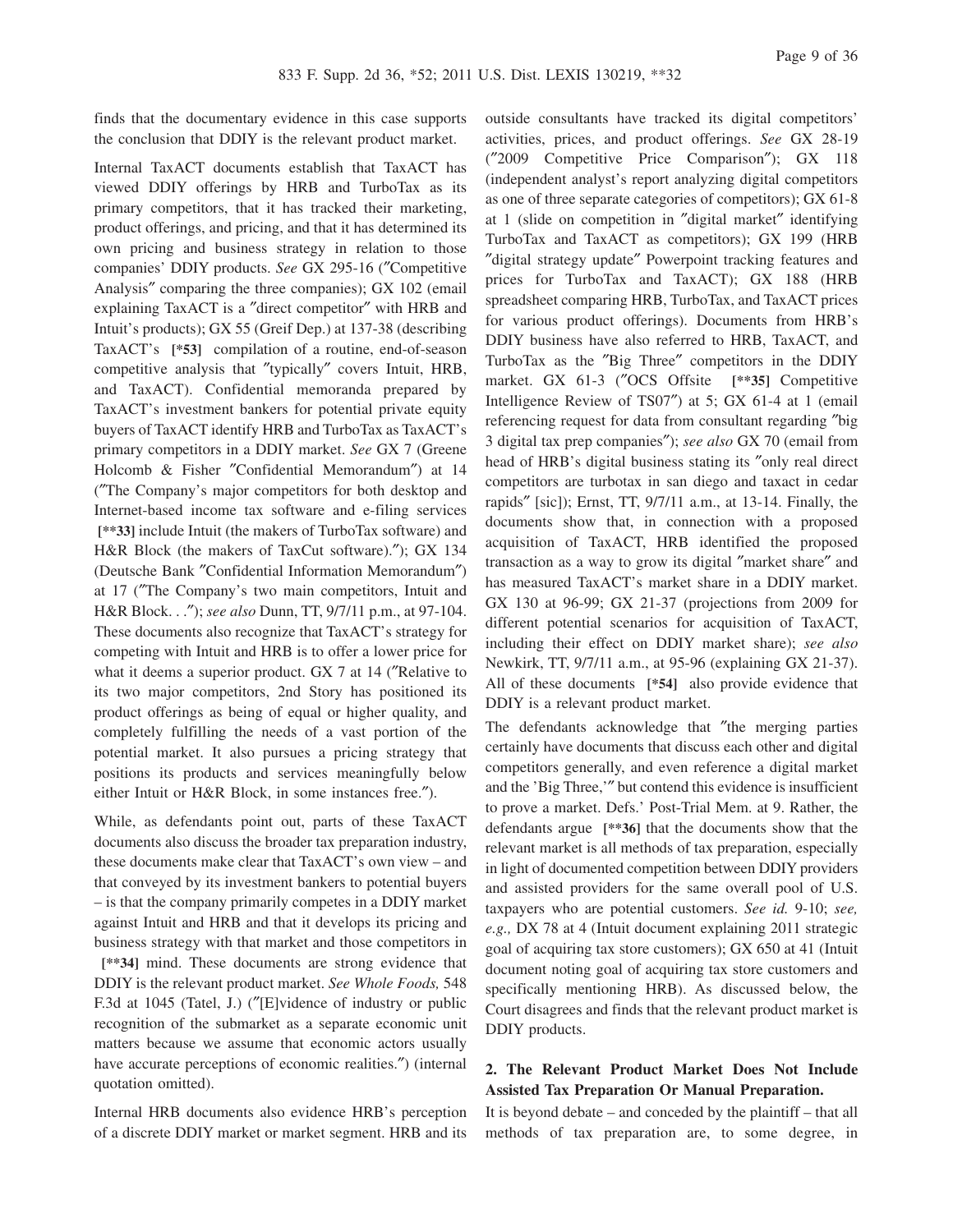finds that the documentary evidence in this case supports the conclusion that DDIY is the relevant product market.

Internal TaxACT documents establish that TaxACT has viewed DDIY offerings by HRB and TurboTax as its primary competitors, that it has tracked their marketing, product offerings, and pricing, and that it has determined its own pricing and business strategy in relation to those companies' DDIY products. *See* GX 295-16 ("Competitive Analysis" comparing the three companies); GX 102 (email explaining TaxACT is a "direct competitor" with HRB and Intuit's products); GX 55 (Greif Dep.) at 137-38 (describing TaxACT's **[\*53]** compilation of a routine, end-of-season competitive analysis that "typically" covers Intuit, HRB, and TaxACT). Confidential memoranda prepared by TaxACT's investment bankers for potential private equity buyers of TaxACT identify HRB and TurboTax as TaxACT's primary competitors in a DDIY market. *See* GX 7 (Greene Holcomb & Fisher "Confidential Memorandum") at 14 ("The Company's major competitors for both desktop and Internet-based income tax software and e-filing services **[\*\*33]** include Intuit (the makers of TurboTax software) and H&R Block (the makers of TaxCut software)."); GX 134 (Deutsche Bank "Confidential Information Memorandum") at 17 ("The Company's two main competitors, Intuit and H&R Block. . ."); *see also* Dunn, TT, 9/7/11 p.m., at 97-104. These documents also recognize that TaxACT's strategy for competing with Intuit and HRB is to offer a lower price for what it deems a superior product. GX 7 at 14 ("Relative to its two major competitors, 2nd Story has positioned its product offerings as being of equal or higher quality, and completely fulfilling the needs of a vast portion of the potential market. It also pursues a pricing strategy that positions its products and services meaningfully below either Intuit or H&R Block, in some instances free.").

While, as defendants point out, parts of these TaxACT documents also discuss the broader tax preparation industry, these documents make clear that TaxACT's own view – and that conveyed by its investment bankers to potential buyers – is that the company primarily competes in a DDIY market against Intuit and HRB and that it develops its pricing and business strategy with that market and those competitors in **[\*\*34]** mind. These documents are strong evidence that DDIY is the relevant product market. *See Whole Foods,* 548 F.3d at 1045 (Tatel, J.) ("[E]vidence of industry or public recognition of the submarket as a separate economic unit matters because we assume that economic actors usually have accurate perceptions of economic realities.") (internal quotation omitted).

Internal HRB documents also evidence HRB's perception of a discrete DDIY market or market segment. HRB and its outside consultants have tracked its digital competitors' activities, prices, and product offerings. *See* GX 28-19 ("2009 Competitive Price Comparison"); GX 118 (independent analyst's report analyzing digital competitors as one of three separate categories of competitors); GX 61-8 at 1 (slide on competition in "digital market" identifying TurboTax and TaxACT as competitors); GX 199 (HRB "digital strategy update" Powerpoint tracking features and prices for TurboTax and TaxACT); GX 188 (HRB spreadsheet comparing HRB, TurboTax, and TaxACT prices for various product offerings). Documents from HRB's DDIY business have also referred to HRB, TaxACT, and TurboTax as the "Big Three" competitors in the DDIY market. GX 61-3 ("OCS Offsite **[\*\*35]** Competitive Intelligence Review of TS07") at 5; GX 61-4 at 1 (email referencing request for data from consultant regarding "big 3 digital tax prep companies"); *see also* GX 70 (email from head of HRB's digital business stating its "only real direct competitors are turbotax in san diego and taxact in cedar rapids" [sic]); Ernst, TT, 9/7/11 a.m., at 13-14. Finally, the documents show that, in connection with a proposed acquisition of TaxACT, HRB identified the proposed transaction as a way to grow its digital "market share" and has measured TaxACT's market share in a DDIY market. GX 130 at 96-99; GX 21-37 (projections from 2009 for different potential scenarios for acquisition of TaxACT, including their effect on DDIY market share); *see also* Newkirk, TT, 9/7/11 a.m., at 95-96 (explaining GX 21-37). All of these documents **[\*54]** also provide evidence that DDIY is a relevant product market.

The defendants acknowledge that "the merging parties certainly have documents that discuss each other and digital competitors generally, and even reference a digital market and the 'Big Three,'" but contend this evidence is insufficient to prove a market. Defs.' Post-Trial Mem. at 9. Rather, the defendants argue **[\*\*36]** that the documents show that the relevant market is all methods of tax preparation, especially in light of documented competition between DDIY providers and assisted providers for the same overall pool of U.S. taxpayers who are potential customers. *See id.* 9-10; *see, e.g.,* DX 78 at 4 (Intuit document explaining 2011 strategic goal of acquiring tax store customers); GX 650 at 41 (Intuit document noting goal of acquiring tax store customers and specifically mentioning HRB). As discussed below, the Court disagrees and finds that the relevant product market is DDIY products.

### 2. The Relevant Product Market Does Not Include Assisted Tax Preparation Or Manual Preparation.

It is beyond debate – and conceded by the plaintiff – that all methods of tax preparation are, to some degree, in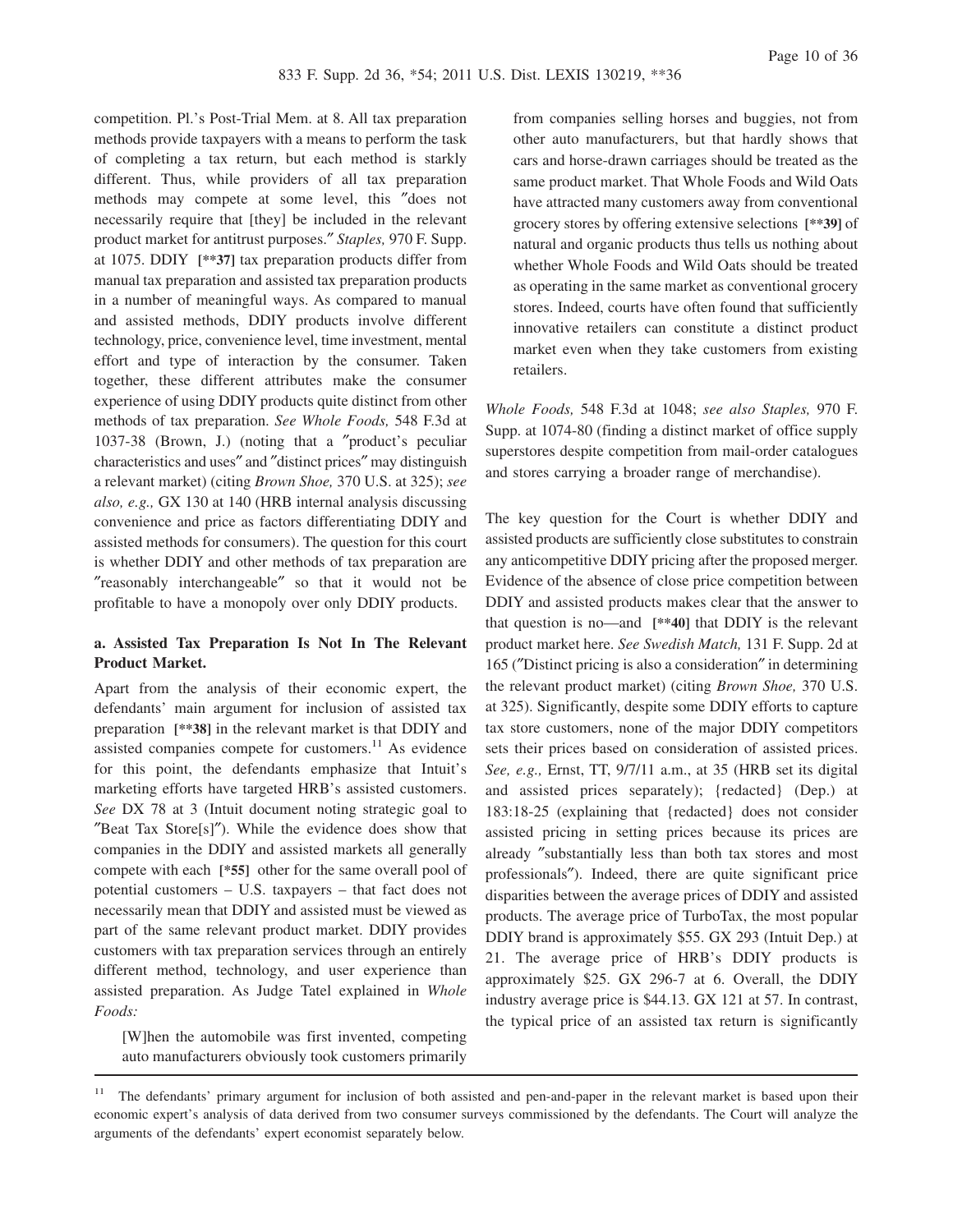competition. Pl.'s Post-Trial Mem. at 8. All tax preparation methods provide taxpayers with a means to perform the task of completing a tax return, but each method is starkly different. Thus, while providers of all tax preparation methods may compete at some level, this "does not necessarily require that [they] be included in the relevant product market for antitrust purposes." *Staples,* 970 F. Supp. at 1075. DDIY **[**37]** tax preparation products differ from manual tax preparation and assisted tax preparation products in a number of meaningful ways. As compared to manual and assisted methods, DDIY products involve different technology, price, convenience level, time investment, mental effort and type of interaction by the consumer. Taken together, these different attributes make the consumer experience of using DDIY products quite distinct from other methods of tax preparation. *See Whole Foods,* 548 F.3d at 1037-38 (Brown, J.) (noting that a "product's peculiar characteristics and uses" and "distinct prices" may distinguish a relevant market) (citing *Brown Shoe,* 370 U.S. at 325); *see also, e.g.,* GX 130 at 140 (HRB internal analysis discussing convenience and price as factors differentiating DDIY and assisted methods for consumers). The question for this court is whether DDIY and other methods of tax preparation are "reasonably interchangeable" so that it would not be profitable to have a monopoly over only DDIY products.

**a. Assisted Tax Preparation Is Not In The Relevant Product Market.**

Apart from the analysis of their economic expert, the defendants' main argument for inclusion of assisted tax preparation **[**38]** in the relevant market is that DDIY and assisted companies compete for customers.[11] As evidence for this point, the defendants emphasize that Intuit's marketing efforts have targeted HRB's assisted customers. *See* DX 78 at 3 (Intuit document noting strategic goal to "Beat Tax Store[s]"). While the evidence does show that companies in the DDIY and assisted markets all generally compete with each **[*55]** other for the same overall pool of potential customers – U.S. taxpayers – that fact does not necessarily mean that DDIY and assisted must be viewed as part of the same relevant product market. DDIY provides customers with tax preparation services through an entirely different method, technology, and user experience than assisted preparation. As Judge Tatel explained in *Whole Foods:*

> [W]hen the automobile was first invented, competing auto manufacturers obviously took customers primarily from companies selling horses and buggies, not from other auto manufacturers, but that hardly shows that cars and horse-drawn carriages should be treated as the same product market. That Whole Foods and Wild Oats have attracted many customers away from conventional grocery stores by offering extensive selections **[**39]** of natural and organic products thus tells us nothing about whether Whole Foods and Wild Oats should be treated as operating in the same market as conventional grocery stores. Indeed, courts have often found that sufficiently innovative retailers can constitute a distinct product market even when they take customers from existing retailers.

*Whole Foods,* 548 F.3d at 1048; *see also Staples,* 970 F. Supp. at 1074-80 (finding a distinct market of office supply superstores despite competition from mail-order catalogues and stores carrying a broader range of merchandise).

The key question for the Court is whether DDIY and assisted products are sufficiently close substitutes to constrain any anticompetitive DDIY pricing after the proposed merger. Evidence of the absence of close price competition between DDIY and assisted products makes clear that the answer to that question is no—and **[**40]** that DDIY is the relevant product market here. *See Swedish Match,* 131 F. Supp. 2d at 165 ("Distinct pricing is also a consideration" in determining the relevant product market) (citing *Brown Shoe,* 370 U.S. at 325). Significantly, despite some DDIY efforts to capture tax store customers, none of the major DDIY competitors sets their prices based on consideration of assisted prices. *See, e.g.,* Ernst, TT, 9/7/11 a.m., at 35 (HRB set its digital and assisted prices separately); {redacted} (Dep.) at 183:18-25 (explaining that {redacted} does not consider assisted pricing in setting prices because its prices are already "substantially less than both tax stores and most professionals"). Indeed, there are quite significant price disparities between the average prices of DDIY and assisted products. The average price of TurboTax, the most popular DDIY brand is approximately $55. GX 293 (Intuit Dep.) at 21. The average price of HRB's DDIY products is approximately $25. GX 296-7 at 6. Overall, the DDIY industry average price is $44.13. GX 121 at 57. In contrast, the typical price of an assisted tax return is significantly

---

[11] The defendants' primary argument for inclusion of both assisted and pen-and-paper in the relevant market is based upon their economic expert's analysis of data derived from two consumer surveys commissioned by the defendants. The Court will analyze the arguments of the defendants' expert economist separately below.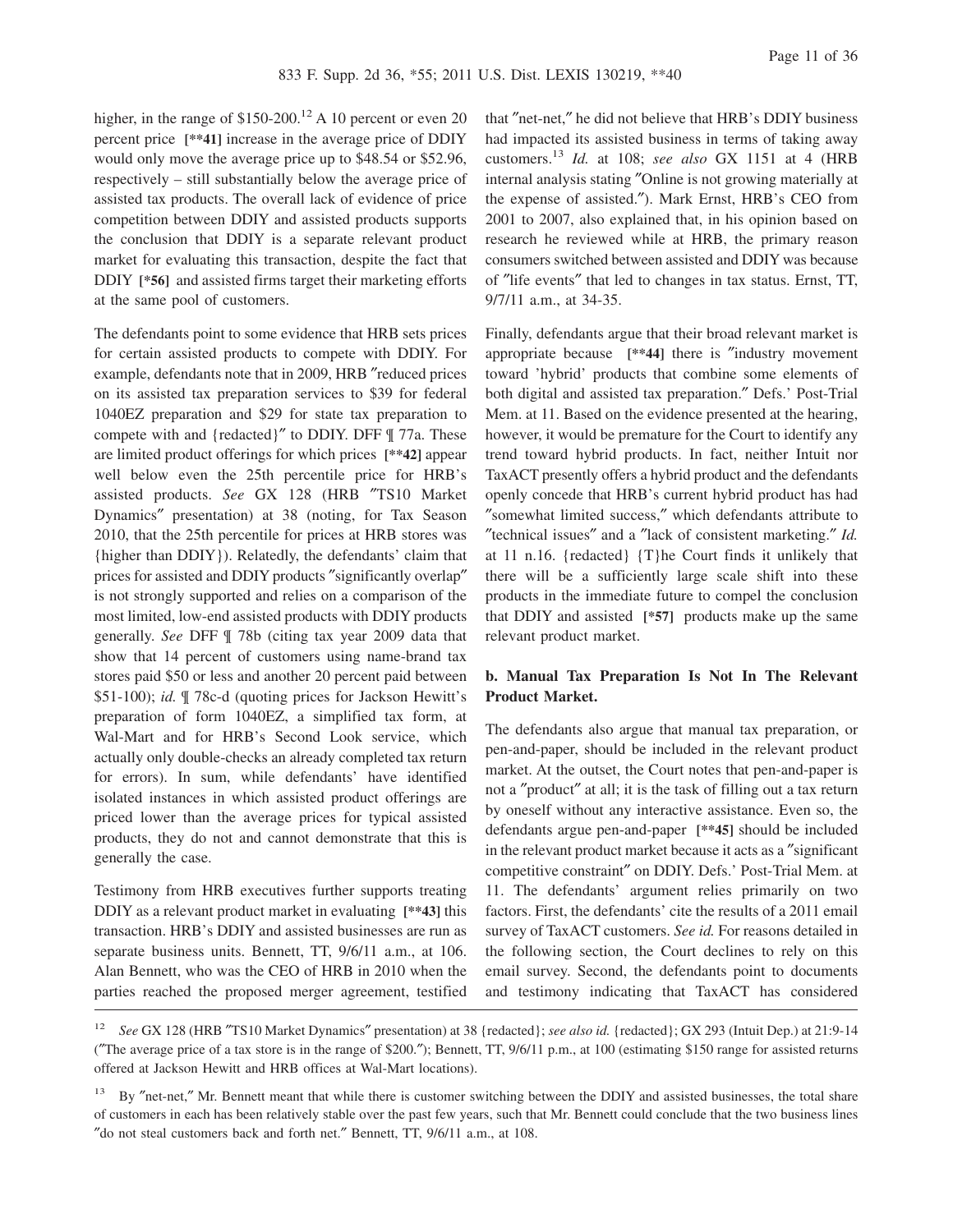higher, in the range of $150-200.[12] A 10 percent or even 20 percent price **[**41]** increase in the average price of DDIY would only move the average price up to $48.54 or $52.96, respectively – still substantially below the average price of assisted tax products. The overall lack of evidence of price competition between DDIY and assisted products supports the conclusion that DDIY is a separate relevant product market for evaluating this transaction, despite the fact that DDIY **[*56]** and assisted firms target their marketing efforts at the same pool of customers.

The defendants point to some evidence that HRB sets prices for certain assisted products to compete with DDIY. For example, defendants note that in 2009, HRB ″reduced prices on its assisted tax preparation services to $39 for federal 1040EZ preparation and $29 for state tax preparation to compete with and {redacted}″ to DDIY. DFF ¶ 77a. These are limited product offerings for which prices **[**42]** appear well below even the 25th percentile price for HRB's assisted products. *See* GX 128 (HRB ″TS10 Market Dynamics″ presentation) at 38 (noting, for Tax Season 2010, that the 25th percentile for prices at HRB stores was {higher than DDIY}). Relatedly, the defendants' claim that prices for assisted and DDIY products ″significantly overlap″ is not strongly supported and relies on a comparison of the most limited, low-end assisted products with DDIY products generally. *See* DFF ¶ 78b (citing tax year 2009 data that show that 14 percent of customers using name-brand tax stores paid $50 or less and another 20 percent paid between $51-100); *id.* ¶ 78c-d (quoting prices for Jackson Hewitt's preparation of form 1040EZ, a simplified tax form, at Wal-Mart and for HRB's Second Look service, which actually only double-checks an already completed tax return for errors). In sum, while defendants' have identified isolated instances in which assisted product offerings are priced lower than the average prices for typical assisted products, they do not and cannot demonstrate that this is generally the case.

Testimony from HRB executives further supports treating DDIY as a relevant product market in evaluating **[**43]** this transaction. HRB's DDIY and assisted businesses are run as separate business units. Bennett, TT, 9/6/11 a.m., at 106. Alan Bennett, who was the CEO of HRB in 2010 when the parties reached the proposed merger agreement, testified that ″net-net,″ he did not believe that HRB's DDIY business had impacted its assisted business in terms of taking away customers.[13] *Id.* at 108; *see also* GX 1151 at 4 (HRB internal analysis stating ″Online is not growing materially at the expense of assisted.″). Mark Ernst, HRB's CEO from 2001 to 2007, also explained that, in his opinion based on research he reviewed while at HRB, the primary reason consumers switched between assisted and DDIY was because of ″life events″ that led to changes in tax status. Ernst, TT, 9/7/11 a.m., at 34-35.

Finally, defendants argue that their broad relevant market is appropriate because **[**44]** there is ″industry movement toward 'hybrid' products that combine some elements of both digital and assisted tax preparation.″ Defs.' Post-Trial Mem. at 11. Based on the evidence presented at the hearing, however, it would be premature for the Court to identify any trend toward hybrid products. In fact, neither Intuit nor TaxACT presently offers a hybrid product and the defendants openly concede that HRB's current hybrid product has had ″somewhat limited success,″ which defendants attribute to ″technical issues″ and a ″lack of consistent marketing.″ *Id.* at 11 n.16. {redacted} {T}he Court finds it unlikely that there will be a sufficiently large scale shift into these products in the immediate future to compel the conclusion that DDIY and assisted **[*57]** products make up the same relevant product market.

**b. Manual Tax Preparation Is Not In The Relevant Product Market.**

The defendants also argue that manual tax preparation, or pen-and-paper, should be included in the relevant product market. At the outset, the Court notes that pen-and-paper is not a ″product″ at all; it is the task of filling out a tax return by oneself without any interactive assistance. Even so, the defendants argue pen-and-paper **[**45]** should be included in the relevant product market because it acts as a ″significant competitive constraint″ on DDIY. Defs.' Post-Trial Mem. at 11. The defendants' argument relies primarily on two factors. First, the defendants' cite the results of a 2011 email survey of TaxACT customers. *See id.* For reasons detailed in the following section, the Court declines to rely on this email survey. Second, the defendants point to documents and testimony indicating that TaxACT has considered

---

[12] *See* GX 128 (HRB ″TS10 Market Dynamics″ presentation) at 38 {redacted}; *see also id.* {redacted}; GX 293 (Intuit Dep.) at 21:9-14 (″The average price of a tax store is in the range of $200.″); Bennett, TT, 9/6/11 p.m., at 100 (estimating $150 range for assisted returns offered at Jackson Hewitt and HRB offices at Wal-Mart locations).

[13] By ″net-net,″ Mr. Bennett meant that while there is customer switching between the DDIY and assisted businesses, the total share of customers in each has been relatively stable over the past few years, such that Mr. Bennett could conclude that the two business lines ″do not steal customers back and forth net.″ Bennett, TT, 9/6/11 a.m., at 108.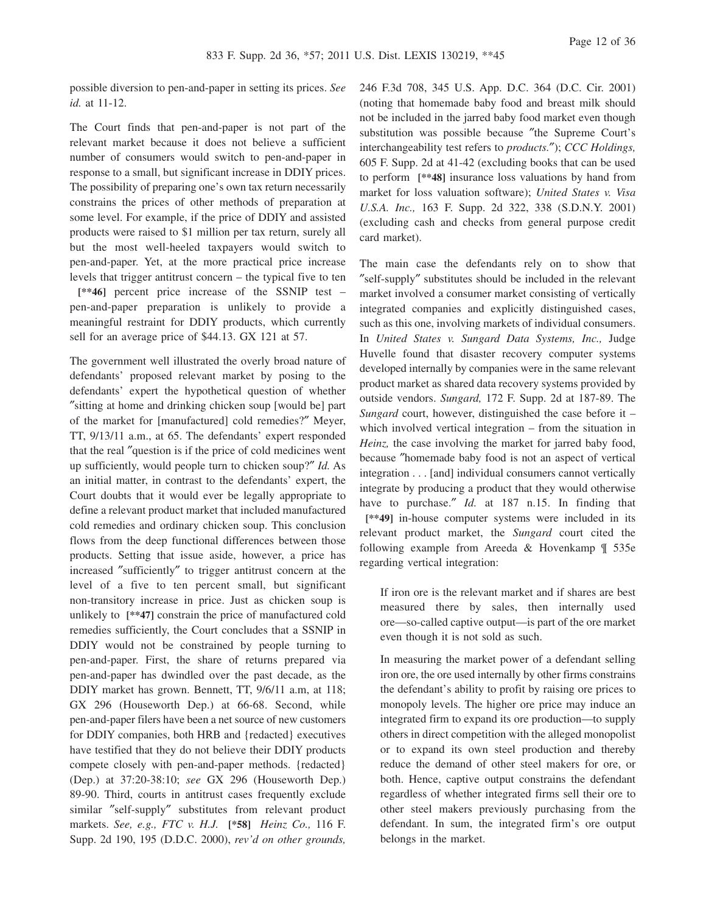possible diversion to pen-and-paper in setting its prices. *See id.* at 11-12.

The Court finds that pen-and-paper is not part of the relevant market because it does not believe a sufficient number of consumers would switch to pen-and-paper in response to a small, but significant increase in DDIY prices. The possibility of preparing one's own tax return necessarily constrains the prices of other methods of preparation at some level. For example, if the price of DDIY and assisted products were raised to $1 million per tax return, surely all but the most well-heeled taxpayers would switch to pen-and-paper. Yet, at the more practical price increase levels that trigger antitrust concern – the typical five to ten **[\*\*46]** percent price increase of the SSNIP test – pen-and-paper preparation is unlikely to provide a meaningful restraint for DDIY products, which currently sell for an average price of $44.13. GX 121 at 57.

The government well illustrated the overly broad nature of defendants' proposed relevant market by posing to the defendants' expert the hypothetical question of whether "sitting at home and drinking chicken soup [would be] part of the market for [manufactured] cold remedies?" Meyer, TT, 9/13/11 a.m., at 65. The defendants' expert responded that the real "question is if the price of cold medicines went up sufficiently, would people turn to chicken soup?" *Id.* As an initial matter, in contrast to the defendants' expert, the Court doubts that it would ever be legally appropriate to define a relevant product market that included manufactured cold remedies and ordinary chicken soup. This conclusion flows from the deep functional differences between those products. Setting that issue aside, however, a price has increased "sufficiently" to trigger antitrust concern at the level of a five to ten percent small, but significant non-transitory increase in price. Just as chicken soup is unlikely to **[\*\*47]** constrain the price of manufactured cold remedies sufficiently, the Court concludes that a SSNIP in DDIY would not be constrained by people turning to pen-and-paper. First, the share of returns prepared via pen-and-paper has dwindled over the past decade, as the DDIY market has grown. Bennett, TT, 9/6/11 a.m, at 118; GX 296 (Houseworth Dep.) at 66-68. Second, while pen-and-paper filers have been a net source of new customers for DDIY companies, both HRB and {redacted} executives have testified that they do not believe their DDIY products compete closely with pen-and-paper methods. {redacted} (Dep.) at 37:20-38:10; *see* GX 296 (Houseworth Dep.) 89-90. Third, courts in antitrust cases frequently exclude similar "self-supply" substitutes from relevant product markets. *See, e.g., FTC v. H.J.* **[\*58]** *Heinz Co.,* 116 F. Supp. 2d 190, 195 (D.D.C. 2000), *rev'd on other grounds,* 246 F.3d 708, 345 U.S. App. D.C. 364 (D.C. Cir. 2001) (noting that homemade baby food and breast milk should not be included in the jarred baby food market even though substitution was possible because "the Supreme Court's interchangeability test refers to *products.*"); *CCC Holdings,* 605 F. Supp. 2d at 41-42 (excluding books that can be used to perform **[\*\*48]** insurance loss valuations by hand from market for loss valuation software); *United States v. Visa U.S.A. Inc.,* 163 F. Supp. 2d 322, 338 (S.D.N.Y. 2001) (excluding cash and checks from general purpose credit card market).

The main case the defendants rely on to show that "self-supply" substitutes should be included in the relevant market involved a consumer market consisting of vertically integrated companies and explicitly distinguished cases, such as this one, involving markets of individual consumers. In *United States v. Sungard Data Systems, Inc.,* Judge Huvelle found that disaster recovery computer systems developed internally by companies were in the same relevant product market as shared data recovery systems provided by outside vendors. *Sungard,* 172 F. Supp. 2d at 187-89. The *Sungard* court, however, distinguished the case before it – which involved vertical integration – from the situation in *Heinz,* the case involving the market for jarred baby food, because "homemade baby food is not an aspect of vertical integration . . . [and] individual consumers cannot vertically integrate by producing a product that they would otherwise have to purchase." *Id.* at 187 n.15. In finding that **[\*\*49]** in-house computer systems were included in its relevant product market, the *Sungard* court cited the following example from Areeda & Hovenkamp ¶ 535e regarding vertical integration:

> If iron ore is the relevant market and if shares are best measured there by sales, then internally used ore—so-called captive output—is part of the ore market even though it is not sold as such.
>
> In measuring the market power of a defendant selling iron ore, the ore used internally by other firms constrains the defendant's ability to profit by raising ore prices to monopoly levels. The higher ore price may induce an integrated firm to expand its ore production—to supply others in direct competition with the alleged monopolist or to expand its own steel production and thereby reduce the demand of other steel makers for ore, or both. Hence, captive output constrains the defendant regardless of whether integrated firms sell their ore to other steel makers previously purchasing from the defendant. In sum, the integrated firm's ore output belongs in the market.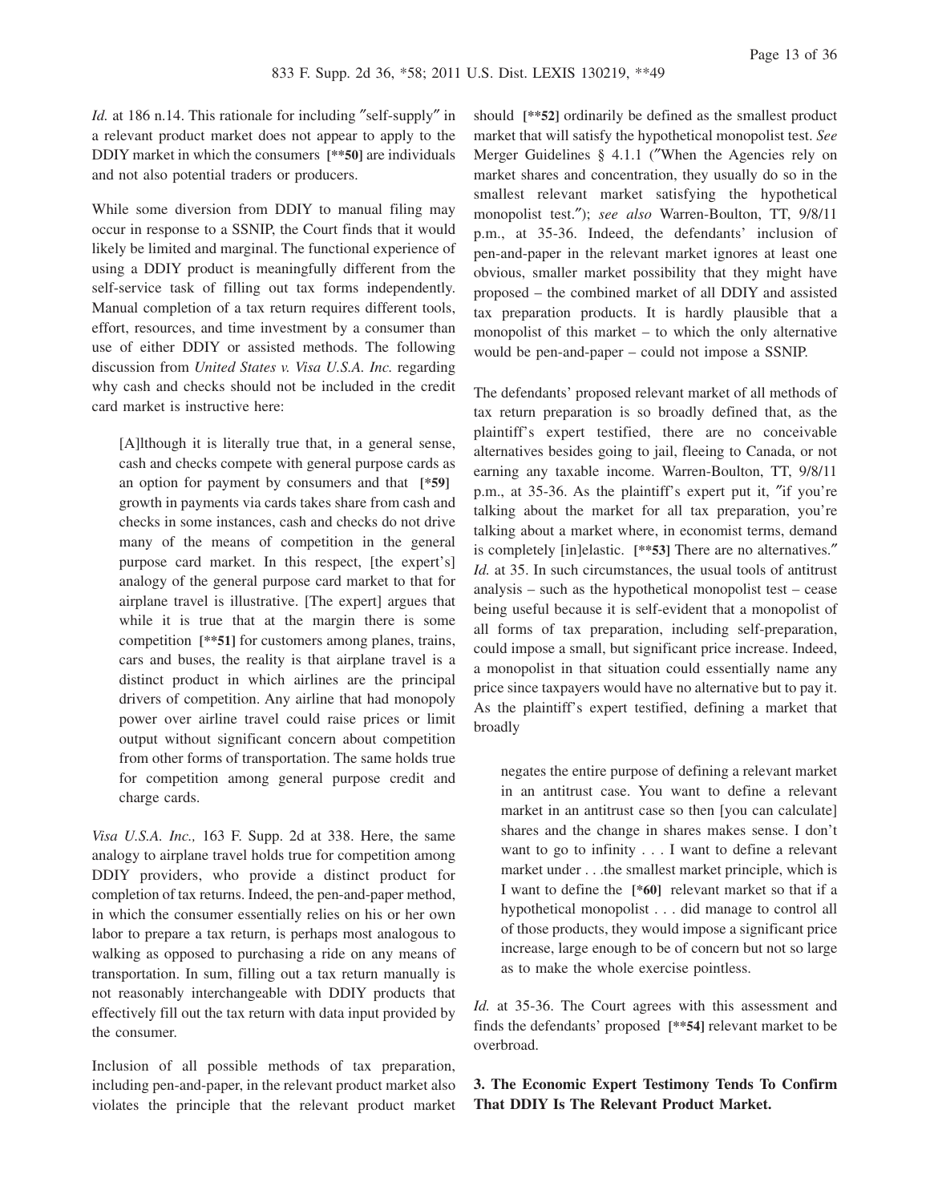*Id.* at 186 n.14. This rationale for including "self-supply" in a relevant product market does not appear to apply to the DDIY market in which the consumers [**50] are individuals and not also potential traders or producers.

While some diversion from DDIY to manual filing may occur in response to a SSNIP, the Court finds that it would likely be limited and marginal. The functional experience of using a DDIY product is meaningfully different from the self-service task of filling out tax forms independently. Manual completion of a tax return requires different tools, effort, resources, and time investment by a consumer than use of either DDIY or assisted methods. The following discussion from *United States v. Visa U.S.A. Inc.* regarding why cash and checks should not be included in the credit card market is instructive here:

> [A]lthough it is literally true that, in a general sense, cash and checks compete with general purpose cards as an option for payment by consumers and that [*59] growth in payments via cards takes share from cash and checks in some instances, cash and checks do not drive many of the means of competition in the general purpose card market. In this respect, [the expert's] analogy of the general purpose card market to that for airplane travel is illustrative. [The expert] argues that while it is true that at the margin there is some competition [**51] for customers among planes, trains, cars and buses, the reality is that airplane travel is a distinct product in which airlines are the principal drivers of competition. Any airline that had monopoly power over airline travel could raise prices or limit output without significant concern about competition from other forms of transportation. The same holds true for competition among general purpose credit and charge cards.

*Visa U.S.A. Inc.,* 163 F. Supp. 2d at 338. Here, the same analogy to airplane travel holds true for competition among DDIY providers, who provide a distinct product for completion of tax returns. Indeed, the pen-and-paper method, in which the consumer essentially relies on his or her own labor to prepare a tax return, is perhaps most analogous to walking as opposed to purchasing a ride on any means of transportation. In sum, filling out a tax return manually is not reasonably interchangeable with DDIY products that effectively fill out the tax return with data input provided by the consumer.

Inclusion of all possible methods of tax preparation, including pen-and-paper, in the relevant product market also violates the principle that the relevant product market should [**52] ordinarily be defined as the smallest product market that will satisfy the hypothetical monopolist test. *See* Merger Guidelines § 4.1.1 ("When the Agencies rely on market shares and concentration, they usually do so in the smallest relevant market satisfying the hypothetical monopolist test."); *see also* Warren-Boulton, TT, 9/8/11 p.m., at 35-36. Indeed, the defendants' inclusion of pen-and-paper in the relevant market ignores at least one obvious, smaller market possibility that they might have proposed – the combined market of all DDIY and assisted tax preparation products. It is hardly plausible that a monopolist of this market – to which the only alternative would be pen-and-paper – could not impose a SSNIP.

The defendants' proposed relevant market of all methods of tax return preparation is so broadly defined that, as the plaintiff's expert testified, there are no conceivable alternatives besides going to jail, fleeing to Canada, or not earning any taxable income. Warren-Boulton, TT, 9/8/11 p.m., at 35-36. As the plaintiff's expert put it, "if you're talking about the market for all tax preparation, you're talking about a market where, in economist terms, demand is completely [in]elastic. [**53] There are no alternatives." *Id.* at 35. In such circumstances, the usual tools of antitrust analysis – such as the hypothetical monopolist test – cease being useful because it is self-evident that a monopolist of all forms of tax preparation, including self-preparation, could impose a small, but significant price increase. Indeed, a monopolist in that situation could essentially name any price since taxpayers would have no alternative but to pay it. As the plaintiff's expert testified, defining a market that broadly

> negates the entire purpose of defining a relevant market in an antitrust case. You want to define a relevant market in an antitrust case so then [you can calculate] shares and the change in shares makes sense. I don't want to go to infinity . . . I want to define a relevant market under . . .the smallest market principle, which is I want to define the [*60] relevant market so that if a hypothetical monopolist . . . did manage to control all of those products, they would impose a significant price increase, large enough to be of concern but not so large as to make the whole exercise pointless.

*Id.* at 35-36. The Court agrees with this assessment and finds the defendants' proposed [**54] relevant market to be overbroad.

**3. The Economic Expert Testimony Tends To Confirm That DDIY Is The Relevant Product Market.**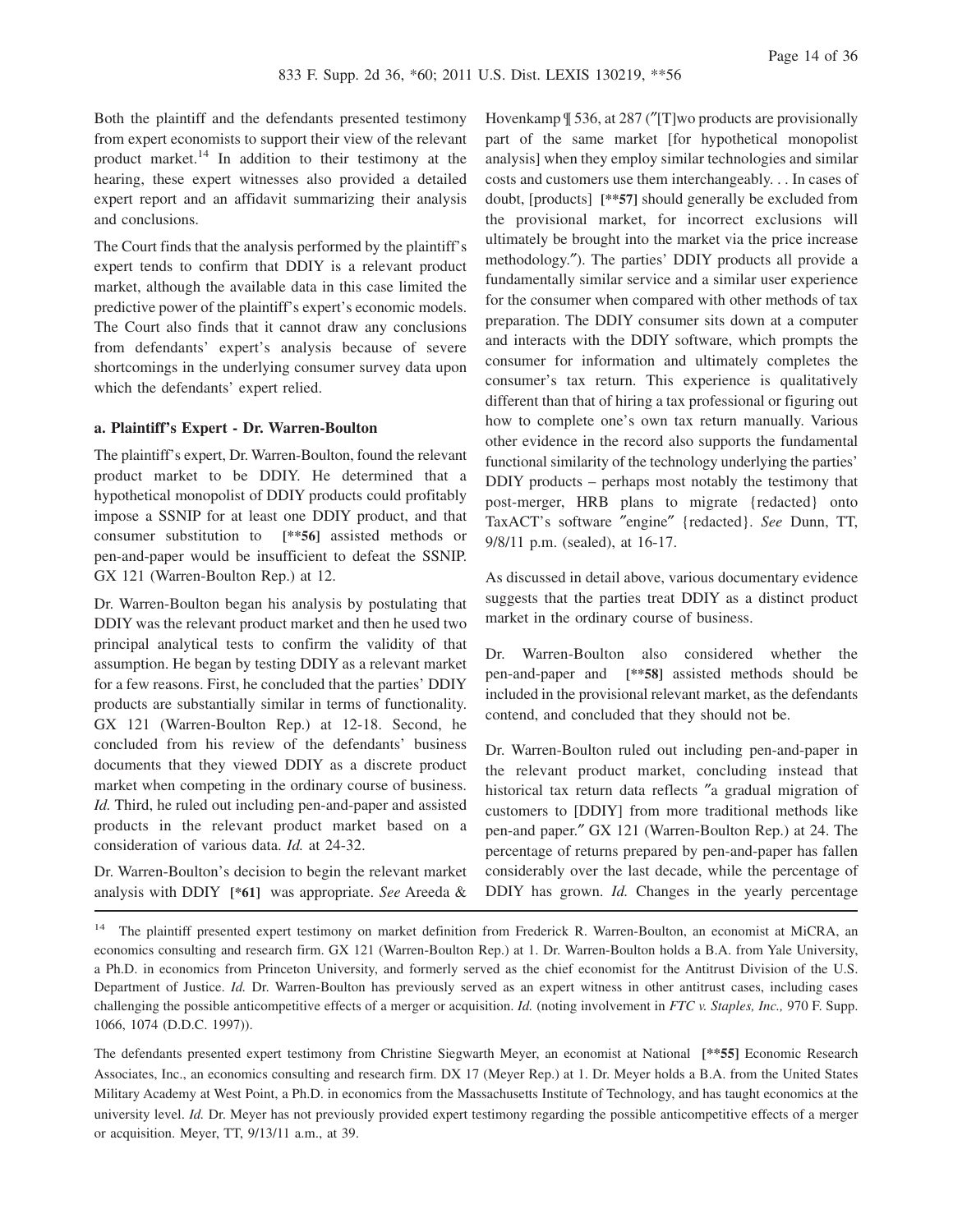Both the plaintiff and the defendants presented testimony from expert economists to support their view of the relevant product market.[14] In addition to their testimony at the hearing, these expert witnesses also provided a detailed expert report and an affidavit summarizing their analysis and conclusions.

The Court finds that the analysis performed by the plaintiff's expert tends to confirm that DDIY is a relevant product market, although the available data in this case limited the predictive power of the plaintiff's expert's economic models. The Court also finds that it cannot draw any conclusions from defendants' expert's analysis because of severe shortcomings in the underlying consumer survey data upon which the defendants' expert relied.

**a. Plaintiff's Expert - Dr. Warren-Boulton**

The plaintiff's expert, Dr. Warren-Boulton, found the relevant product market to be DDIY. He determined that a hypothetical monopolist of DDIY products could profitably impose a SSNIP for at least one DDIY product, and that consumer substitution to **[\*\*56]** assisted methods or pen-and-paper would be insufficient to defeat the SSNIP. GX 121 (Warren-Boulton Rep.) at 12.

Dr. Warren-Boulton began his analysis by postulating that DDIY was the relevant product market and then he used two principal analytical tests to confirm the validity of that assumption. He began by testing DDIY as a relevant market for a few reasons. First, he concluded that the parties' DDIY products are substantially similar in terms of functionality. GX 121 (Warren-Boulton Rep.) at 12-18. Second, he concluded from his review of the defendants' business documents that they viewed DDIY as a discrete product market when competing in the ordinary course of business. *Id.* Third, he ruled out including pen-and-paper and assisted products in the relevant product market based on a consideration of various data. *Id.* at 24-32.

Dr. Warren-Boulton's decision to begin the relevant market analysis with DDIY **[\*61]** was appropriate. *See* Areeda & Hovenkamp ¶ 536, at 287 ("[T]wo products are provisionally part of the same market [for hypothetical monopolist analysis] when they employ similar technologies and similar costs and customers use them interchangeably. . . In cases of doubt, [products] **[\*\*57]** should generally be excluded from the provisional market, for incorrect exclusions will ultimately be brought into the market via the price increase methodology."). The parties' DDIY products all provide a fundamentally similar service and a similar user experience for the consumer when compared with other methods of tax preparation. The DDIY consumer sits down at a computer and interacts with the DDIY software, which prompts the consumer for information and ultimately completes the consumer's tax return. This experience is qualitatively different than that of hiring a tax professional or figuring out how to complete one's own tax return manually. Various other evidence in the record also supports the fundamental functional similarity of the technology underlying the parties' DDIY products – perhaps most notably the testimony that post-merger, HRB plans to migrate {redacted} onto TaxACT's software "engine" {redacted}. *See* Dunn, TT, 9/8/11 p.m. (sealed), at 16-17.

As discussed in detail above, various documentary evidence suggests that the parties treat DDIY as a distinct product market in the ordinary course of business.

Dr. Warren-Boulton also considered whether the pen-and-paper and **[\*\*58]** assisted methods should be included in the provisional relevant market, as the defendants contend, and concluded that they should not be.

Dr. Warren-Boulton ruled out including pen-and-paper in the relevant product market, concluding instead that historical tax return data reflects "a gradual migration of customers to [DDIY] from more traditional methods like pen-and paper." GX 121 (Warren-Boulton Rep.) at 24. The percentage of returns prepared by pen-and-paper has fallen considerably over the last decade, while the percentage of DDIY has grown. *Id.* Changes in the yearly percentage

---

[14] The plaintiff presented expert testimony on market definition from Frederick R. Warren-Boulton, an economist at MiCRA, an economics consulting and research firm. GX 121 (Warren-Boulton Rep.) at 1. Dr. Warren-Boulton holds a B.A. from Yale University, a Ph.D. in economics from Princeton University, and formerly served as the chief economist for the Antitrust Division of the U.S. Department of Justice. *Id.* Dr. Warren-Boulton has previously served as an expert witness in other antitrust cases, including cases challenging the possible anticompetitive effects of a merger or acquisition. *Id.* (noting involvement in *FTC v. Staples, Inc.,* 970 F. Supp. 1066, 1074 (D.D.C. 1997)).

The defendants presented expert testimony from Christine Siegwarth Meyer, an economist at National **[\*\*55]** Economic Research Associates, Inc., an economics consulting and research firm. DX 17 (Meyer Rep.) at 1. Dr. Meyer holds a B.A. from the United States Military Academy at West Point, a Ph.D. in economics from the Massachusetts Institute of Technology, and has taught economics at the university level. *Id.* Dr. Meyer has not previously provided expert testimony regarding the possible anticompetitive effects of a merger or acquisition. Meyer, TT, 9/13/11 a.m., at 39.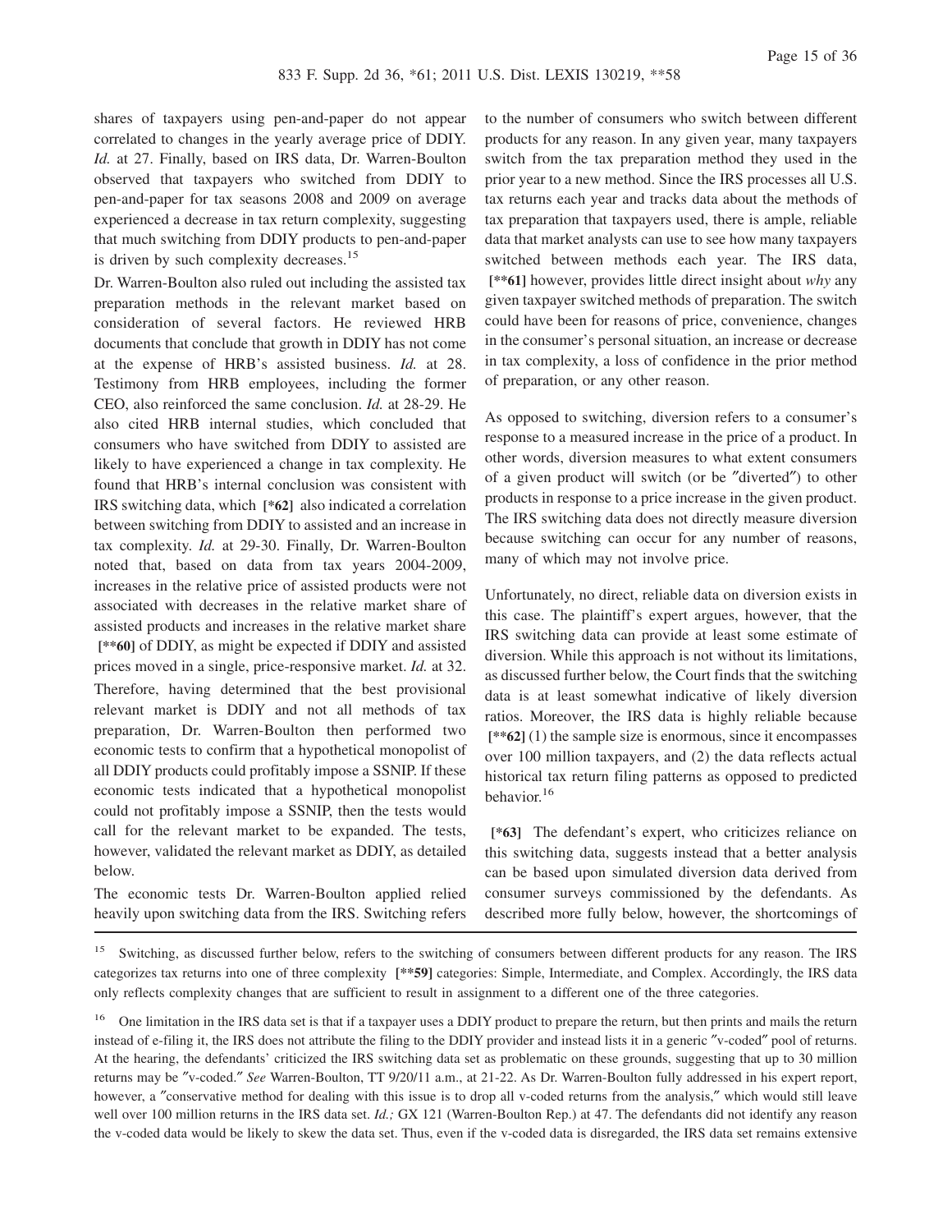shares of taxpayers using pen-and-paper do not appear correlated to changes in the yearly average price of DDIY. *Id.* at 27. Finally, based on IRS data, Dr. Warren-Boulton observed that taxpayers who switched from DDIY to pen-and-paper for tax seasons 2008 and 2009 on average experienced a decrease in tax return complexity, suggesting that much switching from DDIY products to pen-and-paper is driven by such complexity decreases.[15]

Dr. Warren-Boulton also ruled out including the assisted tax preparation methods in the relevant market based on consideration of several factors. He reviewed HRB documents that conclude that growth in DDIY has not come at the expense of HRB's assisted business. *Id.* at 28. Testimony from HRB employees, including the former CEO, also reinforced the same conclusion. *Id.* at 28-29. He also cited HRB internal studies, which concluded that consumers who have switched from DDIY to assisted are likely to have experienced a change in tax complexity. He found that HRB's internal conclusion was consistent with IRS switching data, which **[*62]** also indicated a correlation between switching from DDIY to assisted and an increase in tax complexity. *Id.* at 29-30. Finally, Dr. Warren-Boulton noted that, based on data from tax years 2004-2009, increases in the relative price of assisted products were not associated with decreases in the relative market share of assisted products and increases in the relative market share **[**60]** of DDIY, as might be expected if DDIY and assisted prices moved in a single, price-responsive market. *Id.* at 32. Therefore, having determined that the best provisional relevant market is DDIY and not all methods of tax preparation, Dr. Warren-Boulton then performed two economic tests to confirm that a hypothetical monopolist of all DDIY products could profitably impose a SSNIP. If these economic tests indicated that a hypothetical monopolist could not profitably impose a SSNIP, then the tests would call for the relevant market to be expanded. The tests, however, validated the relevant market as DDIY, as detailed below.

The economic tests Dr. Warren-Boulton applied relied heavily upon switching data from the IRS. Switching refers to the number of consumers who switch between different products for any reason. In any given year, many taxpayers switch from the tax preparation method they used in the prior year to a new method. Since the IRS processes all U.S. tax returns each year and tracks data about the methods of tax preparation that taxpayers used, there is ample, reliable data that market analysts can use to see how many taxpayers switched between methods each year. The IRS data, **[**61]** however, provides little direct insight about *why* any given taxpayer switched methods of preparation. The switch could have been for reasons of price, convenience, changes in the consumer's personal situation, an increase or decrease in tax complexity, a loss of confidence in the prior method of preparation, or any other reason.

As opposed to switching, diversion refers to a consumer's response to a measured increase in the price of a product. In other words, diversion measures to what extent consumers of a given product will switch (or be ″diverted″) to other products in response to a price increase in the given product. The IRS switching data does not directly measure diversion because switching can occur for any number of reasons, many of which may not involve price.

Unfortunately, no direct, reliable data on diversion exists in this case. The plaintiff's expert argues, however, that the IRS switching data can provide at least some estimate of diversion. While this approach is not without its limitations, as discussed further below, the Court finds that the switching data is at least somewhat indicative of likely diversion ratios. Moreover, the IRS data is highly reliable because **[**62]** (1) the sample size is enormous, since it encompasses over 100 million taxpayers, and (2) the data reflects actual historical tax return filing patterns as opposed to predicted behavior.[16]

**[*63]** The defendant's expert, who criticizes reliance on this switching data, suggests instead that a better analysis can be based upon simulated diversion data derived from consumer surveys commissioned by the defendants. As described more fully below, however, the shortcomings of

---

[15] Switching, as discussed further below, refers to the switching of consumers between different products for any reason. The IRS categorizes tax returns into one of three complexity **[**59]** categories: Simple, Intermediate, and Complex. Accordingly, the IRS data only reflects complexity changes that are sufficient to result in assignment to a different one of the three categories.

[16] One limitation in the IRS data set is that if a taxpayer uses a DDIY product to prepare the return, but then prints and mails the return instead of e-filing it, the IRS does not attribute the filing to the DDIY provider and instead lists it in a generic ″v-coded″ pool of returns. At the hearing, the defendants' criticized the IRS switching data set as problematic on these grounds, suggesting that up to 30 million returns may be ″v-coded.″ *See* Warren-Boulton, TT 9/20/11 a.m., at 21-22. As Dr. Warren-Boulton fully addressed in his expert report, however, a ″conservative method for dealing with this issue is to drop all v-coded returns from the analysis,″ which would still leave well over 100 million returns in the IRS data set. *Id.;* GX 121 (Warren-Boulton Rep.) at 47. The defendants did not identify any reason the v-coded data would be likely to skew the data set. Thus, even if the v-coded data is disregarded, the IRS data set remains extensive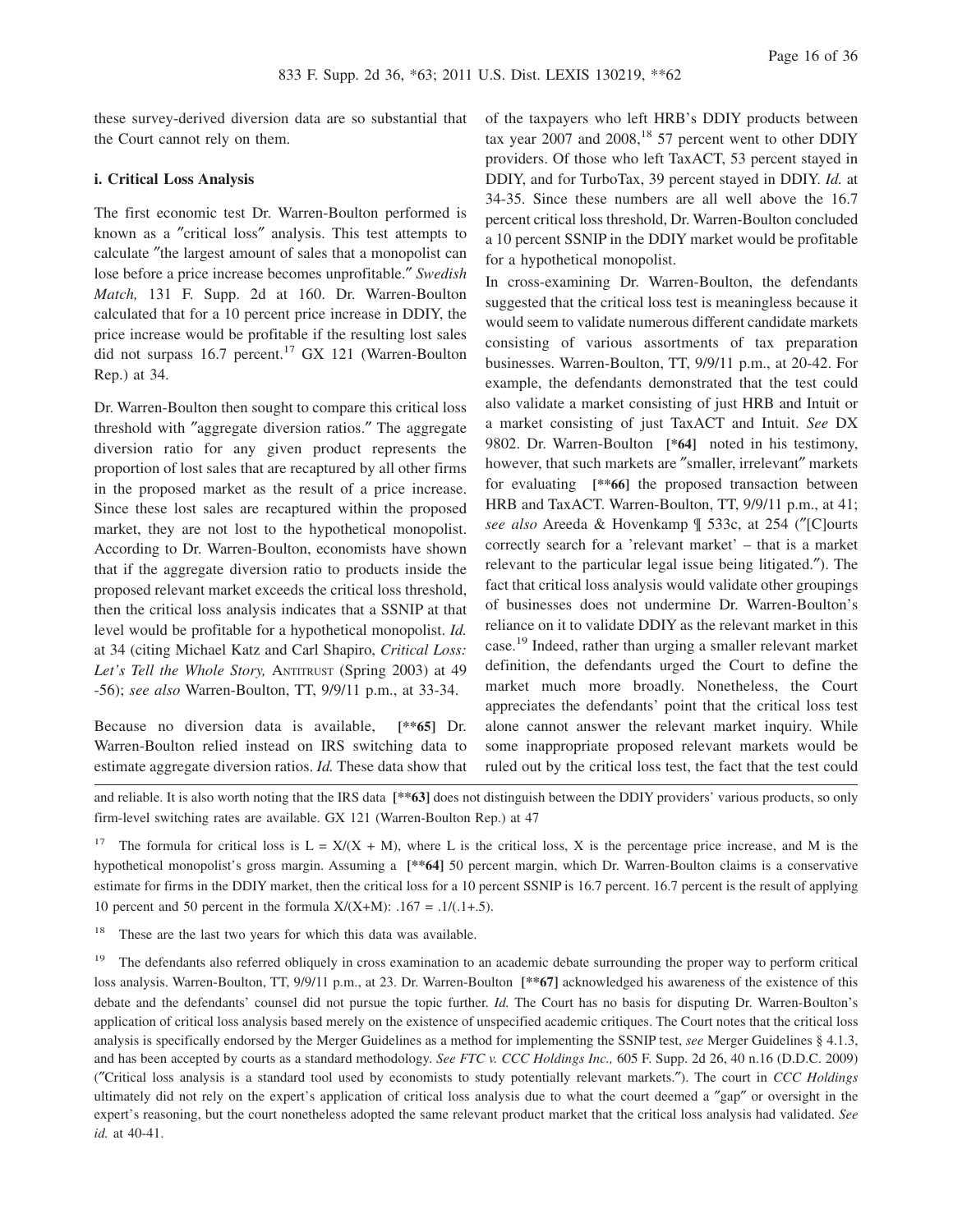these survey-derived diversion data are so substantial that the Court cannot rely on them.

### i. Critical Loss Analysis

The first economic test Dr. Warren-Boulton performed is known as a ″critical loss″ analysis. This test attempts to calculate ″the largest amount of sales that a monopolist can lose before a price increase becomes unprofitable.″ *Swedish Match,* 131 F. Supp. 2d at 160. Dr. Warren-Boulton calculated that for a 10 percent price increase in DDIY, the price increase would be profitable if the resulting lost sales did not surpass 16.7 percent.[17] GX 121 (Warren-Boulton Rep.) at 34.

Dr. Warren-Boulton then sought to compare this critical loss threshold with ″aggregate diversion ratios.″ The aggregate diversion ratio for any given product represents the proportion of lost sales that are recaptured by all other firms in the proposed market as the result of a price increase. Since these lost sales are recaptured within the proposed market, they are not lost to the hypothetical monopolist. According to Dr. Warren-Boulton, economists have shown that if the aggregate diversion ratio to products inside the proposed relevant market exceeds the critical loss threshold, then the critical loss analysis indicates that a SSNIP at that level would be profitable for a hypothetical monopolist. *Id.* at 34 (citing Michael Katz and Carl Shapiro, *Critical Loss: Let's Tell the Whole Story,* ANTITRUST (Spring 2003) at 49 -56); *see also* Warren-Boulton, TT, 9/9/11 p.m., at 33-34.

Because no diversion data is available, **[\*\*65]** Dr. Warren-Boulton relied instead on IRS switching data to estimate aggregate diversion ratios. *Id.* These data show that of the taxpayers who left HRB's DDIY products between tax year 2007 and 2008,[18] 57 percent went to other DDIY providers. Of those who left TaxACT, 53 percent stayed in DDIY, and for TurboTax, 39 percent stayed in DDIY. *Id.* at 34-35. Since these numbers are all well above the 16.7 percent critical loss threshold, Dr. Warren-Boulton concluded a 10 percent SSNIP in the DDIY market would be profitable for a hypothetical monopolist.

In cross-examining Dr. Warren-Boulton, the defendants suggested that the critical loss test is meaningless because it would seem to validate numerous different candidate markets consisting of various assortments of tax preparation businesses. Warren-Boulton, TT, 9/9/11 p.m., at 20-42. For example, the defendants demonstrated that the test could also validate a market consisting of just HRB and Intuit or a market consisting of just TaxACT and Intuit. *See* DX 9802. Dr. Warren-Boulton **[\*64]** noted in his testimony, however, that such markets are ″smaller, irrelevant″ markets for evaluating **[\*\*66]** the proposed transaction between HRB and TaxACT. Warren-Boulton, TT, 9/9/11 p.m., at 41; *see also* Areeda & Hovenkamp ¶ 533c, at 254 (″[C]ourts correctly search for a 'relevant market' – that is a market relevant to the particular legal issue being litigated.″). The fact that critical loss analysis would validate other groupings of businesses does not undermine Dr. Warren-Boulton's reliance on it to validate DDIY as the relevant market in this case.[19] Indeed, rather than urging a smaller relevant market definition, the defendants urged the Court to define the market much more broadly. Nonetheless, the Court appreciates the defendants' point that the critical loss test alone cannot answer the relevant market inquiry. While some inappropriate proposed relevant markets would be ruled out by the critical loss test, the fact that the test could

---

and reliable. It is also worth noting that the IRS data **[\*\*63]** does not distinguish between the DDIY providers' various products, so only firm-level switching rates are available. GX 121 (Warren-Boulton Rep.) at 47

[17] The formula for critical loss is $L = X/(X + M)$, where L is the critical loss, X is the percentage price increase, and M is the hypothetical monopolist's gross margin. Assuming a **[\*\*64]** 50 percent margin, which Dr. Warren-Boulton claims is a conservative estimate for firms in the DDIY market, then the critical loss for a 10 percent SSNIP is 16.7 percent. 16.7 percent is the result of applying 10 percent and 50 percent in the formula $X/(X+M)$: $.167 = .1/(.1+.5)$.

[18] These are the last two years for which this data was available.

[19] The defendants also referred obliquely in cross examination to an academic debate surrounding the proper way to perform critical loss analysis. Warren-Boulton, TT, 9/9/11 p.m., at 23. Dr. Warren-Boulton **[\*\*67]** acknowledged his awareness of the existence of this debate and the defendants' counsel did not pursue the topic further. *Id.* The Court has no basis for disputing Dr. Warren-Boulton's application of critical loss analysis based merely on the existence of unspecified academic critiques. The Court notes that the critical loss analysis is specifically endorsed by the Merger Guidelines as a method for implementing the SSNIP test, *see* Merger Guidelines § 4.1.3, and has been accepted by courts as a standard methodology. *See FTC v. CCC Holdings Inc.,* 605 F. Supp. 2d 26, 40 n.16 (D.D.C. 2009) (″Critical loss analysis is a standard tool used by economists to study potentially relevant markets.″). The court in *CCC Holdings* ultimately did not rely on the expert's application of critical loss analysis due to what the court deemed a ″gap″ or oversight in the expert's reasoning, but the court nonetheless adopted the same relevant product market that the critical loss analysis had validated. *See id.* at 40-41.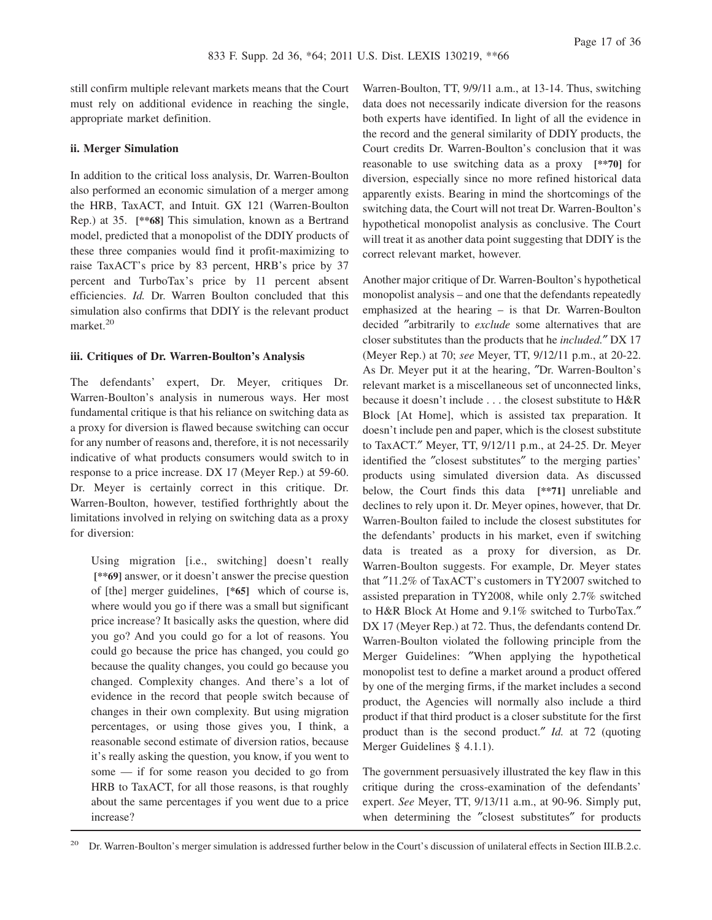still confirm multiple relevant markets means that the Court must rely on additional evidence in reaching the single, appropriate market definition.

#### ii. Merger Simulation

In addition to the critical loss analysis, Dr. Warren-Boulton also performed an economic simulation of a merger among the HRB, TaxACT, and Intuit. GX 121 (Warren-Boulton Rep.) at 35. **[**68]** This simulation, known as a Bertrand model, predicted that a monopolist of the DDIY products of these three companies would find it profit-maximizing to raise TaxACT's price by 83 percent, HRB's price by 37 percent and TurboTax's price by 11 percent absent efficiencies. *Id.* Dr. Warren Boulton concluded that this simulation also confirms that DDIY is the relevant product market.[20]

#### iii. Critiques of Dr. Warren-Boulton's Analysis

The defendants' expert, Dr. Meyer, critiques Dr. Warren-Boulton's analysis in numerous ways. Her most fundamental critique is that his reliance on switching data as a proxy for diversion is flawed because switching can occur for any number of reasons and, therefore, it is not necessarily indicative of what products consumers would switch to in response to a price increase. DX 17 (Meyer Rep.) at 59-60. Dr. Meyer is certainly correct in this critique. Dr. Warren-Boulton, however, testified forthrightly about the limitations involved in relying on switching data as a proxy for diversion:

> Using migration [i.e., switching] doesn't really **[**69]** answer, or it doesn't answer the precise question of [the] merger guidelines, **[*65]** which of course is, where would you go if there was a small but significant price increase? It basically asks the question, where did you go? And you could go for a lot of reasons. You could go because the price has changed, you could go because the quality changes, you could go because you changed. Complexity changes. And there's a lot of evidence in the record that people switch because of changes in their own complexity. But using migration percentages, or using those gives you, I think, a reasonable second estimate of diversion ratios, because it's really asking the question, you know, if you went to some — if for some reason you decided to go from HRB to TaxACT, for all those reasons, is that roughly about the same percentages if you went due to a price increase?

Warren-Boulton, TT, 9/9/11 a.m., at 13-14. Thus, switching data does not necessarily indicate diversion for the reasons both experts have identified. In light of all the evidence in the record and the general similarity of DDIY products, the Court credits Dr. Warren-Boulton's conclusion that it was reasonable to use switching data as a proxy **[**70]** for diversion, especially since no more refined historical data apparently exists. Bearing in mind the shortcomings of the switching data, the Court will not treat Dr. Warren-Boulton's hypothetical monopolist analysis as conclusive. The Court will treat it as another data point suggesting that DDIY is the correct relevant market, however.

Another major critique of Dr. Warren-Boulton's hypothetical monopolist analysis – and one that the defendants repeatedly emphasized at the hearing – is that Dr. Warren-Boulton decided "arbitrarily to *exclude* some alternatives that are closer substitutes than the products that he *included.*" DX 17 (Meyer Rep.) at 70; *see* Meyer, TT, 9/12/11 p.m., at 20-22. As Dr. Meyer put it at the hearing, "Dr. Warren-Boulton's relevant market is a miscellaneous set of unconnected links, because it doesn't include . . . the closest substitute to H&R Block [At Home], which is assisted tax preparation. It doesn't include pen and paper, which is the closest substitute to TaxACT." Meyer, TT, 9/12/11 p.m., at 24-25. Dr. Meyer identified the "closest substitutes" to the merging parties' products using simulated diversion data. As discussed below, the Court finds this data **[**71]** unreliable and declines to rely upon it. Dr. Meyer opines, however, that Dr. Warren-Boulton failed to include the closest substitutes for the defendants' products in his market, even if switching data is treated as a proxy for diversion, as Dr. Warren-Boulton suggests. For example, Dr. Meyer states that "11.2% of TaxACT's customers in TY2007 switched to assisted preparation in TY2008, while only 2.7% switched to H&R Block At Home and 9.1% switched to TurboTax." DX 17 (Meyer Rep.) at 72. Thus, the defendants contend Dr. Warren-Boulton violated the following principle from the Merger Guidelines: "When applying the hypothetical monopolist test to define a market around a product offered by one of the merging firms, if the market includes a second product, the Agencies will normally also include a third product if that third product is a closer substitute for the first product than is the second product." *Id.* at 72 (quoting Merger Guidelines § 4.1.1).

The government persuasively illustrated the key flaw in this critique during the cross-examination of the defendants' expert. *See* Meyer, TT, 9/13/11 a.m., at 90-96. Simply put, when determining the "closest substitutes" for products

---

[20] Dr. Warren-Boulton's merger simulation is addressed further below in the Court's discussion of unilateral effects in Section III.B.2.c.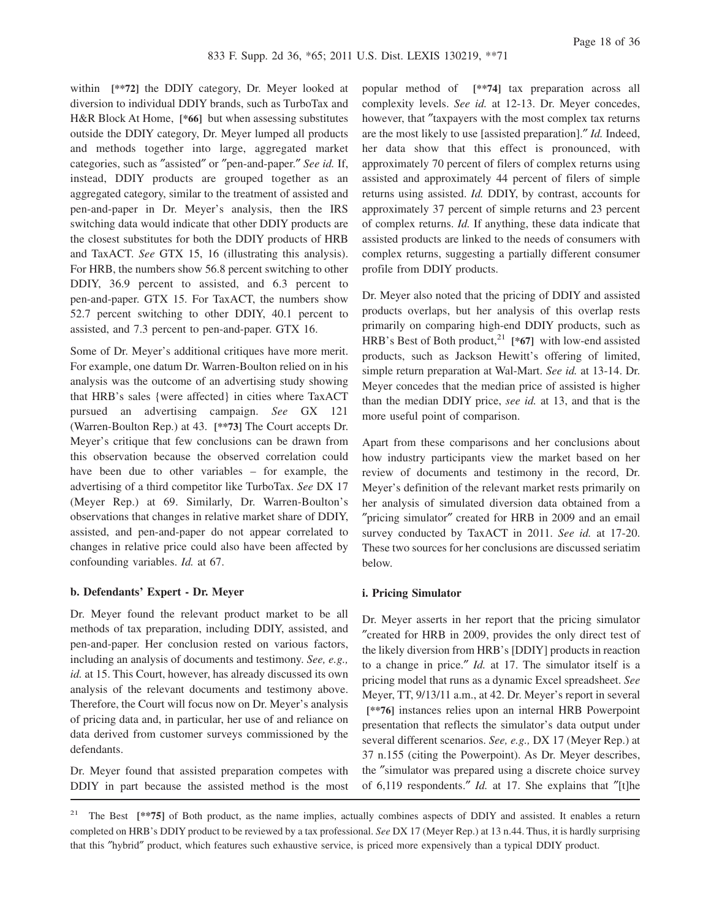within **[\*\*72]** the DDIY category, Dr. Meyer looked at diversion to individual DDIY brands, such as TurboTax and H&R Block At Home, **[\*66]** but when assessing substitutes outside the DDIY category, Dr. Meyer lumped all products and methods together into large, aggregated market categories, such as "assisted" or "pen-and-paper." *See id.* If, instead, DDIY products are grouped together as an aggregated category, similar to the treatment of assisted and pen-and-paper in Dr. Meyer's analysis, then the IRS switching data would indicate that other DDIY products are the closest substitutes for both the DDIY products of HRB and TaxACT. *See* GTX 15, 16 (illustrating this analysis). For HRB, the numbers show 56.8 percent switching to other DDIY, 36.9 percent to assisted, and 6.3 percent to pen-and-paper. GTX 15. For TaxACT, the numbers show 52.7 percent switching to other DDIY, 40.1 percent to assisted, and 7.3 percent to pen-and-paper. GTX 16.

Some of Dr. Meyer's additional critiques have more merit. For example, one datum Dr. Warren-Boulton relied on in his analysis was the outcome of an advertising study showing that HRB's sales {were affected} in cities where TaxACT pursued an advertising campaign. *See* GX 121 (Warren-Boulton Rep.) at 43. **[\*\*73]** The Court accepts Dr. Meyer's critique that few conclusions can be drawn from this observation because the observed correlation could have been due to other variables – for example, the advertising of a third competitor like TurboTax. *See* DX 17 (Meyer Rep.) at 69. Similarly, Dr. Warren-Boulton's observations that changes in relative market share of DDIY, assisted, and pen-and-paper do not appear correlated to changes in relative price could also have been affected by confounding variables. *Id.* at 67.

**b. Defendants' Expert - Dr. Meyer**

Dr. Meyer found the relevant product market to be all methods of tax preparation, including DDIY, assisted, and pen-and-paper. Her conclusion rested on various factors, including an analysis of documents and testimony. *See, e.g., id.* at 15. This Court, however, has already discussed its own analysis of the relevant documents and testimony above. Therefore, the Court will focus now on Dr. Meyer's analysis of pricing data and, in particular, her use of and reliance on data derived from customer surveys commissioned by the defendants.

Dr. Meyer found that assisted preparation competes with DDIY in part because the assisted method is the most popular method of **[\*\*74]** tax preparation across all complexity levels. *See id.* at 12-13. Dr. Meyer concedes, however, that "taxpayers with the most complex tax returns are the most likely to use [assisted preparation]." *Id.* Indeed, her data show that this effect is pronounced, with approximately 70 percent of filers of complex returns using assisted and approximately 44 percent of filers of simple returns using assisted. *Id.* DDIY, by contrast, accounts for approximately 37 percent of simple returns and 23 percent of complex returns. *Id.* If anything, these data indicate that assisted products are linked to the needs of consumers with complex returns, suggesting a partially different consumer profile from DDIY products.

Dr. Meyer also noted that the pricing of DDIY and assisted products overlaps, but her analysis of this overlap rests primarily on comparing high-end DDIY products, such as HRB's Best of Both product,[21] **[\*67]** with low-end assisted products, such as Jackson Hewitt's offering of limited, simple return preparation at Wal-Mart. *See id.* at 13-14. Dr. Meyer concedes that the median price of assisted is higher than the median DDIY price, *see id.* at 13, and that is the more useful point of comparison.

Apart from these comparisons and her conclusions about how industry participants view the market based on her review of documents and testimony in the record, Dr. Meyer's definition of the relevant market rests primarily on her analysis of simulated diversion data obtained from a "pricing simulator" created for HRB in 2009 and an email survey conducted by TaxACT in 2011. *See id.* at 17-20. These two sources for her conclusions are discussed seriatim below.

**i. Pricing Simulator**

Dr. Meyer asserts in her report that the pricing simulator "created for HRB in 2009, provides the only direct test of the likely diversion from HRB's [DDIY] products in reaction to a change in price." *Id.* at 17. The simulator itself is a pricing model that runs as a dynamic Excel spreadsheet. *See* Meyer, TT, 9/13/11 a.m., at 42. Dr. Meyer's report in several **[\*\*76]** instances relies upon an internal HRB Powerpoint presentation that reflects the simulator's data output under several different scenarios. *See, e.g.,* DX 17 (Meyer Rep.) at 37 n.155 (citing the Powerpoint). As Dr. Meyer describes, the "simulator was prepared using a discrete choice survey of 6,119 respondents." *Id.* at 17. She explains that "[t]he

---

[21] The Best **[\*\*75]** of Both product, as the name implies, actually combines aspects of DDIY and assisted. It enables a return completed on HRB's DDIY product to be reviewed by a tax professional. *See* DX 17 (Meyer Rep.) at 13 n.44. Thus, it is hardly surprising that this "hybrid" product, which features such exhaustive service, is priced more expensively than a typical DDIY product.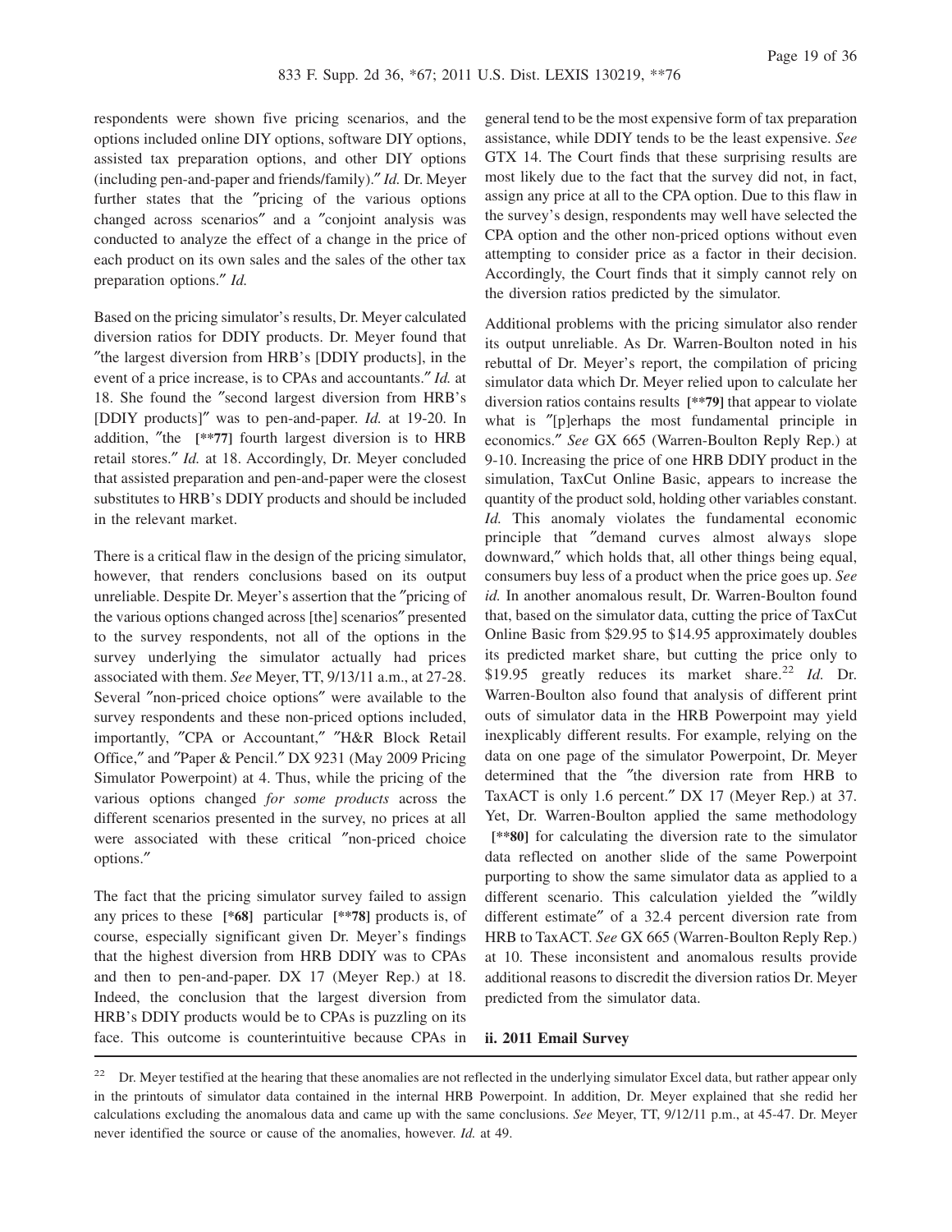respondents were shown five pricing scenarios, and the options included online DIY options, software DIY options, assisted tax preparation options, and other DIY options (including pen-and-paper and friends/family)." *Id.* Dr. Meyer further states that the "pricing of the various options changed across scenarios" and a "conjoint analysis was conducted to analyze the effect of a change in the price of each product on its own sales and the sales of the other tax preparation options." *Id.*

Based on the pricing simulator's results, Dr. Meyer calculated diversion ratios for DDIY products. Dr. Meyer found that "the largest diversion from HRB's [DDIY products], in the event of a price increase, is to CPAs and accountants." *Id.* at 18. She found the "second largest diversion from HRB's [DDIY products]" was to pen-and-paper. *Id.* at 19-20. In addition, "the **[\*\*77]** fourth largest diversion is to HRB retail stores." *Id.* at 18. Accordingly, Dr. Meyer concluded that assisted preparation and pen-and-paper were the closest substitutes to HRB's DDIY products and should be included in the relevant market.

There is a critical flaw in the design of the pricing simulator, however, that renders conclusions based on its output unreliable. Despite Dr. Meyer's assertion that the "pricing of the various options changed across [the] scenarios" presented to the survey respondents, not all of the options in the survey underlying the simulator actually had prices associated with them. *See* Meyer, TT, 9/13/11 a.m., at 27-28. Several "non-priced choice options" were available to the survey respondents and these non-priced options included, importantly, "CPA or Accountant," "H&R Block Retail Office," and "Paper & Pencil." DX 9231 (May 2009 Pricing Simulator Powerpoint) at 4. Thus, while the pricing of the various options changed *for some products* across the different scenarios presented in the survey, no prices at all were associated with these critical "non-priced choice options."

The fact that the pricing simulator survey failed to assign any prices to these **[\*68]** particular **[\*\*78]** products is, of course, especially significant given Dr. Meyer's findings that the highest diversion from HRB DDIY was to CPAs and then to pen-and-paper. DX 17 (Meyer Rep.) at 18. Indeed, the conclusion that the largest diversion from HRB's DDIY products would be to CPAs is puzzling on its face. This outcome is counterintuitive because CPAs in general tend to be the most expensive form of tax preparation assistance, while DDIY tends to be the least expensive. *See* GTX 14. The Court finds that these surprising results are most likely due to the fact that the survey did not, in fact, assign any price at all to the CPA option. Due to this flaw in the survey's design, respondents may well have selected the CPA option and the other non-priced options without even attempting to consider price as a factor in their decision. Accordingly, the Court finds that it simply cannot rely on the diversion ratios predicted by the simulator.

Additional problems with the pricing simulator also render its output unreliable. As Dr. Warren-Boulton noted in his rebuttal of Dr. Meyer's report, the compilation of pricing simulator data which Dr. Meyer relied upon to calculate her diversion ratios contains results **[\*\*79]** that appear to violate what is "[p]erhaps the most fundamental principle in economics." *See* GX 665 (Warren-Boulton Reply Rep.) at 9-10. Increasing the price of one HRB DDIY product in the simulation, TaxCut Online Basic, appears to increase the quantity of the product sold, holding other variables constant. *Id.* This anomaly violates the fundamental economic principle that "demand curves almost always slope downward," which holds that, all other things being equal, consumers buy less of a product when the price goes up. *See id.* In another anomalous result, Dr. Warren-Boulton found that, based on the simulator data, cutting the price of TaxCut Online Basic from $29.95 to $14.95 approximately doubles its predicted market share, but cutting the price only to $19.95 greatly reduces its market share.[22] *Id.* Dr. Warren-Boulton also found that analysis of different print outs of simulator data in the HRB Powerpoint may yield inexplicably different results. For example, relying on the data on one page of the simulator Powerpoint, Dr. Meyer determined that the "the diversion rate from HRB to TaxACT is only 1.6 percent." DX 17 (Meyer Rep.) at 37. Yet, Dr. Warren-Boulton applied the same methodology **[\*\*80]** for calculating the diversion rate to the simulator data reflected on another slide of the same Powerpoint purporting to show the same simulator data as applied to a different scenario. This calculation yielded the "wildly different estimate" of a 32.4 percent diversion rate from HRB to TaxACT. *See* GX 665 (Warren-Boulton Reply Rep.) at 10. These inconsistent and anomalous results provide additional reasons to discredit the diversion ratios Dr. Meyer predicted from the simulator data.

**ii. 2011 Email Survey**

---

[22] Dr. Meyer testified at the hearing that these anomalies are not reflected in the underlying simulator Excel data, but rather appear only in the printouts of simulator data contained in the internal HRB Powerpoint. In addition, Dr. Meyer explained that she redid her calculations excluding the anomalous data and came up with the same conclusions. *See* Meyer, TT, 9/12/11 p.m., at 45-47. Dr. Meyer never identified the source or cause of the anomalies, however. *Id.* at 49.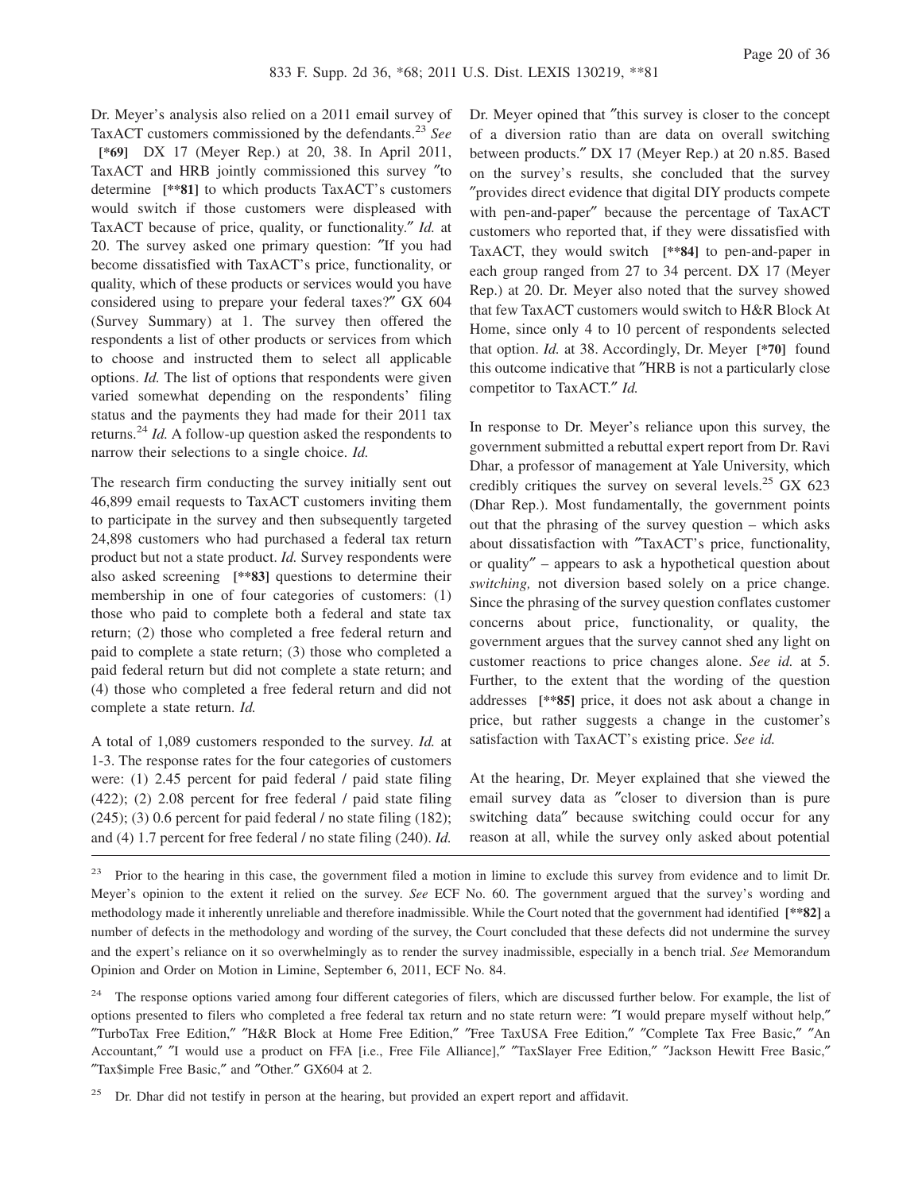Dr. Meyer's analysis also relied on a 2011 email survey of TaxACT customers commissioned by the defendants.[23] *See* **[\*69]** DX 17 (Meyer Rep.) at 20, 38. In April 2011, TaxACT and HRB jointly commissioned this survey ″to determine **[\*\*81]** to which products TaxACT's customers would switch if those customers were displeased with TaxACT because of price, quality, or functionality.″ *Id.* at 20. The survey asked one primary question: ″If you had become dissatisfied with TaxACT's price, functionality, or quality, which of these products or services would you have considered using to prepare your federal taxes?″ GX 604 (Survey Summary) at 1. The survey then offered the respondents a list of other products or services from which to choose and instructed them to select all applicable options. *Id.* The list of options that respondents were given varied somewhat depending on the respondents' filing status and the payments they had made for their 2011 tax returns.[24] *Id.* A follow-up question asked the respondents to narrow their selections to a single choice. *Id.*

The research firm conducting the survey initially sent out 46,899 email requests to TaxACT customers inviting them to participate in the survey and then subsequently targeted 24,898 customers who had purchased a federal tax return product but not a state product. *Id.* Survey respondents were also asked screening **[\*\*83]** questions to determine their membership in one of four categories of customers: (1) those who paid to complete both a federal and state tax return; (2) those who completed a free federal return and paid to complete a state return; (3) those who completed a paid federal return but did not complete a state return; and (4) those who completed a free federal return and did not complete a state return. *Id.*

A total of 1,089 customers responded to the survey. *Id.* at 1-3. The response rates for the four categories of customers were: (1) 2.45 percent for paid federal / paid state filing (422); (2) 2.08 percent for free federal / paid state filing (245); (3) 0.6 percent for paid federal / no state filing (182); and (4) 1.7 percent for free federal / no state filing (240). *Id.* Dr. Meyer opined that ″this survey is closer to the concept of a diversion ratio than are data on overall switching between products.″ DX 17 (Meyer Rep.) at 20 n.85. Based on the survey's results, she concluded that the survey ″provides direct evidence that digital DIY products compete with pen-and-paper″ because the percentage of TaxACT customers who reported that, if they were dissatisfied with TaxACT, they would switch **[\*\*84]** to pen-and-paper in each group ranged from 27 to 34 percent. DX 17 (Meyer Rep.) at 20. Dr. Meyer also noted that the survey showed that few TaxACT customers would switch to H&R Block At Home, since only 4 to 10 percent of respondents selected that option. *Id.* at 38. Accordingly, Dr. Meyer **[\*70]** found this outcome indicative that ″HRB is not a particularly close competitor to TaxACT.″ *Id.*

In response to Dr. Meyer's reliance upon this survey, the government submitted a rebuttal expert report from Dr. Ravi Dhar, a professor of management at Yale University, which credibly critiques the survey on several levels.[25] GX 623 (Dhar Rep.). Most fundamentally, the government points out that the phrasing of the survey question – which asks about dissatisfaction with ″TaxACT's price, functionality, or quality″ – appears to ask a hypothetical question about *switching,* not diversion based solely on a price change. Since the phrasing of the survey question conflates customer concerns about price, functionality, or quality, the government argues that the survey cannot shed any light on customer reactions to price changes alone. *See id.* at 5. Further, to the extent that the wording of the question addresses **[\*\*85]** price, it does not ask about a change in price, but rather suggests a change in the customer's satisfaction with TaxACT's existing price. *See id.*

At the hearing, Dr. Meyer explained that she viewed the email survey data as ″closer to diversion than is pure switching data″ because switching could occur for any reason at all, while the survey only asked about potential

---

[23] Prior to the hearing in this case, the government filed a motion in limine to exclude this survey from evidence and to limit Dr. Meyer's opinion to the extent it relied on the survey. *See* ECF No. 60. The government argued that the survey's wording and methodology made it inherently unreliable and therefore inadmissible. While the Court noted that the government had identified **[\*\*82]** a number of defects in the methodology and wording of the survey, the Court concluded that these defects did not undermine the survey and the expert's reliance on it so overwhelmingly as to render the survey inadmissible, especially in a bench trial. *See* Memorandum Opinion and Order on Motion in Limine, September 6, 2011, ECF No. 84.

[24] The response options varied among four different categories of filers, which are discussed further below. For example, the list of options presented to filers who completed a free federal tax return and no state return were: ″I would prepare myself without help,″ ″TurboTax Free Edition,″ ″H&R Block at Home Free Edition,″ ″Free TaxUSA Free Edition,″ ″Complete Tax Free Basic,″ ″An Accountant,″ ″I would use a product on FFA [i.e., Free File Alliance],″ ″TaxSlayer Free Edition,″ ″Jackson Hewitt Free Basic,″ ″Tax$imple Free Basic,″ and ″Other.″ GX604 at 2.

[25] Dr. Dhar did not testify in person at the hearing, but provided an expert report and affidavit.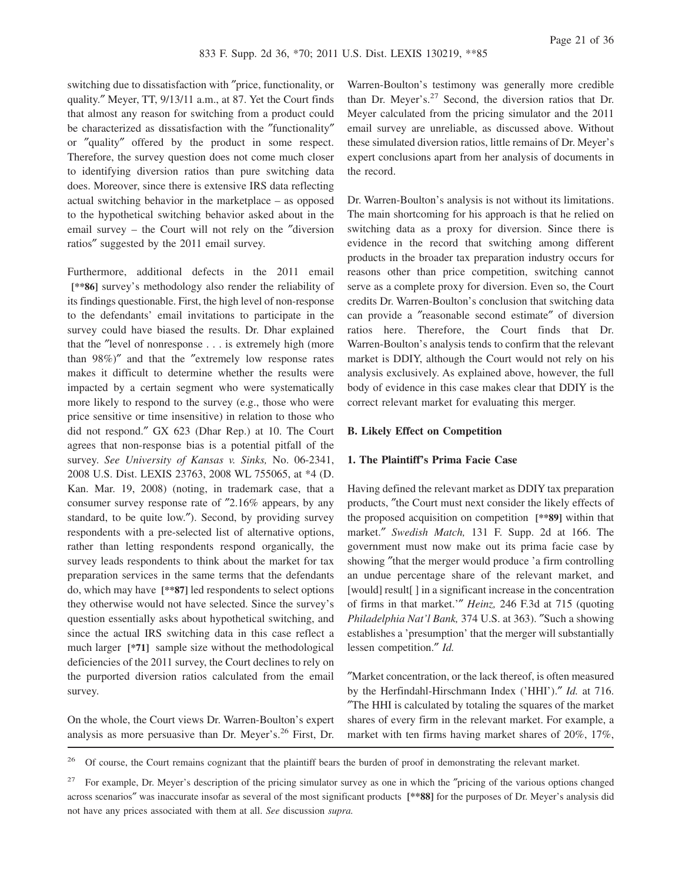switching due to dissatisfaction with "price, functionality, or quality." Meyer, TT, 9/13/11 a.m., at 87. Yet the Court finds that almost any reason for switching from a product could be characterized as dissatisfaction with the "functionality" or "quality" offered by the product in some respect. Therefore, the survey question does not come much closer to identifying diversion ratios than pure switching data does. Moreover, since there is extensive IRS data reflecting actual switching behavior in the marketplace – as opposed to the hypothetical switching behavior asked about in the email survey – the Court will not rely on the "diversion ratios" suggested by the 2011 email survey.

Furthermore, additional defects in the 2011 email **[**86]** survey's methodology also render the reliability of its findings questionable. First, the high level of non-response to the defendants' email invitations to participate in the survey could have biased the results. Dr. Dhar explained that the "level of nonresponse . . . is extremely high (more than 98%)" and that the "extremely low response rates makes it difficult to determine whether the results were impacted by a certain segment who were systematically more likely to respond to the survey (e.g., those who were price sensitive or time insensitive) in relation to those who did not respond." GX 623 (Dhar Rep.) at 10. The Court agrees that non-response bias is a potential pitfall of the survey. *See University of Kansas v. Sinks,* No. 06-2341, 2008 U.S. Dist. LEXIS 23763, 2008 WL 755065, at *4 (D. Kan. Mar. 19, 2008) (noting, in trademark case, that a consumer survey response rate of "2.16% appears, by any standard, to be quite low."). Second, by providing survey respondents with a pre-selected list of alternative options, rather than letting respondents respond organically, the survey leads respondents to think about the market for tax preparation services in the same terms that the defendants do, which may have **[**87]** led respondents to select options they otherwise would not have selected. Since the survey's question essentially asks about hypothetical switching, and since the actual IRS switching data in this case reflect a much larger **[*71]** sample size without the methodological deficiencies of the 2011 survey, the Court declines to rely on the purported diversion ratios calculated from the email survey.

On the whole, the Court views Dr. Warren-Boulton's expert analysis as more persuasive than Dr. Meyer's.[26] First, Dr. Warren-Boulton's testimony was generally more credible than Dr. Meyer's.[27] Second, the diversion ratios that Dr. Meyer calculated from the pricing simulator and the 2011 email survey are unreliable, as discussed above. Without these simulated diversion ratios, little remains of Dr. Meyer's expert conclusions apart from her analysis of documents in the record.

Dr. Warren-Boulton's analysis is not without its limitations. The main shortcoming for his approach is that he relied on switching data as a proxy for diversion. Since there is evidence in the record that switching among different products in the broader tax preparation industry occurs for reasons other than price competition, switching cannot serve as a complete proxy for diversion. Even so, the Court credits Dr. Warren-Boulton's conclusion that switching data can provide a "reasonable second estimate" of diversion ratios here. Therefore, the Court finds that Dr. Warren-Boulton's analysis tends to confirm that the relevant market is DDIY, although the Court would not rely on his analysis exclusively. As explained above, however, the full body of evidence in this case makes clear that DDIY is the correct relevant market for evaluating this merger.

**B. Likely Effect on Competition**

**1. The Plaintiff's Prima Facie Case**

Having defined the relevant market as DDIY tax preparation products, "the Court must next consider the likely effects of the proposed acquisition on competition **[**89]** within that market." *Swedish Match,* 131 F. Supp. 2d at 166. The government must now make out its prima facie case by showing "that the merger would produce 'a firm controlling an undue percentage share of the relevant market, and [would] result[ ] in a significant increase in the concentration of firms in that market.'" *Heinz,* 246 F.3d at 715 (quoting *Philadelphia Nat'l Bank,* 374 U.S. at 363). "Such a showing establishes a 'presumption' that the merger will substantially lessen competition." *Id.*

"Market concentration, or the lack thereof, is often measured by the Herfindahl-Hirschmann Index ('HHI')." *Id.* at 716. "The HHI is calculated by totaling the squares of the market shares of every firm in the relevant market. For example, a market with ten firms having market shares of 20%, 17%,

---

[26] Of course, the Court remains cognizant that the plaintiff bears the burden of proof in demonstrating the relevant market.

[27] For example, Dr. Meyer's description of the pricing simulator survey as one in which the "pricing of the various options changed across scenarios" was inaccurate insofar as several of the most significant products **[**88]** for the purposes of Dr. Meyer's analysis did not have any prices associated with them at all. *See* discussion *supra.*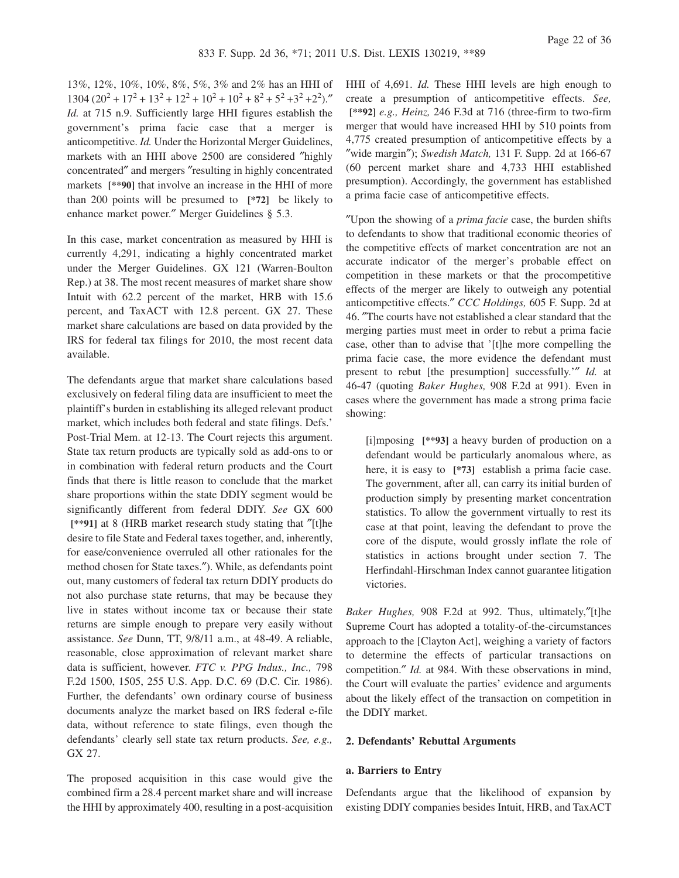13%, 12%, 10%, 10%, 8%, 5%, 3% and 2% has an HHI of 1304 ($20^2 + 17^2 + 13^2 + 12^2 + 10^2 + 10^2 + 8^2 + 5^2 + 3^2 + 2^2$)." *Id.* at 715 n.9. Sufficiently large HHI figures establish the government's prima facie case that a merger is anticompetitive. *Id.* Under the Horizontal Merger Guidelines, markets with an HHI above 2500 are considered "highly concentrated" and mergers "resulting in highly concentrated markets **[\*\*90]** that involve an increase in the HHI of more than 200 points will be presumed to **[\*72]** be likely to enhance market power." Merger Guidelines § 5.3.

In this case, market concentration as measured by HHI is currently 4,291, indicating a highly concentrated market under the Merger Guidelines. GX 121 (Warren-Boulton Rep.) at 38. The most recent measures of market share show Intuit with 62.2 percent of the market, HRB with 15.6 percent, and TaxACT with 12.8 percent. GX 27. These market share calculations are based on data provided by the IRS for federal tax filings for 2010, the most recent data available.

The defendants argue that market share calculations based exclusively on federal filing data are insufficient to meet the plaintiff's burden in establishing its alleged relevant product market, which includes both federal and state filings. Defs.' Post-Trial Mem. at 12-13. The Court rejects this argument. State tax return products are typically sold as add-ons to or in combination with federal return products and the Court finds that there is little reason to conclude that the market share proportions within the state DDIY segment would be significantly different from federal DDIY. *See* GX 600 **[\*\*91]** at 8 (HRB market research study stating that "[t]he desire to file State and Federal taxes together, and, inherently, for ease/convenience overruled all other rationales for the method chosen for State taxes."). While, as defendants point out, many customers of federal tax return DDIY products do not also purchase state returns, that may be because they live in states without income tax or because their state returns are simple enough to prepare very easily without assistance. *See* Dunn, TT, 9/8/11 a.m., at 48-49. A reliable, reasonable, close approximation of relevant market share data is sufficient, however. *FTC v. PPG Indus., Inc.,* 798 F.2d 1500, 1505, 255 U.S. App. D.C. 69 (D.C. Cir. 1986). Further, the defendants' own ordinary course of business documents analyze the market based on IRS federal e-file data, without reference to state filings, even though the defendants' clearly sell state tax return products. *See, e.g.,* GX 27.

The proposed acquisition in this case would give the combined firm a 28.4 percent market share and will increase the HHI by approximately 400, resulting in a post-acquisition HHI of 4,691. *Id.* These HHI levels are high enough to create a presumption of anticompetitive effects. *See,* **[\*\*92]** *e.g., Heinz,* 246 F.3d at 716 (three-firm to two-firm merger that would have increased HHI by 510 points from 4,775 created presumption of anticompetitive effects by a "wide margin"); *Swedish Match,* 131 F. Supp. 2d at 166-67 (60 percent market share and 4,733 HHI established presumption). Accordingly, the government has established a prima facie case of anticompetitive effects.

"Upon the showing of a *prima facie* case, the burden shifts to defendants to show that traditional economic theories of the competitive effects of market concentration are not an accurate indicator of the merger's probable effect on competition in these markets or that the procompetitive effects of the merger are likely to outweigh any potential anticompetitive effects." *CCC Holdings,* 605 F. Supp. 2d at 46. "The courts have not established a clear standard that the merging parties must meet in order to rebut a prima facie case, other than to advise that '[t]he more compelling the prima facie case, the more evidence the defendant must present to rebut [the presumption] successfully.'" *Id.* at 46-47 (quoting *Baker Hughes,* 908 F.2d at 991). Even in cases where the government has made a strong prima facie showing:

> [i]mposing **[\*\*93]** a heavy burden of production on a defendant would be particularly anomalous where, as here, it is easy to **[\*73]** establish a prima facie case. The government, after all, can carry its initial burden of production simply by presenting market concentration statistics. To allow the government virtually to rest its case at that point, leaving the defendant to prove the core of the dispute, would grossly inflate the role of statistics in actions brought under section 7. The Herfindahl-Hirschman Index cannot guarantee litigation victories.

*Baker Hughes,* 908 F.2d at 992. Thus, ultimately,"[t]he Supreme Court has adopted a totality-of-the-circumstances approach to the [Clayton Act], weighing a variety of factors to determine the effects of particular transactions on competition." *Id.* at 984. With these observations in mind, the Court will evaluate the parties' evidence and arguments about the likely effect of the transaction on competition in the DDIY market.

**2. Defendants' Rebuttal Arguments**

**a. Barriers to Entry**

Defendants argue that the likelihood of expansion by existing DDIY companies besides Intuit, HRB, and TaxACT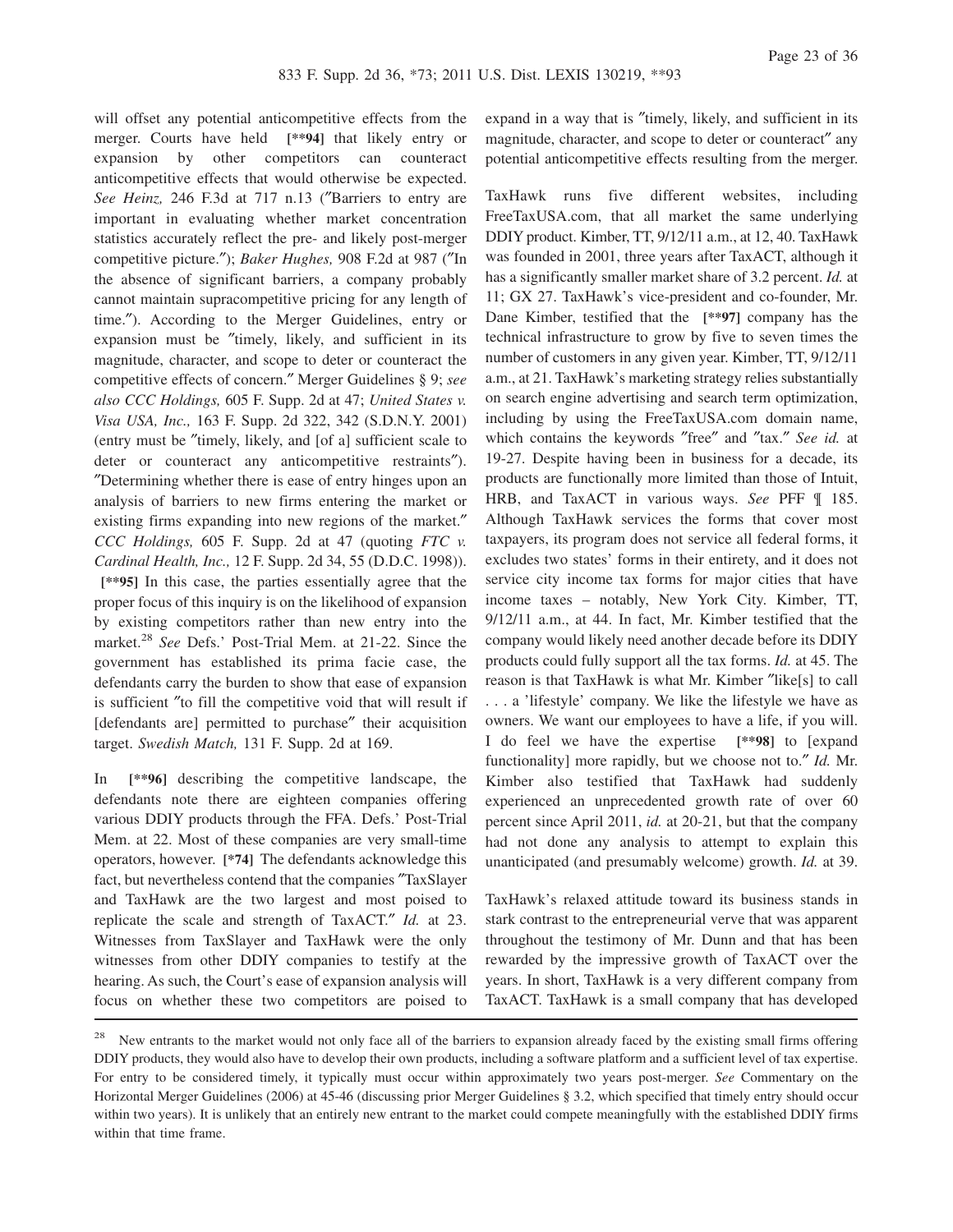will offset any potential anticompetitive effects from the merger. Courts have held **[**94]** that likely entry or expansion by other competitors can counteract anticompetitive effects that would otherwise be expected. *See Heinz,* 246 F.3d at 717 n.13 ("Barriers to entry are important in evaluating whether market concentration statistics accurately reflect the pre- and likely post-merger competitive picture."); *Baker Hughes,* 908 F.2d at 987 ("In the absence of significant barriers, a company probably cannot maintain supracompetitive pricing for any length of time."). According to the Merger Guidelines, entry or expansion must be "timely, likely, and sufficient in its magnitude, character, and scope to deter or counteract the competitive effects of concern." Merger Guidelines § 9; *see also CCC Holdings,* 605 F. Supp. 2d at 47; *United States v. Visa USA, Inc.,* 163 F. Supp. 2d 322, 342 (S.D.N.Y. 2001) (entry must be "timely, likely, and [of a] sufficient scale to deter or counteract any anticompetitive restraints"). "Determining whether there is ease of entry hinges upon an analysis of barriers to new firms entering the market or existing firms expanding into new regions of the market." *CCC Holdings,* 605 F. Supp. 2d at 47 (quoting *FTC v. Cardinal Health, Inc.,* 12 F. Supp. 2d 34, 55 (D.D.C. 1998)). **[**95]** In this case, the parties essentially agree that the proper focus of this inquiry is on the likelihood of expansion by existing competitors rather than new entry into the market.[28] *See* Defs.' Post-Trial Mem. at 21-22. Since the government has established its prima facie case, the defendants carry the burden to show that ease of expansion is sufficient "to fill the competitive void that will result if [defendants are] permitted to purchase" their acquisition target. *Swedish Match,* 131 F. Supp. 2d at 169.

In **[**96]** describing the competitive landscape, the defendants note there are eighteen companies offering various DDIY products through the FFA. Defs.' Post-Trial Mem. at 22. Most of these companies are very small-time operators, however. **[*74]** The defendants acknowledge this fact, but nevertheless contend that the companies "TaxSlayer and TaxHawk are the two largest and most poised to replicate the scale and strength of TaxACT." *Id.* at 23. Witnesses from TaxSlayer and TaxHawk were the only witnesses from other DDIY companies to testify at the hearing. As such, the Court's ease of expansion analysis will focus on whether these two competitors are poised to expand in a way that is "timely, likely, and sufficient in its magnitude, character, and scope to deter or counteract" any potential anticompetitive effects resulting from the merger.

TaxHawk runs five different websites, including FreeTaxUSA.com, that all market the same underlying DDIY product. Kimber, TT, 9/12/11 a.m., at 12, 40. TaxHawk was founded in 2001, three years after TaxACT, although it has a significantly smaller market share of 3.2 percent. *Id.* at 11; GX 27. TaxHawk's vice-president and co-founder, Mr. Dane Kimber, testified that the **[**97]** company has the technical infrastructure to grow by five to seven times the number of customers in any given year. Kimber, TT, 9/12/11 a.m., at 21. TaxHawk's marketing strategy relies substantially on search engine advertising and search term optimization, including by using the FreeTaxUSA.com domain name, which contains the keywords "free" and "tax." *See id.* at 19-27. Despite having been in business for a decade, its products are functionally more limited than those of Intuit, HRB, and TaxACT in various ways. *See* PFF ¶ 185. Although TaxHawk services the forms that cover most taxpayers, its program does not service all federal forms, it excludes two states' forms in their entirety, and it does not service city income tax forms for major cities that have income taxes – notably, New York City. Kimber, TT, 9/12/11 a.m., at 44. In fact, Mr. Kimber testified that the company would likely need another decade before its DDIY products could fully support all the tax forms. *Id.* at 45. The reason is that TaxHawk is what Mr. Kimber "like[s] to call . . . a 'lifestyle' company. We like the lifestyle we have as owners. We want our employees to have a life, if you will. I do feel we have the expertise **[**98]** to [expand functionality] more rapidly, but we choose not to." *Id.* Mr. Kimber also testified that TaxHawk had suddenly experienced an unprecedented growth rate of over 60 percent since April 2011, *id.* at 20-21, but that the company had not done any analysis to attempt to explain this unanticipated (and presumably welcome) growth. *Id.* at 39.

TaxHawk's relaxed attitude toward its business stands in stark contrast to the entrepreneurial verve that was apparent throughout the testimony of Mr. Dunn and that has been rewarded by the impressive growth of TaxACT over the years. In short, TaxHawk is a very different company from TaxACT. TaxHawk is a small company that has developed

---

[28] New entrants to the market would not only face all of the barriers to expansion already faced by the existing small firms offering DDIY products, they would also have to develop their own products, including a software platform and a sufficient level of tax expertise. For entry to be considered timely, it typically must occur within approximately two years post-merger. *See* Commentary on the Horizontal Merger Guidelines (2006) at 45-46 (discussing prior Merger Guidelines § 3.2, which specified that timely entry should occur within two years). It is unlikely that an entirely new entrant to the market could compete meaningfully with the established DDIY firms within that time frame.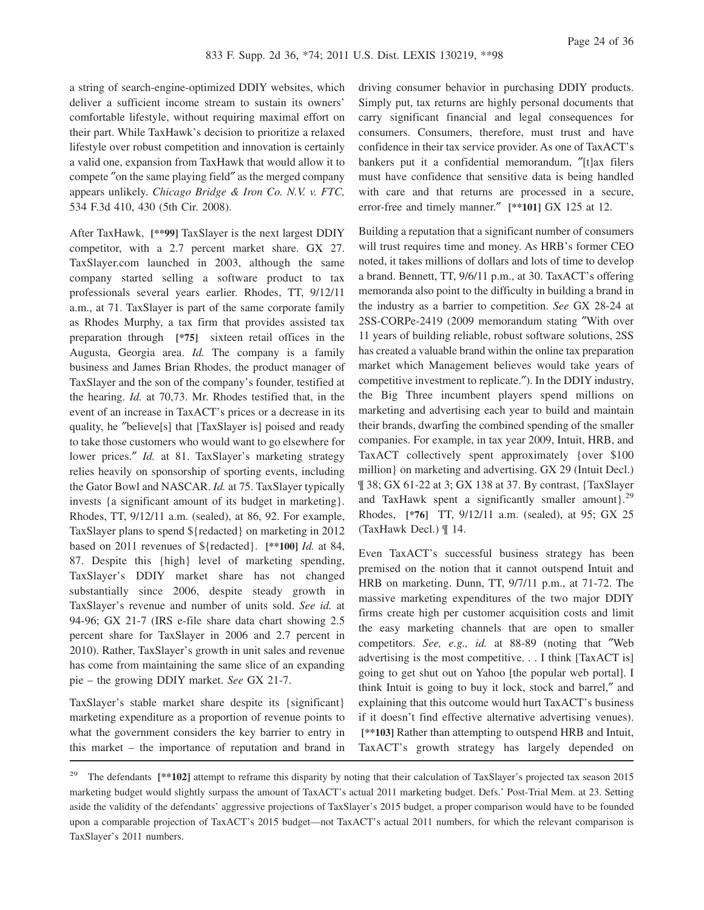a string of search-engine-optimized DDIY websites, which deliver a sufficient income stream to sustain its owners' comfortable lifestyle, without requiring maximal effort on their part. While TaxHawk's decision to prioritize a relaxed lifestyle over robust competition and innovation is certainly a valid one, expansion from TaxHawk that would allow it to compete "on the same playing field" as the merged company appears unlikely. *Chicago Bridge & Iron Co. N.V. v. FTC*, 534 F.3d 410, 430 (5th Cir. 2008).

After TaxHawk, **[\*\*99]** TaxSlayer is the next largest DDIY competitor, with a 2.7 percent market share. GX 27. TaxSlayer.com launched in 2003, although the same company started selling a software product to tax professionals several years earlier. Rhodes, TT, 9/12/11 a.m., at 71. TaxSlayer is part of the same corporate family as Rhodes Murphy, a tax firm that provides assisted tax preparation through **[\*75]** sixteen retail offices in the Augusta, Georgia area. *Id.* The company is a family business and James Brian Rhodes, the product manager of TaxSlayer and the son of the company's founder, testified at the hearing. *Id.* at 70,73. Mr. Rhodes testified that, in the event of an increase in TaxACT's prices or a decrease in its quality, he "believe[s] that [TaxSlayer is] poised and ready to take those customers who would want to go elsewhere for lower prices." *Id.* at 81. TaxSlayer's marketing strategy relies heavily on sponsorship of sporting events, including the Gator Bowl and NASCAR. *Id.* at 75. TaxSlayer typically invests {a significant amount of its budget in marketing}. Rhodes, TT, 9/12/11 a.m. (sealed), at 86, 92. For example, TaxSlayer plans to spend ${redacted} on marketing in 2012 based on 2011 revenues of ${redacted}. **[\*\*100]** *Id.* at 84, 87. Despite this {high} level of marketing spending, TaxSlayer's DDIY market share has not changed substantially since 2006, despite steady growth in TaxSlayer's revenue and number of units sold. *See id.* at 94-96; GX 21-7 (IRS e-file share data chart showing 2.5 percent share for TaxSlayer in 2006 and 2.7 percent in 2010). Rather, TaxSlayer's growth in unit sales and revenue has come from maintaining the same slice of an expanding pie – the growing DDIY market. *See* GX 21-7.

TaxSlayer's stable market share despite its {significant} marketing expenditure as a proportion of revenue points to what the government considers the key barrier to entry in this market – the importance of reputation and brand in driving consumer behavior in purchasing DDIY products. Simply put, tax returns are highly personal documents that carry significant financial and legal consequences for consumers. Consumers, therefore, must trust and have confidence in their tax service provider. As one of TaxACT's bankers put it a confidential memorandum, "[t]ax filers must have confidence that sensitive data is being handled with care and that returns are processed in a secure, error-free and timely manner." **[\*\*101]** GX 125 at 12.

Building a reputation that a significant number of consumers will trust requires time and money. As HRB's former CEO noted, it takes millions of dollars and lots of time to develop a brand. Bennett, TT, 9/6/11 p.m., at 30. TaxACT's offering memoranda also point to the difficulty in building a brand in the industry as a barrier to competition. *See* GX 28-24 at 2SS-CORPe-2419 (2009 memorandum stating "With over 11 years of building reliable, robust software solutions, 2SS has created a valuable brand within the online tax preparation market which Management believes would take years of competitive investment to replicate."). In the DDIY industry, the Big Three incumbent players spend millions on marketing and advertising each year to build and maintain their brands, dwarfing the combined spending of the smaller companies. For example, in tax year 2009, Intuit, HRB, and TaxACT collectively spent approximately {over $100 million} on marketing and advertising. GX 29 (Intuit Decl.) ¶ 38; GX 61-22 at 3; GX 138 at 37. By contrast, {TaxSlayer and TaxHawk spent a significantly smaller amount}.[29] Rhodes, **[\*76]** TT, 9/12/11 a.m. (sealed), at 95; GX 25 (TaxHawk Decl.) ¶ 14.

Even TaxACT's successful business strategy has been premised on the notion that it cannot outspend Intuit and HRB on marketing. Dunn, TT, 9/7/11 p.m., at 71-72. The massive marketing expenditures of the two major DDIY firms create high per customer acquisition costs and limit the easy marketing channels that are open to smaller competitors. *See, e.g., id.* at 88-89 (noting that "Web advertising is the most competitive. . . I think [TaxACT is] going to get shut out on Yahoo [the popular web portal]. I think Intuit is going to buy it lock, stock and barrel," and explaining that this outcome would hurt TaxACT's business if it doesn't find effective alternative advertising venues). **[\*\*103]** Rather than attempting to outspend HRB and Intuit, TaxACT's growth strategy has largely depended on

[29] The defendants **[\*\*102]** attempt to reframe this disparity by noting that their calculation of TaxSlayer's projected tax season 2015 marketing budget would slightly surpass the amount of TaxACT's actual 2011 marketing budget. Defs.' Post-Trial Mem. at 23. Setting aside the validity of the defendants' aggressive projections of TaxSlayer's 2015 budget, a proper comparison would have to be founded upon a comparable projection of TaxACT's 2015 budget—not TaxACT's actual 2011 numbers, for which the relevant comparison is TaxSlayer's 2011 numbers.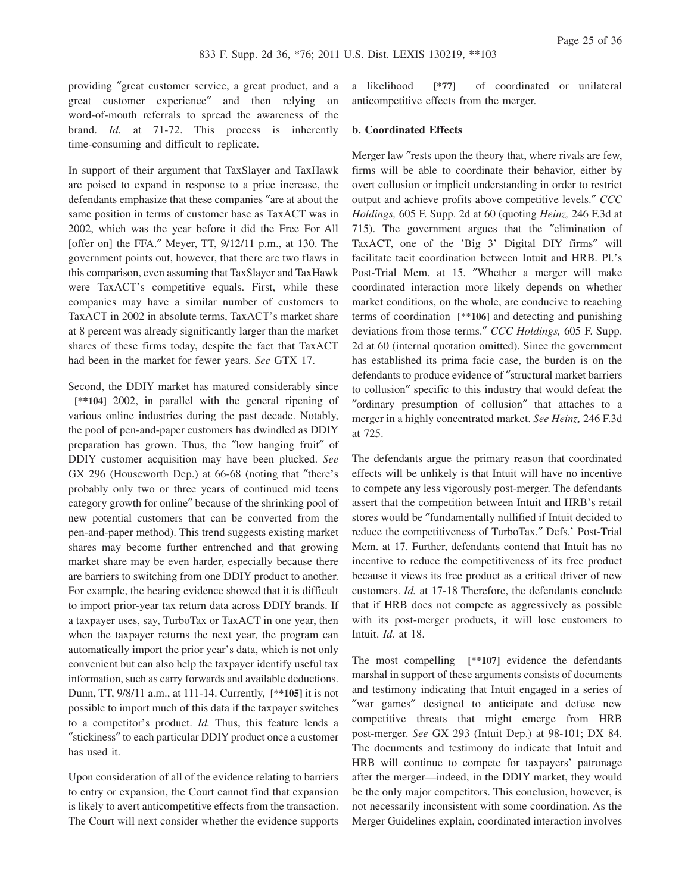providing ″great customer service, a great product, and a great customer experience″ and then relying on word-of-mouth referrals to spread the awareness of the brand. *Id.* at 71-72. This process is inherently time-consuming and difficult to replicate.

In support of their argument that TaxSlayer and TaxHawk are poised to expand in response to a price increase, the defendants emphasize that these companies ″are at about the same position in terms of customer base as TaxACT was in 2002, which was the year before it did the Free For All [offer on] the FFA.″ Meyer, TT, 9/12/11 p.m., at 130. The government points out, however, that there are two flaws in this comparison, even assuming that TaxSlayer and TaxHawk were TaxACT's competitive equals. First, while these companies may have a similar number of customers to TaxACT in 2002 in absolute terms, TaxACT's market share at 8 percent was already significantly larger than the market shares of these firms today, despite the fact that TaxACT had been in the market for fewer years. *See* GTX 17.

Second, the DDIY market has matured considerably since **[\*\*104]** 2002, in parallel with the general ripening of various online industries during the past decade. Notably, the pool of pen-and-paper customers has dwindled as DDIY preparation has grown. Thus, the ″low hanging fruit″ of DDIY customer acquisition may have been plucked. *See* GX 296 (Houseworth Dep.) at 66-68 (noting that ″there's probably only two or three years of continued mid teens category growth for online″ because of the shrinking pool of new potential customers that can be converted from the pen-and-paper method). This trend suggests existing market shares may become further entrenched and that growing market share may be even harder, especially because there are barriers to switching from one DDIY product to another. For example, the hearing evidence showed that it is difficult to import prior-year tax return data across DDIY brands. If a taxpayer uses, say, TurboTax or TaxACT in one year, then when the taxpayer returns the next year, the program can automatically import the prior year's data, which is not only convenient but can also help the taxpayer identify useful tax information, such as carry forwards and available deductions. Dunn, TT, 9/8/11 a.m., at 111-14. Currently, **[\*\*105]** it is not possible to import much of this data if the taxpayer switches to a competitor's product. *Id.* Thus, this feature lends a ″stickiness″ to each particular DDIY product once a customer has used it.

Upon consideration of all of the evidence relating to barriers to entry or expansion, the Court cannot find that expansion is likely to avert anticompetitive effects from the transaction. The Court will next consider whether the evidence supports a likelihood **[\*77]** of coordinated or unilateral anticompetitive effects from the merger.

**b. Coordinated Effects**

Merger law ″rests upon the theory that, where rivals are few, firms will be able to coordinate their behavior, either by overt collusion or implicit understanding in order to restrict output and achieve profits above competitive levels.″ *CCC Holdings,* 605 F. Supp. 2d at 60 (quoting *Heinz,* 246 F.3d at 715). The government argues that the ″elimination of TaxACT, one of the 'Big 3' Digital DIY firms″ will facilitate tacit coordination between Intuit and HRB. Pl.'s Post-Trial Mem. at 15. ″Whether a merger will make coordinated interaction more likely depends on whether market conditions, on the whole, are conducive to reaching terms of coordination **[\*\*106]** and detecting and punishing deviations from those terms.″ *CCC Holdings,* 605 F. Supp. 2d at 60 (internal quotation omitted). Since the government has established its prima facie case, the burden is on the defendants to produce evidence of ″structural market barriers to collusion″ specific to this industry that would defeat the ″ordinary presumption of collusion″ that attaches to a merger in a highly concentrated market. *See Heinz,* 246 F.3d at 725.

The defendants argue the primary reason that coordinated effects will be unlikely is that Intuit will have no incentive to compete any less vigorously post-merger. The defendants assert that the competition between Intuit and HRB's retail stores would be ″fundamentally nullified if Intuit decided to reduce the competitiveness of TurboTax.″ Defs.' Post-Trial Mem. at 17. Further, defendants contend that Intuit has no incentive to reduce the competitiveness of its free product because it views its free product as a critical driver of new customers. *Id.* at 17-18 Therefore, the defendants conclude that if HRB does not compete as aggressively as possible with its post-merger products, it will lose customers to Intuit. *Id.* at 18.

The most compelling **[\*\*107]** evidence the defendants marshal in support of these arguments consists of documents and testimony indicating that Intuit engaged in a series of ″war games″ designed to anticipate and defuse new competitive threats that might emerge from HRB post-merger. *See* GX 293 (Intuit Dep.) at 98-101; DX 84. The documents and testimony do indicate that Intuit and HRB will continue to compete for taxpayers' patronage after the merger—indeed, in the DDIY market, they would be the only major competitors. This conclusion, however, is not necessarily inconsistent with some coordination. As the Merger Guidelines explain, coordinated interaction involves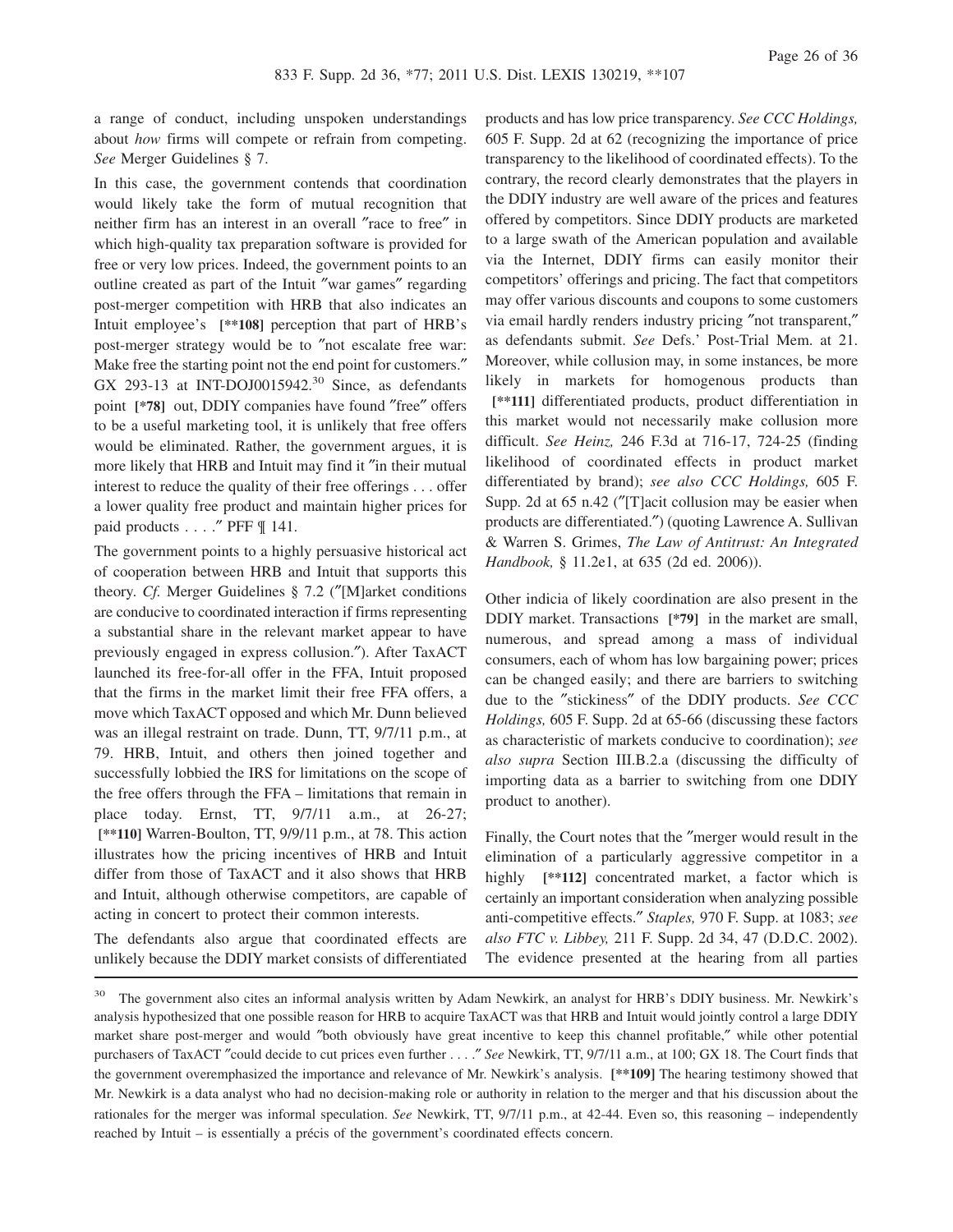a range of conduct, including unspoken understandings about *how* firms will compete or refrain from competing. *See* Merger Guidelines § 7.

In this case, the government contends that coordination would likely take the form of mutual recognition that neither firm has an interest in an overall "race to free" in which high-quality tax preparation software is provided for free or very low prices. Indeed, the government points to an outline created as part of the Intuit "war games" regarding post-merger competition with HRB that also indicates an Intuit employee's **[**108]** perception that part of HRB's post-merger strategy would be to "not escalate free war: Make free the starting point not the end point for customers." GX 293-13 at INT-DOJ0015942.[30] Since, as defendants point **[*78]** out, DDIY companies have found "free" offers to be a useful marketing tool, it is unlikely that free offers would be eliminated. Rather, the government argues, it is more likely that HRB and Intuit may find it "in their mutual interest to reduce the quality of their free offerings . . . offer a lower quality free product and maintain higher prices for paid products . . . ." PFF ¶ 141.

The government points to a highly persuasive historical act of cooperation between HRB and Intuit that supports this theory. *Cf.* Merger Guidelines § 7.2 ("[M]arket conditions are conducive to coordinated interaction if firms representing a substantial share in the relevant market appear to have previously engaged in express collusion."). After TaxACT launched its free-for-all offer in the FFA, Intuit proposed that the firms in the market limit their free FFA offers, a move which TaxACT opposed and which Mr. Dunn believed was an illegal restraint on trade. Dunn, TT, 9/7/11 p.m., at 79. HRB, Intuit, and others then joined together and successfully lobbied the IRS for limitations on the scope of the free offers through the FFA – limitations that remain in place today. Ernst, TT, 9/7/11 a.m., at 26-27; **[**110]** Warren-Boulton, TT, 9/9/11 p.m., at 78. This action illustrates how the pricing incentives of HRB and Intuit differ from those of TaxACT and it also shows that HRB and Intuit, although otherwise competitors, are capable of acting in concert to protect their common interests.

The defendants also argue that coordinated effects are unlikely because the DDIY market consists of differentiated products and has low price transparency. *See CCC Holdings,* 605 F. Supp. 2d at 62 (recognizing the importance of price transparency to the likelihood of coordinated effects). To the contrary, the record clearly demonstrates that the players in the DDIY industry are well aware of the prices and features offered by competitors. Since DDIY products are marketed to a large swath of the American population and available via the Internet, DDIY firms can easily monitor their competitors' offerings and pricing. The fact that competitors may offer various discounts and coupons to some customers via email hardly renders industry pricing "not transparent," as defendants submit. *See* Defs.' Post-Trial Mem. at 21. Moreover, while collusion may, in some instances, be more likely in markets for homogenous products than **[**111]** differentiated products, product differentiation in this market would not necessarily make collusion more difficult. *See Heinz,* 246 F.3d at 716-17, 724-25 (finding likelihood of coordinated effects in product market differentiated by brand); *see also CCC Holdings,* 605 F. Supp. 2d at 65 n.42 ("[T]acit collusion may be easier when products are differentiated.") (quoting Lawrence A. Sullivan & Warren S. Grimes, *The Law of Antitrust: An Integrated Handbook,* § 11.2e1, at 635 (2d ed. 2006)).

Other indicia of likely coordination are also present in the DDIY market. Transactions **[*79]** in the market are small, numerous, and spread among a mass of individual consumers, each of whom has low bargaining power; prices can be changed easily; and there are barriers to switching due to the "stickiness" of the DDIY products. *See CCC Holdings,* 605 F. Supp. 2d at 65-66 (discussing these factors as characteristic of markets conducive to coordination); *see also supra* Section III.B.2.a (discussing the difficulty of importing data as a barrier to switching from one DDIY product to another).

Finally, the Court notes that the "merger would result in the elimination of a particularly aggressive competitor in a highly **[**112]** concentrated market, a factor which is certainly an important consideration when analyzing possible anti-competitive effects." *Staples,* 970 F. Supp. at 1083; *see also FTC v. Libbey,* 211 F. Supp. 2d 34, 47 (D.D.C. 2002). The evidence presented at the hearing from all parties

---

[30] The government also cites an informal analysis written by Adam Newkirk, an analyst for HRB's DDIY business. Mr. Newkirk's analysis hypothesized that one possible reason for HRB to acquire TaxACT was that HRB and Intuit would jointly control a large DDIY market share post-merger and would "both obviously have great incentive to keep this channel profitable," while other potential purchasers of TaxACT "could decide to cut prices even further . . . ." *See* Newkirk, TT, 9/7/11 a.m., at 100; GX 18. The Court finds that the government overemphasized the importance and relevance of Mr. Newkirk's analysis. **[**109]** The hearing testimony showed that Mr. Newkirk is a data analyst who had no decision-making role or authority in relation to the merger and that his discussion about the rationales for the merger was informal speculation. *See* Newkirk, TT, 9/7/11 p.m., at 42-44. Even so, this reasoning – independently reached by Intuit – is essentially a précis of the government's coordinated effects concern.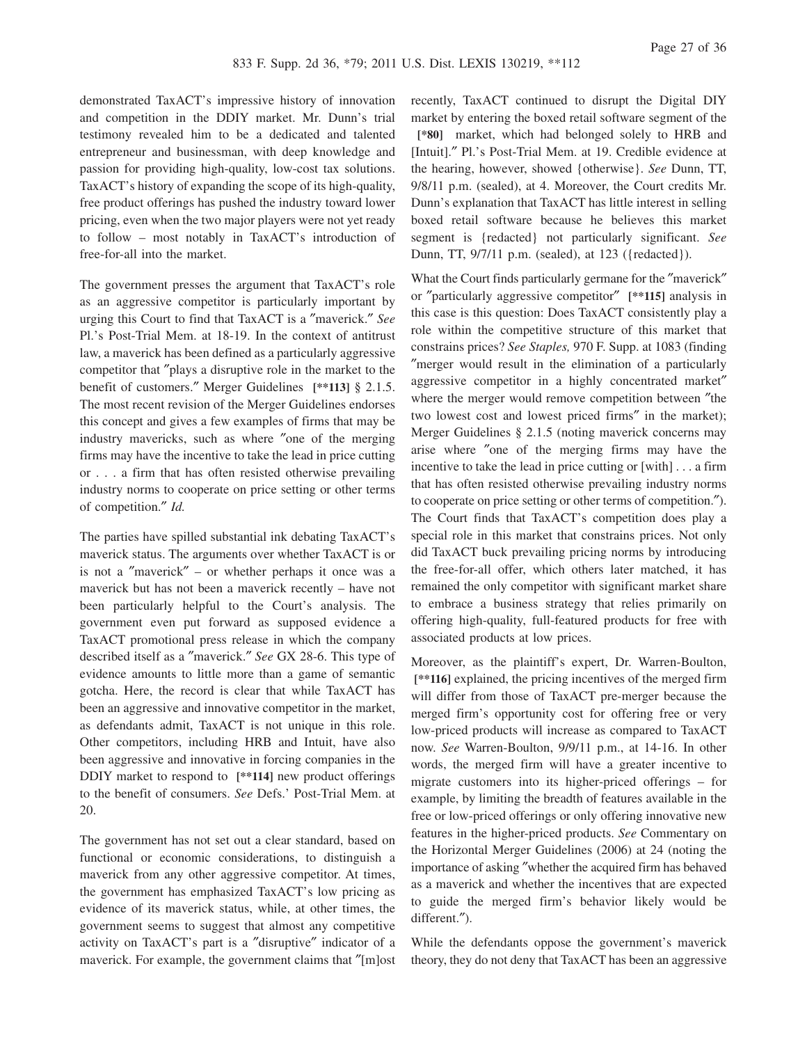demonstrated TaxACT's impressive history of innovation and competition in the DDIY market. Mr. Dunn's trial testimony revealed him to be a dedicated and talented entrepreneur and businessman, with deep knowledge and passion for providing high-quality, low-cost tax solutions. TaxACT's history of expanding the scope of its high-quality, free product offerings has pushed the industry toward lower pricing, even when the two major players were not yet ready to follow – most notably in TaxACT's introduction of free-for-all into the market.

The government presses the argument that TaxACT's role as an aggressive competitor is particularly important by urging this Court to find that TaxACT is a "maverick." *See* Pl.'s Post-Trial Mem. at 18-19. In the context of antitrust law, a maverick has been defined as a particularly aggressive competitor that "plays a disruptive role in the market to the benefit of customers." Merger Guidelines **[**113]** § 2.1.5. The most recent revision of the Merger Guidelines endorses this concept and gives a few examples of firms that may be industry mavericks, such as where "one of the merging firms may have the incentive to take the lead in price cutting or . . . a firm that has often resisted otherwise prevailing industry norms to cooperate on price setting or other terms of competition." *Id.*

The parties have spilled substantial ink debating TaxACT's maverick status. The arguments over whether TaxACT is or is not a "maverick" – or whether perhaps it once was a maverick but has not been a maverick recently – have not been particularly helpful to the Court's analysis. The government even put forward as supposed evidence a TaxACT promotional press release in which the company described itself as a "maverick." *See* GX 28-6. This type of evidence amounts to little more than a game of semantic gotcha. Here, the record is clear that while TaxACT has been an aggressive and innovative competitor in the market, as defendants admit, TaxACT is not unique in this role. Other competitors, including HRB and Intuit, have also been aggressive and innovative in forcing companies in the DDIY market to respond to **[**114]** new product offerings to the benefit of consumers. *See* Defs.' Post-Trial Mem. at 20.

The government has not set out a clear standard, based on functional or economic considerations, to distinguish a maverick from any other aggressive competitor. At times, the government has emphasized TaxACT's low pricing as evidence of its maverick status, while, at other times, the government seems to suggest that almost any competitive activity on TaxACT's part is a "disruptive" indicator of a maverick. For example, the government claims that "[m]ost recently, TaxACT continued to disrupt the Digital DIY market by entering the boxed retail software segment of the **[*80]** market, which had belonged solely to HRB and [Intuit]." Pl.'s Post-Trial Mem. at 19. Credible evidence at the hearing, however, showed {otherwise}. *See* Dunn, TT, 9/8/11 p.m. (sealed), at 4. Moreover, the Court credits Mr. Dunn's explanation that TaxACT has little interest in selling boxed retail software because he believes this market segment is {redacted} not particularly significant. *See* Dunn, TT, 9/7/11 p.m. (sealed), at 123 ({redacted}).

What the Court finds particularly germane for the "maverick" or "particularly aggressive competitor" **[**115]** analysis in this case is this question: Does TaxACT consistently play a role within the competitive structure of this market that constrains prices? *See Staples,* 970 F. Supp. at 1083 (finding "merger would result in the elimination of a particularly aggressive competitor in a highly concentrated market" where the merger would remove competition between "the two lowest cost and lowest priced firms" in the market); Merger Guidelines § 2.1.5 (noting maverick concerns may arise where "one of the merging firms may have the incentive to take the lead in price cutting or [with] . . . a firm that has often resisted otherwise prevailing industry norms to cooperate on price setting or other terms of competition."). The Court finds that TaxACT's competition does play a special role in this market that constrains prices. Not only did TaxACT buck prevailing pricing norms by introducing the free-for-all offer, which others later matched, it has remained the only competitor with significant market share to embrace a business strategy that relies primarily on offering high-quality, full-featured products for free with associated products at low prices.

Moreover, as the plaintiff's expert, Dr. Warren-Boulton, **[**116]** explained, the pricing incentives of the merged firm will differ from those of TaxACT pre-merger because the merged firm's opportunity cost for offering free or very low-priced products will increase as compared to TaxACT now. *See* Warren-Boulton, 9/9/11 p.m., at 14-16. In other words, the merged firm will have a greater incentive to migrate customers into its higher-priced offerings – for example, by limiting the breadth of features available in the free or low-priced offerings or only offering innovative new features in the higher-priced products. *See* Commentary on the Horizontal Merger Guidelines (2006) at 24 (noting the importance of asking "whether the acquired firm has behaved as a maverick and whether the incentives that are expected to guide the merged firm's behavior likely would be different.").

While the defendants oppose the government's maverick theory, they do not deny that TaxACT has been an aggressive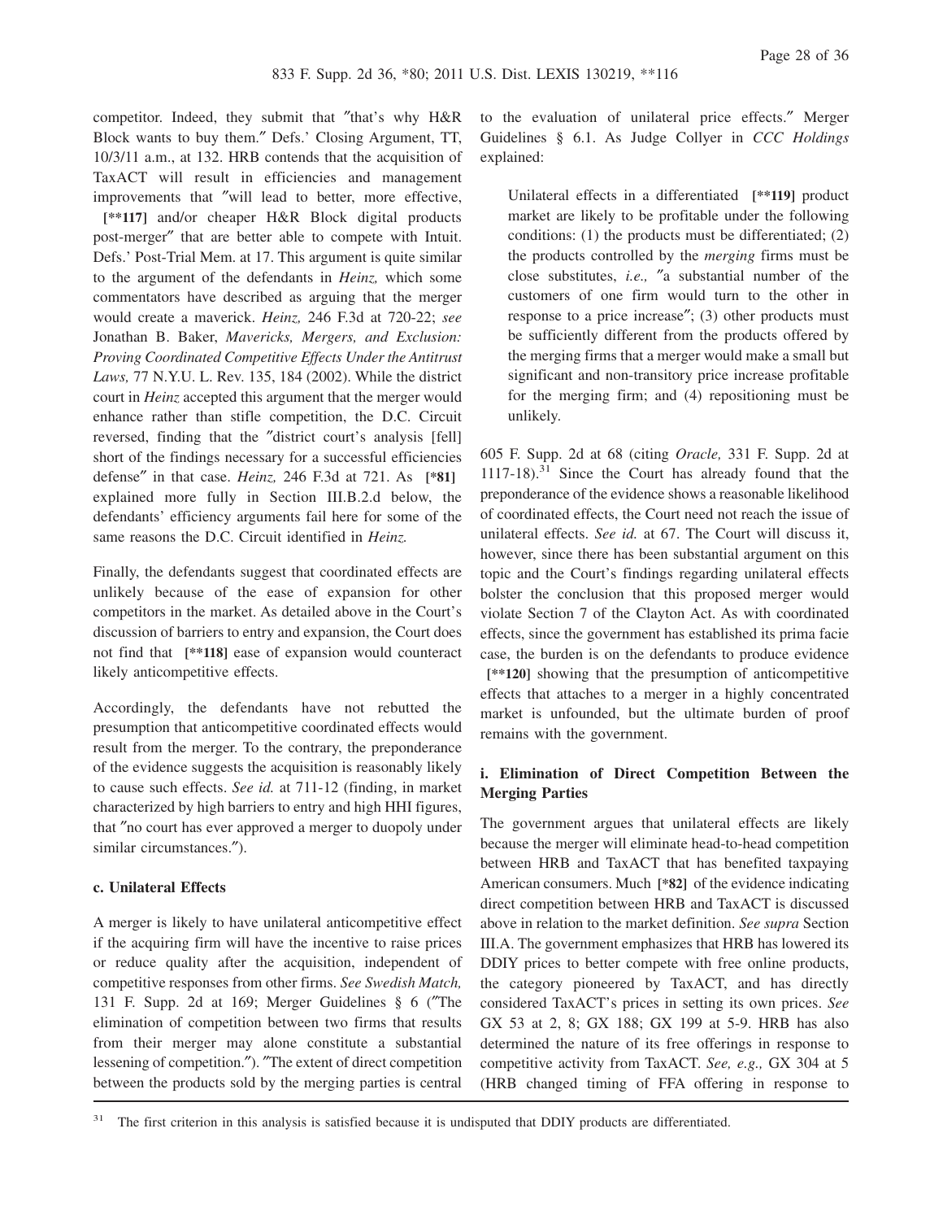competitor. Indeed, they submit that "that's why H&R Block wants to buy them." Defs.' Closing Argument, TT, 10/3/11 a.m., at 132. HRB contends that the acquisition of TaxACT will result in efficiencies and management improvements that "will lead to better, more effective, [**117] and/or cheaper H&R Block digital products post-merger" that are better able to compete with Intuit. Defs.' Post-Trial Mem. at 17. This argument is quite similar to the argument of the defendants in *Heinz,* which some commentators have described as arguing that the merger would create a maverick. *Heinz,* 246 F.3d at 720-22; *see* Jonathan B. Baker, *Mavericks, Mergers, and Exclusion: Proving Coordinated Competitive Effects Under the Antitrust Laws,* 77 N.Y.U. L. Rev. 135, 184 (2002). While the district court in *Heinz* accepted this argument that the merger would enhance rather than stifle competition, the D.C. Circuit reversed, finding that the "district court's analysis [fell] short of the findings necessary for a successful efficiencies defense" in that case. *Heinz,* 246 F.3d at 721. As [*81] explained more fully in Section III.B.2.d below, the defendants' efficiency arguments fail here for some of the same reasons the D.C. Circuit identified in *Heinz.*

Finally, the defendants suggest that coordinated effects are unlikely because of the ease of expansion for other competitors in the market. As detailed above in the Court's discussion of barriers to entry and expansion, the Court does not find that [**118] ease of expansion would counteract likely anticompetitive effects.

Accordingly, the defendants have not rebutted the presumption that anticompetitive coordinated effects would result from the merger. To the contrary, the preponderance of the evidence suggests the acquisition is reasonably likely to cause such effects. *See id.* at 711-12 (finding, in market characterized by high barriers to entry and high HHI figures, that "no court has ever approved a merger to duopoly under similar circumstances.").

#### c. Unilateral Effects

A merger is likely to have unilateral anticompetitive effect if the acquiring firm will have the incentive to raise prices or reduce quality after the acquisition, independent of competitive responses from other firms. *See Swedish Match,* 131 F. Supp. 2d at 169; Merger Guidelines § 6 ("The elimination of competition between two firms that results from their merger may alone constitute a substantial lessening of competition."). "The extent of direct competition between the products sold by the merging parties is central to the evaluation of unilateral price effects." Merger Guidelines § 6.1. As Judge Collyer in *CCC Holdings* explained:

> Unilateral effects in a differentiated [**119] product market are likely to be profitable under the following conditions: (1) the products must be differentiated; (2) the products controlled by the *merging* firms must be close substitutes, *i.e.,* "a substantial number of the customers of one firm would turn to the other in response to a price increase"; (3) other products must be sufficiently different from the products offered by the merging firms that a merger would make a small but significant and non-transitory price increase profitable for the merging firm; and (4) repositioning must be unlikely.

605 F. Supp. 2d at 68 (citing *Oracle,* 331 F. Supp. 2d at 1117-18).[31] Since the Court has already found that the preponderance of the evidence shows a reasonable likelihood of coordinated effects, the Court need not reach the issue of unilateral effects. *See id.* at 67. The Court will discuss it, however, since there has been substantial argument on this topic and the Court's findings regarding unilateral effects bolster the conclusion that this proposed merger would violate Section 7 of the Clayton Act. As with coordinated effects, since the government has established its prima facie case, the burden is on the defendants to produce evidence [**120] showing that the presumption of anticompetitive effects that attaches to a merger in a highly concentrated market is unfounded, but the ultimate burden of proof remains with the government.

#### i. Elimination of Direct Competition Between the Merging Parties

The government argues that unilateral effects are likely because the merger will eliminate head-to-head competition between HRB and TaxACT that has benefited taxpaying American consumers. Much [*82] of the evidence indicating direct competition between HRB and TaxACT is discussed above in relation to the market definition. *See supra* Section III.A. The government emphasizes that HRB has lowered its DDIY prices to better compete with free online products, the category pioneered by TaxACT, and has directly considered TaxACT's prices in setting its own prices. *See* GX 53 at 2, 8; GX 188; GX 199 at 5-9. HRB has also determined the nature of its free offerings in response to competitive activity from TaxACT. *See, e.g.,* GX 304 at 5 (HRB changed timing of FFA offering in response to

---

[31] The first criterion in this analysis is satisfied because it is undisputed that DDIY products are differentiated.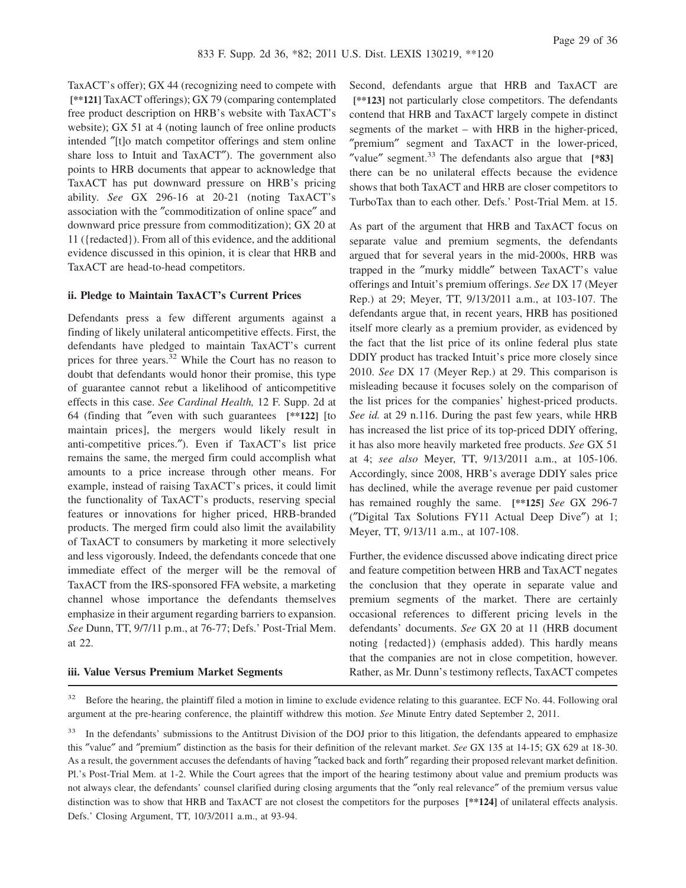TaxACT's offer); GX 44 (recognizing need to compete with [**121] TaxACT offerings); GX 79 (comparing contemplated free product description on HRB's website with TaxACT's website); GX 51 at 4 (noting launch of free online products intended "[t]o match competitor offerings and stem online share loss to Intuit and TaxACT"). The government also points to HRB documents that appear to acknowledge that TaxACT has put downward pressure on HRB's pricing ability. *See* GX 296-16 at 20-21 (noting TaxACT's association with the "commoditization of online space" and downward price pressure from commoditization); GX 20 at 11 ({redacted}). From all of this evidence, and the additional evidence discussed in this opinion, it is clear that HRB and TaxACT are head-to-head competitors.

#### ii. Pledge to Maintain TaxACT's Current Prices

Defendants press a few different arguments against a finding of likely unilateral anticompetitive effects. First, the defendants have pledged to maintain TaxACT's current prices for three years.[32] While the Court has no reason to doubt that defendants would honor their promise, this type of guarantee cannot rebut a likelihood of anticompetitive effects in this case. *See Cardinal Health,* 12 F. Supp. 2d at 64 (finding that "even with such guarantees [**122] [to maintain prices], the mergers would likely result in anti-competitive prices."). Even if TaxACT's list price remains the same, the merged firm could accomplish what amounts to a price increase through other means. For example, instead of raising TaxACT's prices, it could limit the functionality of TaxACT's products, reserving special features or innovations for higher priced, HRB-branded products. The merged firm could also limit the availability of TaxACT to consumers by marketing it more selectively and less vigorously. Indeed, the defendants concede that one immediate effect of the merger will be the removal of TaxACT from the IRS-sponsored FFA website, a marketing channel whose importance the defendants themselves emphasize in their argument regarding barriers to expansion. *See* Dunn, TT, 9/7/11 p.m., at 76-77; Defs.' Post-Trial Mem. at 22.

#### iii. Value Versus Premium Market Segments

Second, defendants argue that HRB and TaxACT are [**123] not particularly close competitors. The defendants contend that HRB and TaxACT largely compete in distinct segments of the market – with HRB in the higher-priced, "premium" segment and TaxACT in the lower-priced, "value" segment.[33] The defendants also argue that [*83] there can be no unilateral effects because the evidence shows that both TaxACT and HRB are closer competitors to TurboTax than to each other. Defs.' Post-Trial Mem. at 15.

As part of the argument that HRB and TaxACT focus on separate value and premium segments, the defendants argued that for several years in the mid-2000s, HRB was trapped in the "murky middle" between TaxACT's value offerings and Intuit's premium offerings. *See* DX 17 (Meyer Rep.) at 29; Meyer, TT, 9/13/2011 a.m., at 103-107. The defendants argue that, in recent years, HRB has positioned itself more clearly as a premium provider, as evidenced by the fact that the list price of its online federal plus state DDIY product has tracked Intuit's price more closely since 2010. *See* DX 17 (Meyer Rep.) at 29. This comparison is misleading because it focuses solely on the comparison of the list prices for the companies' highest-priced products. *See id.* at 29 n.116. During the past few years, while HRB has increased the list price of its top-priced DDIY offering, it has also more heavily marketed free products. *See* GX 51 at 4; *see also* Meyer, TT, 9/13/2011 a.m., at 105-106. Accordingly, since 2008, HRB's average DDIY sales price has declined, while the average revenue per paid customer has remained roughly the same. [**125] *See* GX 296-7 ("Digital Tax Solutions FY11 Actual Deep Dive") at 1; Meyer, TT, 9/13/11 a.m., at 107-108.

Further, the evidence discussed above indicating direct price and feature competition between HRB and TaxACT negates the conclusion that they operate in separate value and premium segments of the market. There are certainly occasional references to different pricing levels in the defendants' documents. *See* GX 20 at 11 (HRB document noting {redacted}) (emphasis added). This hardly means that the companies are not in close competition, however. Rather, as Mr. Dunn's testimony reflects, TaxACT competes

---

[32] Before the hearing, the plaintiff filed a motion in limine to exclude evidence relating to this guarantee. ECF No. 44. Following oral argument at the pre-hearing conference, the plaintiff withdrew this motion. *See* Minute Entry dated September 2, 2011.

[33] In the defendants' submissions to the Antitrust Division of the DOJ prior to this litigation, the defendants appeared to emphasize this "value" and "premium" distinction as the basis for their definition of the relevant market. *See* GX 135 at 14-15; GX 629 at 18-30. As a result, the government accuses the defendants of having "tacked back and forth" regarding their proposed relevant market definition. Pl.'s Post-Trial Mem. at 1-2. While the Court agrees that the import of the hearing testimony about value and premium products was not always clear, the defendants' counsel clarified during closing arguments that the "only real relevance" of the premium versus value distinction was to show that HRB and TaxACT are not closest the competitors for the purposes [**124] of unilateral effects analysis. Defs.' Closing Argument, TT, 10/3/2011 a.m., at 93-94.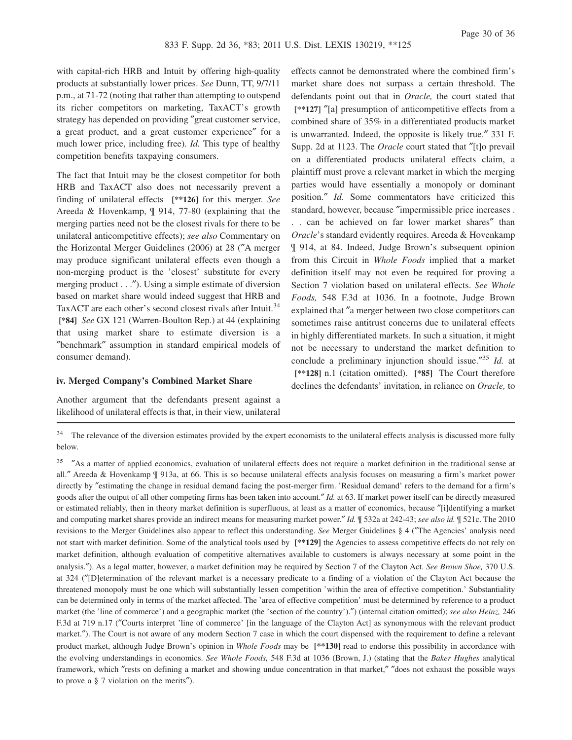with capital-rich HRB and Intuit by offering high-quality products at substantially lower prices. *See* Dunn, TT, 9/7/11 p.m., at 71-72 (noting that rather than attempting to outspend its richer competitors on marketing, TaxACT's growth strategy has depended on providing "great customer service, a great product, and a great customer experience" for a much lower price, including free). *Id.* This type of healthy competition benefits taxpaying consumers.

The fact that Intuit may be the closest competitor for both HRB and TaxACT also does not necessarily prevent a finding of unilateral effects **[\*\*126]** for this merger. *See* Areeda & Hovenkamp, ¶ 914, 77-80 (explaining that the merging parties need not be the closest rivals for there to be unilateral anticompetitive effects); *see also* Commentary on the Horizontal Merger Guidelines (2006) at 28 ("A merger may produce significant unilateral effects even though a non-merging product is the 'closest' substitute for every merging product . . ."). Using a simple estimate of diversion based on market share would indeed suggest that HRB and TaxACT are each other's second closest rivals after Intuit.[34] **[\*84]** *See* GX 121 (Warren-Boulton Rep.) at 44 (explaining that using market share to estimate diversion is a "benchmark" assumption in standard empirical models of consumer demand).

#### iv. Merged Company's Combined Market Share

Another argument that the defendants present against a likelihood of unilateral effects is that, in their view, unilateral effects cannot be demonstrated where the combined firm's market share does not surpass a certain threshold. The defendants point out that in *Oracle,* the court stated that **[\*\*127]** "[a] presumption of anticompetitive effects from a combined share of 35% in a differentiated products market is unwarranted. Indeed, the opposite is likely true." 331 F. Supp. 2d at 1123. The *Oracle* court stated that "[t]o prevail on a differentiated products unilateral effects claim, a plaintiff must prove a relevant market in which the merging parties would have essentially a monopoly or dominant position." *Id.* Some commentators have criticized this standard, however, because "impermissible price increases . . . can be achieved on far lower market shares" than *Oracle*'s standard evidently requires. Areeda & Hovenkamp ¶ 914, at 84. Indeed, Judge Brown's subsequent opinion from this Circuit in *Whole Foods* implied that a market definition itself may not even be required for proving a Section 7 violation based on unilateral effects. *See Whole Foods,* 548 F.3d at 1036. In a footnote, Judge Brown explained that "a merger between two close competitors can sometimes raise antitrust concerns due to unilateral effects in highly differentiated markets. In such a situation, it might not be necessary to understand the market definition to conclude a preliminary injunction should issue."[35] *Id.* at **[\*\*128]** n.1 (citation omitted). **[\*85]** The Court therefore declines the defendants' invitation, in reliance on *Oracle,* to

---

[34] The relevance of the diversion estimates provided by the expert economists to the unilateral effects analysis is discussed more fully below.

[35] "As a matter of applied economics, evaluation of unilateral effects does not require a market definition in the traditional sense at all." Areeda & Hovenkamp ¶ 913a, at 66. This is so because unilateral effects analysis focuses on measuring a firm's market power directly by "estimating the change in residual demand facing the post-merger firm. 'Residual demand' refers to the demand for a firm's goods after the output of all other competing firms has been taken into account." *Id.* at 63. If market power itself can be directly measured or estimated reliably, then in theory market definition is superfluous, at least as a matter of economics, because "[i]dentifying a market and computing market shares provide an indirect means for measuring market power." *Id.* ¶ 532a at 242-43; *see also id.* ¶ 521c. The 2010 revisions to the Merger Guidelines also appear to reflect this understanding. *See* Merger Guidelines § 4 ("The Agencies' analysis need not start with market definition. Some of the analytical tools used by **[\*\*129]** the Agencies to assess competitive effects do not rely on market definition, although evaluation of competitive alternatives available to customers is always necessary at some point in the analysis."). As a legal matter, however, a market definition may be required by Section 7 of the Clayton Act. *See Brown Shoe,* 370 U.S. at 324 ("[D]etermination of the relevant market is a necessary predicate to a finding of a violation of the Clayton Act because the threatened monopoly must be one which will substantially lessen competition 'within the area of effective competition.' Substantiality can be determined only in terms of the market affected. The 'area of effective competition' must be determined by reference to a product market (the 'line of commerce') and a geographic market (the 'section of the country')." (internal citation omitted); *see also Heinz,* 246 F.3d at 719 n.17 ("Courts interpret 'line of commerce' [in the language of the Clayton Act] as synonymous with the relevant product market."). The Court is not aware of any modern Section 7 case in which the court dispensed with the requirement to define a relevant product market, although Judge Brown's opinion in *Whole Foods* may be **[\*\*130]** read to endorse this possibility in accordance with the evolving understandings in economics. *See Whole Foods,* 548 F.3d at 1036 (Brown, J.) (stating that the *Baker Hughes* analytical framework, which "rests on defining a market and showing undue concentration in that market," "does not exhaust the possible ways to prove a § 7 violation on the merits").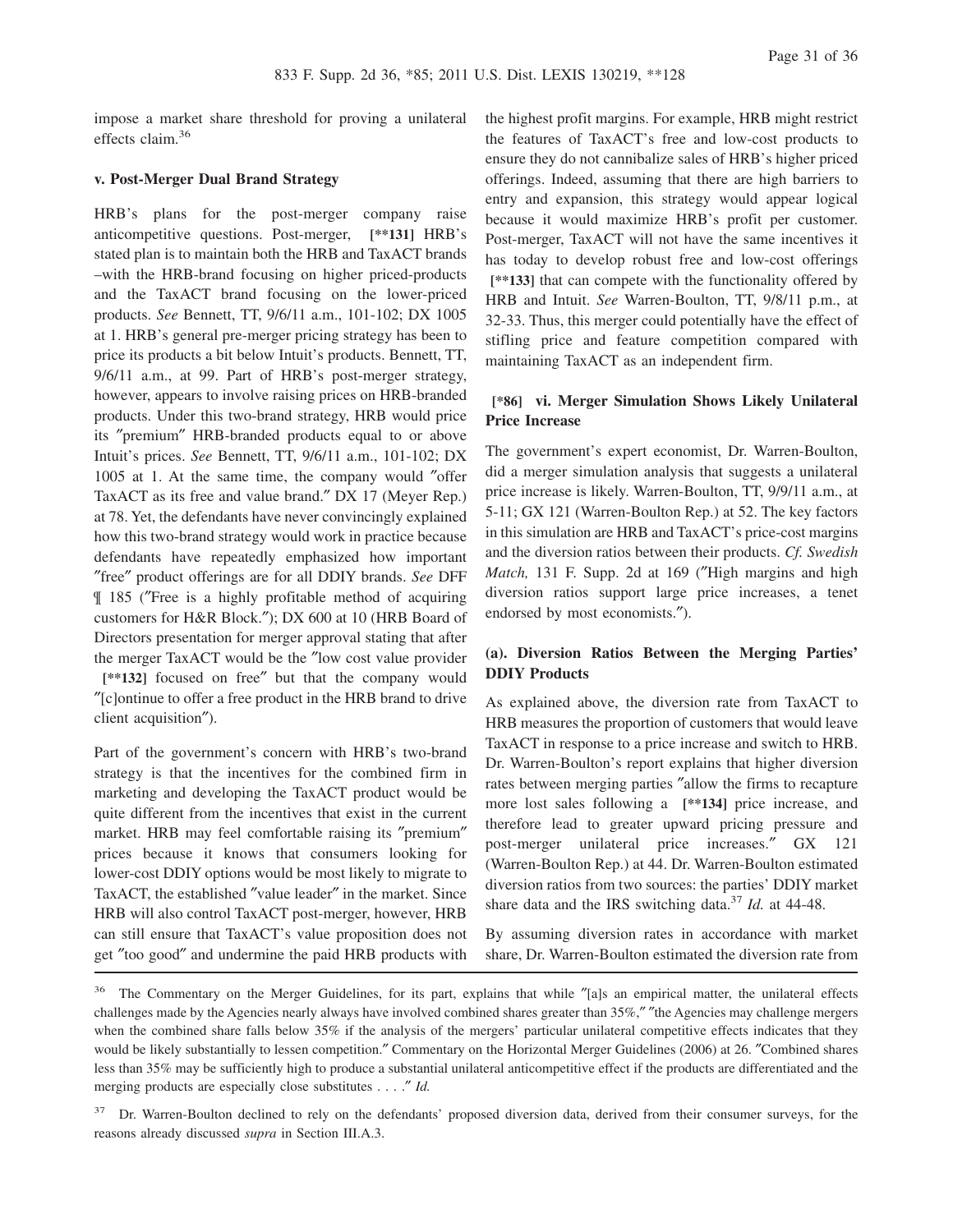impose a market share threshold for proving a unilateral effects claim.[36]

#### v. Post-Merger Dual Brand Strategy

HRB's plans for the post-merger company raise anticompetitive questions. Post-merger, [**131] HRB's stated plan is to maintain both the HRB and TaxACT brands –with the HRB-brand focusing on higher priced-products and the TaxACT brand focusing on the lower-priced products. *See* Bennett, TT, 9/6/11 a.m., 101-102; DX 1005 at 1. HRB's general pre-merger pricing strategy has been to price its products a bit below Intuit's products. Bennett, TT, 9/6/11 a.m., at 99. Part of HRB's post-merger strategy, however, appears to involve raising prices on HRB-branded products. Under this two-brand strategy, HRB would price its ″premium″ HRB-branded products equal to or above Intuit's prices. *See* Bennett, TT, 9/6/11 a.m., 101-102; DX 1005 at 1. At the same time, the company would ″offer TaxACT as its free and value brand.″ DX 17 (Meyer Rep.) at 78. Yet, the defendants have never convincingly explained how this two-brand strategy would work in practice because defendants have repeatedly emphasized how important ″free″ product offerings are for all DDIY brands. *See* DFF ¶ 185 (″Free is a highly profitable method of acquiring customers for H&R Block.″); DX 600 at 10 (HRB Board of Directors presentation for merger approval stating that after the merger TaxACT would be the ″low cost value provider [**132] focused on free″ but that the company would ″[c]ontinue to offer a free product in the HRB brand to drive client acquisition″).

Part of the government's concern with HRB's two-brand strategy is that the incentives for the combined firm in marketing and developing the TaxACT product would be quite different from the incentives that exist in the current market. HRB may feel comfortable raising its ″premium″ prices because it knows that consumers looking for lower-cost DDIY options would be most likely to migrate to TaxACT, the established ″value leader″ in the market. Since HRB will also control TaxACT post-merger, however, HRB can still ensure that TaxACT's value proposition does not get ″too good″ and undermine the paid HRB products with the highest profit margins. For example, HRB might restrict the features of TaxACT's free and low-cost products to ensure they do not cannibalize sales of HRB's higher priced offerings. Indeed, assuming that there are high barriers to entry and expansion, this strategy would appear logical because it would maximize HRB's profit per customer. Post-merger, TaxACT will not have the same incentives it has today to develop robust free and low-cost offerings [**133] that can compete with the functionality offered by HRB and Intuit. *See* Warren-Boulton, TT, 9/8/11 p.m., at 32-33. Thus, this merger could potentially have the effect of stifling price and feature competition compared with maintaining TaxACT as an independent firm.

#### [*86] vi. Merger Simulation Shows Likely Unilateral Price Increase

The government's expert economist, Dr. Warren-Boulton, did a merger simulation analysis that suggests a unilateral price increase is likely. Warren-Boulton, TT, 9/9/11 a.m., at 5-11; GX 121 (Warren-Boulton Rep.) at 52. The key factors in this simulation are HRB and TaxACT's price-cost margins and the diversion ratios between their products. *Cf. Swedish Match,* 131 F. Supp. 2d at 169 (″High margins and high diversion ratios support large price increases, a tenet endorsed by most economists.″).

#### (a). Diversion Ratios Between the Merging Parties' DDIY Products

As explained above, the diversion rate from TaxACT to HRB measures the proportion of customers that would leave TaxACT in response to a price increase and switch to HRB. Dr. Warren-Boulton's report explains that higher diversion rates between merging parties ″allow the firms to recapture more lost sales following a [**134] price increase, and therefore lead to greater upward pricing pressure and post-merger unilateral price increases.″ GX 121 (Warren-Boulton Rep.) at 44. Dr. Warren-Boulton estimated diversion ratios from two sources: the parties' DDIY market share data and the IRS switching data.[37] *Id.* at 44-48.

By assuming diversion rates in accordance with market share, Dr. Warren-Boulton estimated the diversion rate from

---

[36] The Commentary on the Merger Guidelines, for its part, explains that while ″[a]s an empirical matter, the unilateral effects challenges made by the Agencies nearly always have involved combined shares greater than 35%,″ ″the Agencies may challenge mergers when the combined share falls below 35% if the analysis of the mergers' particular unilateral competitive effects indicates that they would be likely substantially to lessen competition.″ Commentary on the Horizontal Merger Guidelines (2006) at 26. ″Combined shares less than 35% may be sufficiently high to produce a substantial unilateral anticompetitive effect if the products are differentiated and the merging products are especially close substitutes . . . .″ *Id.*

[37] Dr. Warren-Boulton declined to rely on the defendants' proposed diversion data, derived from their consumer surveys, for the reasons already discussed *supra* in Section III.A.3.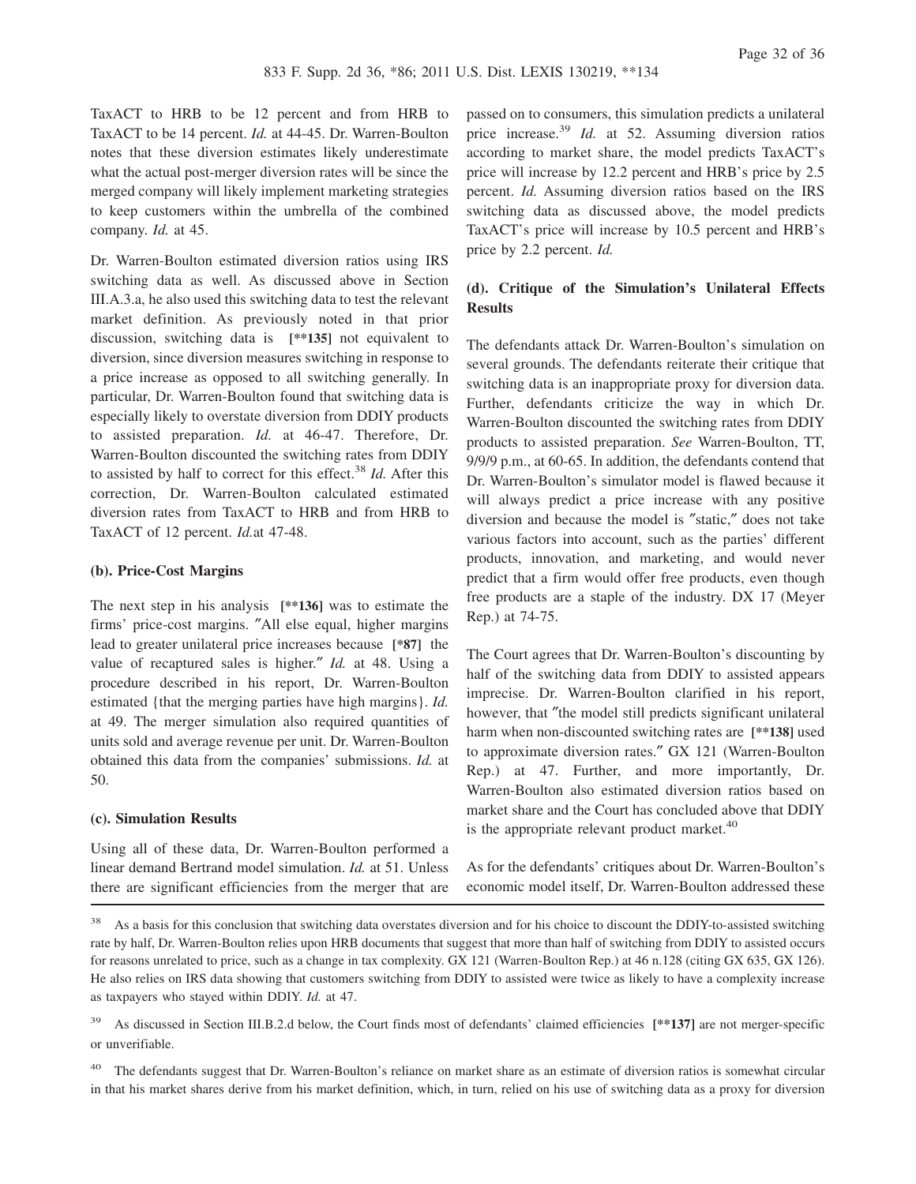TaxACT to HRB to be 12 percent and from HRB to TaxACT to be 14 percent. *Id.* at 44-45. Dr. Warren-Boulton notes that these diversion estimates likely underestimate what the actual post-merger diversion rates will be since the merged company will likely implement marketing strategies to keep customers within the umbrella of the combined company. *Id.* at 45.

Dr. Warren-Boulton estimated diversion ratios using IRS switching data as well. As discussed above in Section III.A.3.a, he also used this switching data to test the relevant market definition. As previously noted in that prior discussion, switching data is **[**135]** not equivalent to diversion, since diversion measures switching in response to a price increase as opposed to all switching generally. In particular, Dr. Warren-Boulton found that switching data is especially likely to overstate diversion from DDIY products to assisted preparation. *Id.* at 46-47. Therefore, Dr. Warren-Boulton discounted the switching rates from DDIY to assisted by half to correct for this effect.[38] *Id.* After this correction, Dr. Warren-Boulton calculated estimated diversion rates from TaxACT to HRB and from HRB to TaxACT of 12 percent. *Id.*at 47-48.

#### (b). Price-Cost Margins

The next step in his analysis **[**136]** was to estimate the firms' price-cost margins. "All else equal, higher margins lead to greater unilateral price increases because **[*87]** the value of recaptured sales is higher." *Id.* at 48. Using a procedure described in his report, Dr. Warren-Boulton estimated {that the merging parties have high margins}. *Id.* at 49. The merger simulation also required quantities of units sold and average revenue per unit. Dr. Warren-Boulton obtained this data from the companies' submissions. *Id.* at 50.

#### (c). Simulation Results

Using all of these data, Dr. Warren-Boulton performed a linear demand Bertrand model simulation. *Id.* at 51. Unless there are significant efficiencies from the merger that are passed on to consumers, this simulation predicts a unilateral price increase.[39] *Id.* at 52. Assuming diversion ratios according to market share, the model predicts TaxACT's price will increase by 12.2 percent and HRB's price by 2.5 percent. *Id.* Assuming diversion ratios based on the IRS switching data as discussed above, the model predicts TaxACT's price will increase by 10.5 percent and HRB's price by 2.2 percent. *Id.*

#### (d). Critique of the Simulation's Unilateral Effects Results

The defendants attack Dr. Warren-Boulton's simulation on several grounds. The defendants reiterate their critique that switching data is an inappropriate proxy for diversion data. Further, defendants criticize the way in which Dr. Warren-Boulton discounted the switching rates from DDIY products to assisted preparation. *See* Warren-Boulton, TT, 9/9/9 p.m., at 60-65. In addition, the defendants contend that Dr. Warren-Boulton's simulator model is flawed because it will always predict a price increase with any positive diversion and because the model is "static," does not take various factors into account, such as the parties' different products, innovation, and marketing, and would never predict that a firm would offer free products, even though free products are a staple of the industry. DX 17 (Meyer Rep.) at 74-75.

The Court agrees that Dr. Warren-Boulton's discounting by half of the switching data from DDIY to assisted appears imprecise. Dr. Warren-Boulton clarified in his report, however, that "the model still predicts significant unilateral harm when non-discounted switching rates are **[**138]** used to approximate diversion rates." GX 121 (Warren-Boulton Rep.) at 47. Further, and more importantly, Dr. Warren-Boulton also estimated diversion ratios based on market share and the Court has concluded above that DDIY is the appropriate relevant product market.[40]

As for the defendants' critiques about Dr. Warren-Boulton's economic model itself, Dr. Warren-Boulton addressed these

---

[38] As a basis for this conclusion that switching data overstates diversion and for his choice to discount the DDIY-to-assisted switching rate by half, Dr. Warren-Boulton relies upon HRB documents that suggest that more than half of switching from DDIY to assisted occurs for reasons unrelated to price, such as a change in tax complexity. GX 121 (Warren-Boulton Rep.) at 46 n.128 (citing GX 635, GX 126). He also relies on IRS data showing that customers switching from DDIY to assisted were twice as likely to have a complexity increase as taxpayers who stayed within DDIY. *Id.* at 47.

[39] As discussed in Section III.B.2.d below, the Court finds most of defendants' claimed efficiencies **[**137]** are not merger-specific or unverifiable.

[40] The defendants suggest that Dr. Warren-Boulton's reliance on market share as an estimate of diversion ratios is somewhat circular in that his market shares derive from his market definition, which, in turn, relied on his use of switching data as a proxy for diversion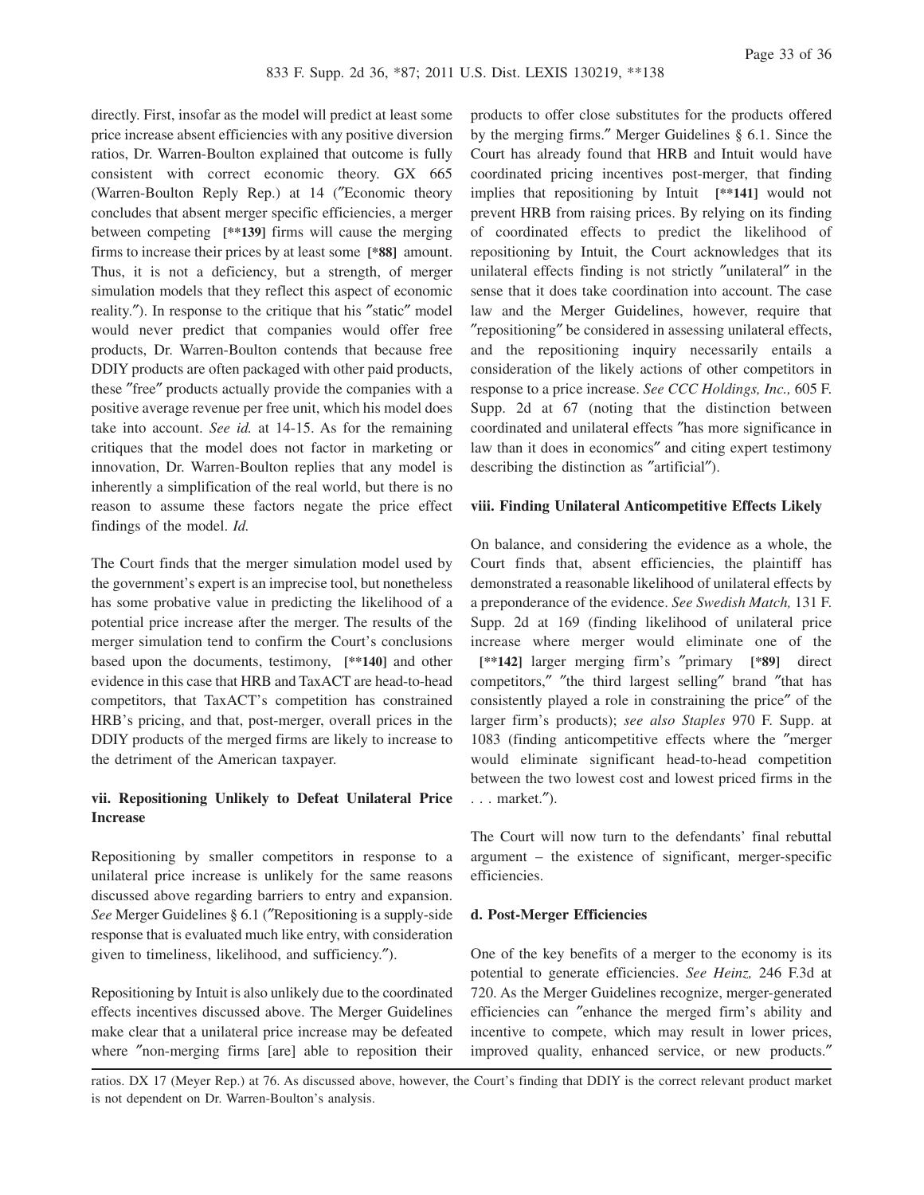directly. First, insofar as the model will predict at least some price increase absent efficiencies with any positive diversion ratios, Dr. Warren-Boulton explained that outcome is fully consistent with correct economic theory. GX 665 (Warren-Boulton Reply Rep.) at 14 ("Economic theory concludes that absent merger specific efficiencies, a merger between competing **[\*\*139]** firms will cause the merging firms to increase their prices by at least some **[\*88]** amount. Thus, it is not a deficiency, but a strength, of merger simulation models that they reflect this aspect of economic reality."). In response to the critique that his "static" model would never predict that companies would offer free products, Dr. Warren-Boulton contends that because free DDIY products are often packaged with other paid products, these "free" products actually provide the companies with a positive average revenue per free unit, which his model does take into account. *See id.* at 14-15. As for the remaining critiques that the model does not factor in marketing or innovation, Dr. Warren-Boulton replies that any model is inherently a simplification of the real world, but there is no reason to assume these factors negate the price effect findings of the model. *Id.*

The Court finds that the merger simulation model used by the government's expert is an imprecise tool, but nonetheless has some probative value in predicting the likelihood of a potential price increase after the merger. The results of the merger simulation tend to confirm the Court's conclusions based upon the documents, testimony, **[\*\*140]** and other evidence in this case that HRB and TaxACT are head-to-head competitors, that TaxACT's competition has constrained HRB's pricing, and that, post-merger, overall prices in the DDIY products of the merged firms are likely to increase to the detriment of the American taxpayer.

#### vii. Repositioning Unlikely to Defeat Unilateral Price Increase

Repositioning by smaller competitors in response to a unilateral price increase is unlikely for the same reasons discussed above regarding barriers to entry and expansion. *See* Merger Guidelines § 6.1 ("Repositioning is a supply-side response that is evaluated much like entry, with consideration given to timeliness, likelihood, and sufficiency.").

Repositioning by Intuit is also unlikely due to the coordinated effects incentives discussed above. The Merger Guidelines make clear that a unilateral price increase may be defeated where "non-merging firms [are] able to reposition their products to offer close substitutes for the products offered by the merging firms." Merger Guidelines § 6.1. Since the Court has already found that HRB and Intuit would have coordinated pricing incentives post-merger, that finding implies that repositioning by Intuit **[\*\*141]** would not prevent HRB from raising prices. By relying on its finding of coordinated effects to predict the likelihood of repositioning by Intuit, the Court acknowledges that its unilateral effects finding is not strictly "unilateral" in the sense that it does take coordination into account. The case law and the Merger Guidelines, however, require that "repositioning" be considered in assessing unilateral effects, and the repositioning inquiry necessarily entails a consideration of the likely actions of other competitors in response to a price increase. *See CCC Holdings, Inc.,* 605 F. Supp. 2d at 67 (noting that the distinction between coordinated and unilateral effects "has more significance in law than it does in economics" and citing expert testimony describing the distinction as "artificial").

#### viii. Finding Unilateral Anticompetitive Effects Likely

On balance, and considering the evidence as a whole, the Court finds that, absent efficiencies, the plaintiff has demonstrated a reasonable likelihood of unilateral effects by a preponderance of the evidence. *See Swedish Match,* 131 F. Supp. 2d at 169 (finding likelihood of unilateral price increase where merger would eliminate one of the **[\*\*142]** larger merging firm's "primary **[\*89]** direct competitors," "the third largest selling" brand "that has consistently played a role in constraining the price" of the larger firm's products); *see also Staples* 970 F. Supp. at 1083 (finding anticompetitive effects where the "merger would eliminate significant head-to-head competition between the two lowest cost and lowest priced firms in the . . . market.").

The Court will now turn to the defendants' final rebuttal argument – the existence of significant, merger-specific efficiencies.

### d. Post-Merger Efficiencies

One of the key benefits of a merger to the economy is its potential to generate efficiencies. *See Heinz,* 246 F.3d at 720. As the Merger Guidelines recognize, merger-generated efficiencies can "enhance the merged firm's ability and incentive to compete, which may result in lower prices, improved quality, enhanced service, or new products."

---

ratios. DX 17 (Meyer Rep.) at 76. As discussed above, however, the Court's finding that DDIY is the correct relevant product market is not dependent on Dr. Warren-Boulton's analysis.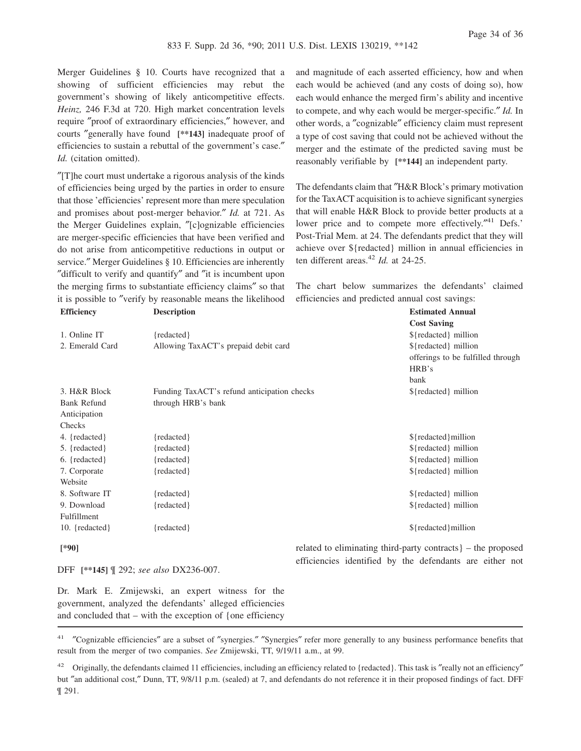Merger Guidelines § 10. Courts have recognized that a showing of sufficient efficiencies may rebut the government's showing of likely anticompetitive effects. *Heinz,* 246 F.3d at 720. High market concentration levels require "proof of extraordinary efficiencies," however, and courts "generally have found **[**143]** inadequate proof of efficiencies to sustain a rebuttal of the government's case." *Id.* (citation omitted).

"[T]he court must undertake a rigorous analysis of the kinds of efficiencies being urged by the parties in order to ensure that those 'efficiencies' represent more than mere speculation and promises about post-merger behavior." *Id.* at 721. As the Merger Guidelines explain, "[c]ognizable efficiencies are merger-specific efficiencies that have been verified and do not arise from anticompetitive reductions in output or service." Merger Guidelines § 10. Efficiencies are inherently "difficult to verify and quantify" and "it is incumbent upon the merging firms to substantiate efficiency claims" so that it is possible to "verify by reasonable means the likelihood and magnitude of each asserted efficiency, how and when each would be achieved (and any costs of doing so), how each would enhance the merged firm's ability and incentive to compete, and why each would be merger-specific." *Id.* In other words, a "cognizable" efficiency claim must represent a type of cost saving that could not be achieved without the merger and the estimate of the predicted saving must be reasonably verifiable by **[**144]** an independent party.

The defendants claim that "H&R Block's primary motivation for the TaxACT acquisition is to achieve significant synergies that will enable H&R Block to provide better products at a lower price and to compete more effectively."[41] Defs.' Post-Trial Mem. at 24. The defendants predict that they will achieve over ${redacted} million in annual efficiencies in ten different areas.[42] *Id.* at 24-25.

The chart below summarizes the defendants' claimed efficiencies and predicted annual cost savings:

| Efficiency | Description | Estimated Annual Cost Saving |
|---|---|---|
| 1. Online IT | {redacted} | ${redacted} million |
| 2. Emerald Card | Allowing TaxACT's prepaid debit card offerings to be fulfilled through HRB's bank | ${redacted} million |
| 3. H&R Block Bank Refund Anticipation Checks | Funding TaxACT's refund anticipation checks through HRB's bank | ${redacted} million |
| 4. {redacted} | {redacted} | ${redacted}million |
| 5. {redacted} | {redacted} | ${redacted} million |
| 6. {redacted} | {redacted} | ${redacted} million |
| 7. Corporate Website | {redacted} | ${redacted} million |
| 8. Software IT | {redacted} | ${redacted} million |
| 9. Download Fulfillment | {redacted} | ${redacted} million |
| 10. {redacted} | {redacted} | ${redacted}million |

**[*90]**

DFF **[**145]** ¶ 292; *see also* DX236-007.

Dr. Mark E. Zmijewski, an expert witness for the government, analyzed the defendants' alleged efficiencies and concluded that – with the exception of {one efficiency related to eliminating third-party contracts} – the proposed efficiencies identified by the defendants are either not

---

[41] "Cognizable efficiencies" are a subset of "synergies." "Synergies" refer more generally to any business performance benefits that result from the merger of two companies. *See* Zmijewski, TT, 9/19/11 a.m., at 99.

[42] Originally, the defendants claimed 11 efficiencies, including an efficiency related to {redacted}. This task is "really not an efficiency" but "an additional cost," Dunn, TT, 9/8/11 p.m. (sealed) at 7, and defendants do not reference it in their proposed findings of fact. DFF ¶ 291.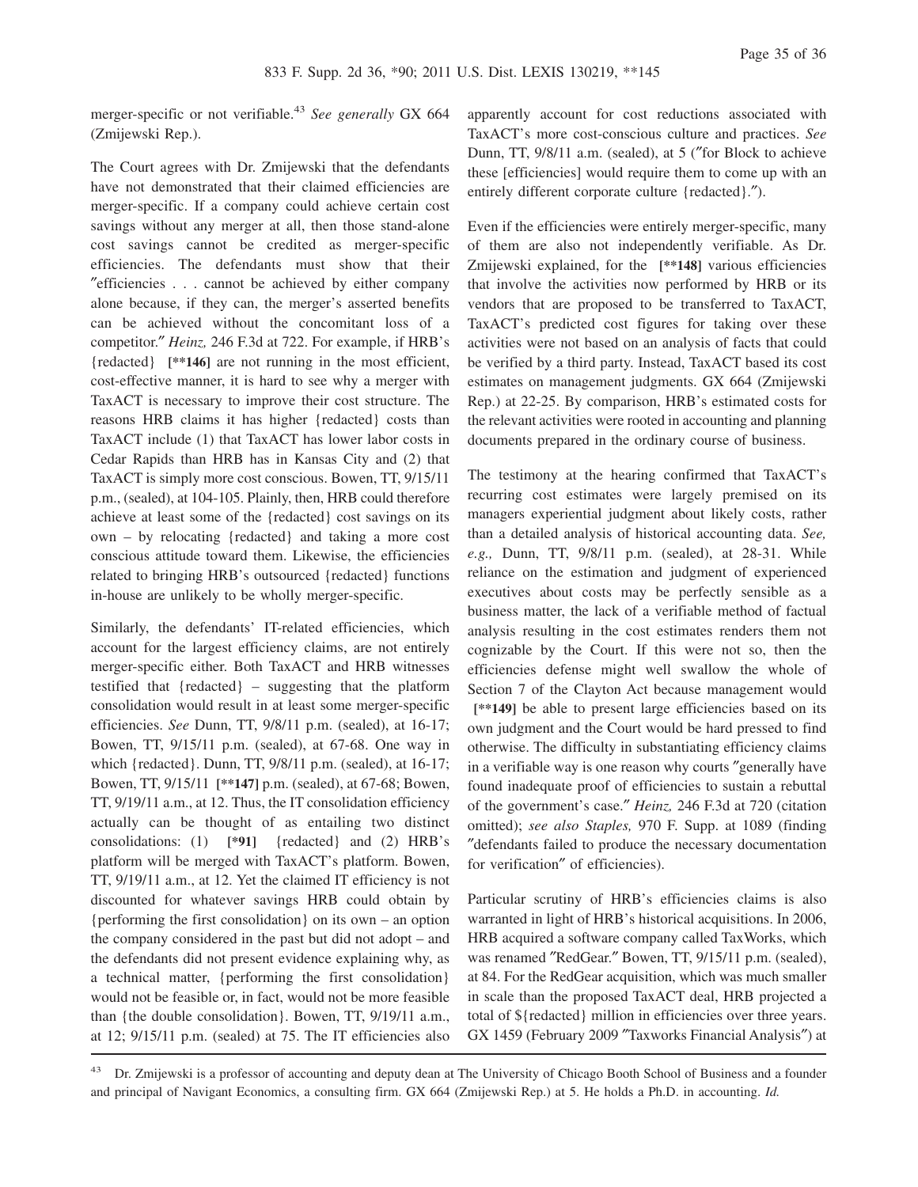merger-specific or not verifiable.[43] *See generally* GX 664 (Zmijewski Rep.).

The Court agrees with Dr. Zmijewski that the defendants have not demonstrated that their claimed efficiencies are merger-specific. If a company could achieve certain cost savings without any merger at all, then those stand-alone cost savings cannot be credited as merger-specific efficiencies. The defendants must show that their "efficiencies . . . cannot be achieved by either company alone because, if they can, the merger's asserted benefits can be achieved without the concomitant loss of a competitor." *Heinz,* 246 F.3d at 722. For example, if HRB's {redacted} **[\*\*146]** are not running in the most efficient, cost-effective manner, it is hard to see why a merger with TaxACT is necessary to improve their cost structure. The reasons HRB claims it has higher {redacted} costs than TaxACT include (1) that TaxACT has lower labor costs in Cedar Rapids than HRB has in Kansas City and (2) that TaxACT is simply more cost conscious. Bowen, TT, 9/15/11 p.m., (sealed), at 104-105. Plainly, then, HRB could therefore achieve at least some of the {redacted} cost savings on its own – by relocating {redacted} and taking a more cost conscious attitude toward them. Likewise, the efficiencies related to bringing HRB's outsourced {redacted} functions in-house are unlikely to be wholly merger-specific.

Similarly, the defendants' IT-related efficiencies, which account for the largest efficiency claims, are not entirely merger-specific either. Both TaxACT and HRB witnesses testified that {redacted} – suggesting that the platform consolidation would result in at least some merger-specific efficiencies. *See* Dunn, TT, 9/8/11 p.m. (sealed), at 16-17; Bowen, TT, 9/15/11 p.m. (sealed), at 67-68. One way in which {redacted}. Dunn, TT, 9/8/11 p.m. (sealed), at 16-17; Bowen, TT, 9/15/11 **[\*\*147]** p.m. (sealed), at 67-68; Bowen, TT, 9/19/11 a.m., at 12. Thus, the IT consolidation efficiency actually can be thought of as entailing two distinct consolidations: (1) **[\*91]** {redacted} and (2) HRB's platform will be merged with TaxACT's platform. Bowen, TT, 9/19/11 a.m., at 12. Yet the claimed IT efficiency is not discounted for whatever savings HRB could obtain by {performing the first consolidation} on its own – an option the company considered in the past but did not adopt – and the defendants did not present evidence explaining why, as a technical matter, {performing the first consolidation} would not be feasible or, in fact, would not be more feasible than {the double consolidation}. Bowen, TT, 9/19/11 a.m., at 12; 9/15/11 p.m. (sealed) at 75. The IT efficiencies also apparently account for cost reductions associated with TaxACT's more cost-conscious culture and practices. *See* Dunn, TT, 9/8/11 a.m. (sealed), at 5 ("for Block to achieve these [efficiencies] would require them to come up with an entirely different corporate culture {redacted}.").

Even if the efficiencies were entirely merger-specific, many of them are also not independently verifiable. As Dr. Zmijewski explained, for the **[\*\*148]** various efficiencies that involve the activities now performed by HRB or its vendors that are proposed to be transferred to TaxACT, TaxACT's predicted cost figures for taking over these activities were not based on an analysis of facts that could be verified by a third party. Instead, TaxACT based its cost estimates on management judgments. GX 664 (Zmijewski Rep.) at 22-25. By comparison, HRB's estimated costs for the relevant activities were rooted in accounting and planning documents prepared in the ordinary course of business.

The testimony at the hearing confirmed that TaxACT's recurring cost estimates were largely premised on its managers experiential judgment about likely costs, rather than a detailed analysis of historical accounting data. *See, e.g.,* Dunn, TT, 9/8/11 p.m. (sealed), at 28-31. While reliance on the estimation and judgment of experienced executives about costs may be perfectly sensible as a business matter, the lack of a verifiable method of factual analysis resulting in the cost estimates renders them not cognizable by the Court. If this were not so, then the efficiencies defense might well swallow the whole of Section 7 of the Clayton Act because management would **[\*\*149]** be able to present large efficiencies based on its own judgment and the Court would be hard pressed to find otherwise. The difficulty in substantiating efficiency claims in a verifiable way is one reason why courts "generally have found inadequate proof of efficiencies to sustain a rebuttal of the government's case." *Heinz,* 246 F.3d at 720 (citation omitted); *see also Staples,* 970 F. Supp. at 1089 (finding "defendants failed to produce the necessary documentation for verification" of efficiencies).

Particular scrutiny of HRB's efficiencies claims is also warranted in light of HRB's historical acquisitions. In 2006, HRB acquired a software company called TaxWorks, which was renamed "RedGear." Bowen, TT, 9/15/11 p.m. (sealed), at 84. For the RedGear acquisition, which was much smaller in scale than the proposed TaxACT deal, HRB projected a total of ${redacted} million in efficiencies over three years. GX 1459 (February 2009 "Taxworks Financial Analysis") at

[43] Dr. Zmijewski is a professor of accounting and deputy dean at The University of Chicago Booth School of Business and a founder and principal of Navigant Economics, a consulting firm. GX 664 (Zmijewski Rep.) at 5. He holds a Ph.D. in accounting. *Id.*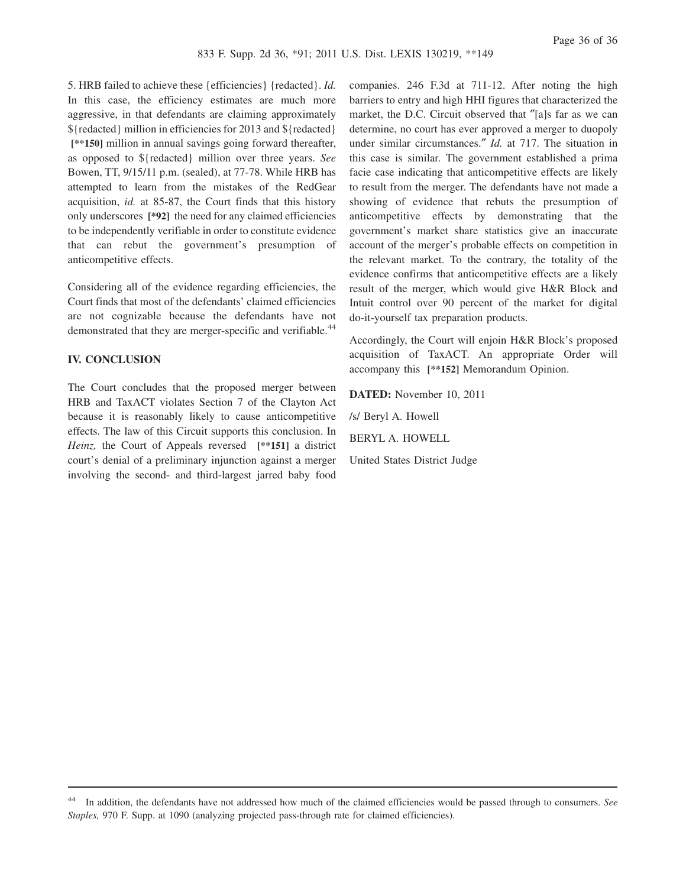5. HRB failed to achieve these {efficiencies} {redacted}. *Id.* In this case, the efficiency estimates are much more aggressive, in that defendants are claiming approximately ${redacted} million in efficiencies for 2013 and ${redacted} **[**150]** million in annual savings going forward thereafter, as opposed to ${redacted} million over three years. *See* Bowen, TT, 9/15/11 p.m. (sealed), at 77-78. While HRB has attempted to learn from the mistakes of the RedGear acquisition, *id.* at 85-87, the Court finds that this history only underscores **[*92]** the need for any claimed efficiencies to be independently verifiable in order to constitute evidence that can rebut the government's presumption of anticompetitive effects.

Considering all of the evidence regarding efficiencies, the Court finds that most of the defendants' claimed efficiencies are not cognizable because the defendants have not demonstrated that they are merger-specific and verifiable.[44]

**IV. CONCLUSION**

The Court concludes that the proposed merger between HRB and TaxACT violates Section 7 of the Clayton Act because it is reasonably likely to cause anticompetitive effects. The law of this Circuit supports this conclusion. In *Heinz,* the Court of Appeals reversed **[**151]** a district court's denial of a preliminary injunction against a merger involving the second- and third-largest jarred baby food companies. 246 F.3d at 711-12. After noting the high barriers to entry and high HHI figures that characterized the market, the D.C. Circuit observed that "[a]s far as we can determine, no court has ever approved a merger to duopoly under similar circumstances." *Id.* at 717. The situation in this case is similar. The government established a prima facie case indicating that anticompetitive effects are likely to result from the merger. The defendants have not made a showing of evidence that rebuts the presumption of anticompetitive effects by demonstrating that the government's market share statistics give an inaccurate account of the merger's probable effects on competition in the relevant market. To the contrary, the totality of the evidence confirms that anticompetitive effects are a likely result of the merger, which would give H&R Block and Intuit control over 90 percent of the market for digital do-it-yourself tax preparation products.

Accordingly, the Court will enjoin H&R Block's proposed acquisition of TaxACT. An appropriate Order will accompany this **[**152]** Memorandum Opinion.

**DATED:** November 10, 2011

/s/ Beryl A. Howell

BERYL A. HOWELL

United States District Judge

---

[44] In addition, the defendants have not addressed how much of the claimed efficiencies would be passed through to consumers. *See Staples,* 970 F. Supp. at 1090 (analyzing projected pass-through rate for claimed efficiencies).